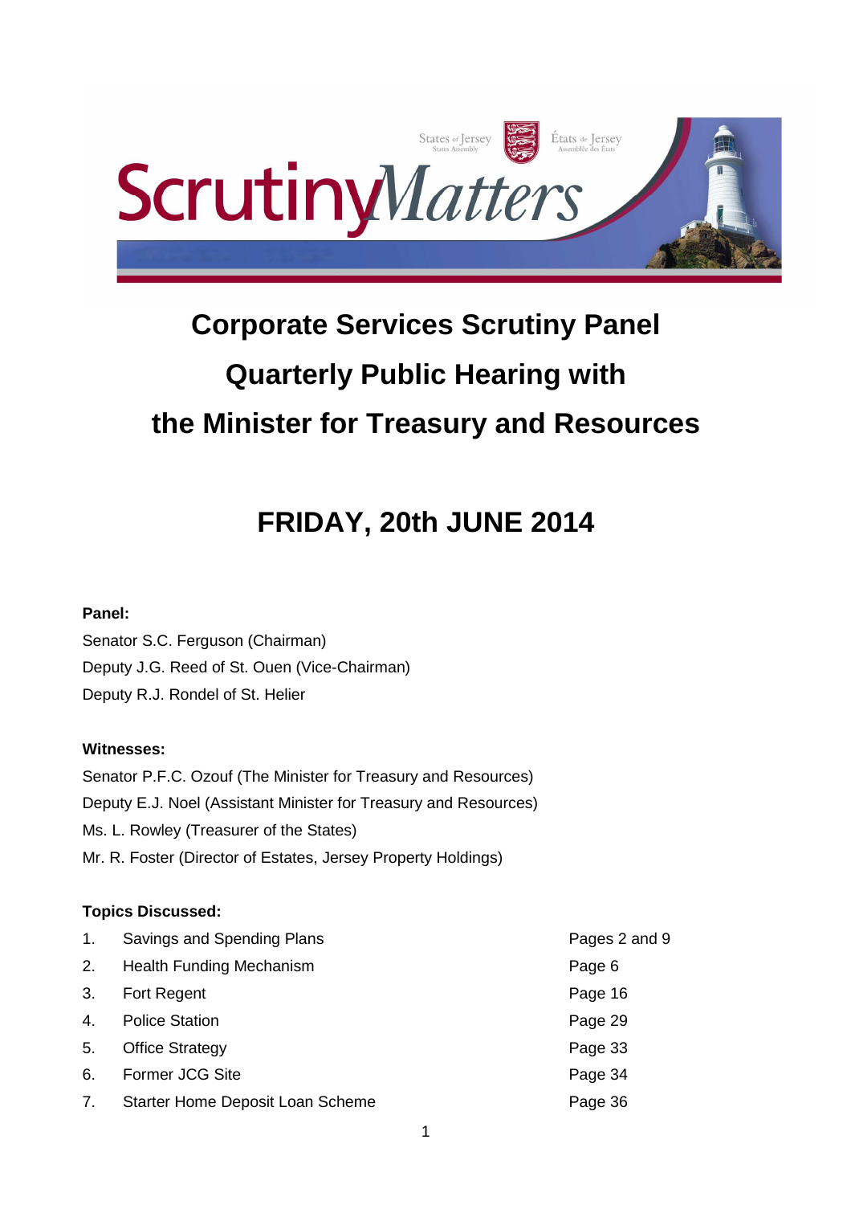# Corporate Services Scrutiny Panel

# Quarterly Public Hearing with

# the Minister for Treasury and Resources

## FRIDAY, 20th JUNE 2014

**Panel:**

Senator S.C. Ferguson (Chairman)
Deputy J.G. Reed of St. Ouen (Vice-Chairman)
Deputy R.J. Rondel of St. Helier

**Witnesses:**

Senator P.F.C. Ozouf (The Minister for Treasury and Resources)
Deputy E.J. Noel (Assistant Minister for Treasury and Resources)
Ms. L. Rowley (Treasurer of the States)
Mr. R. Foster (Director of Estates, Jersey Property Holdings)

**Topics Discussed:**

| | | |
|---|---|---|
| 1. | Savings and Spending Plans | Pages 2 and 9 |
| 2. | Health Funding Mechanism | Page 6 |
| 3. | Fort Regent | Page 16 |
| 4. | Police Station | Page 29 |
| 5. | Office Strategy | Page 33 |
| 6. | Former JCG Site | Page 34 |
| 7. | Starter Home Deposit Loan Scheme | Page 36 |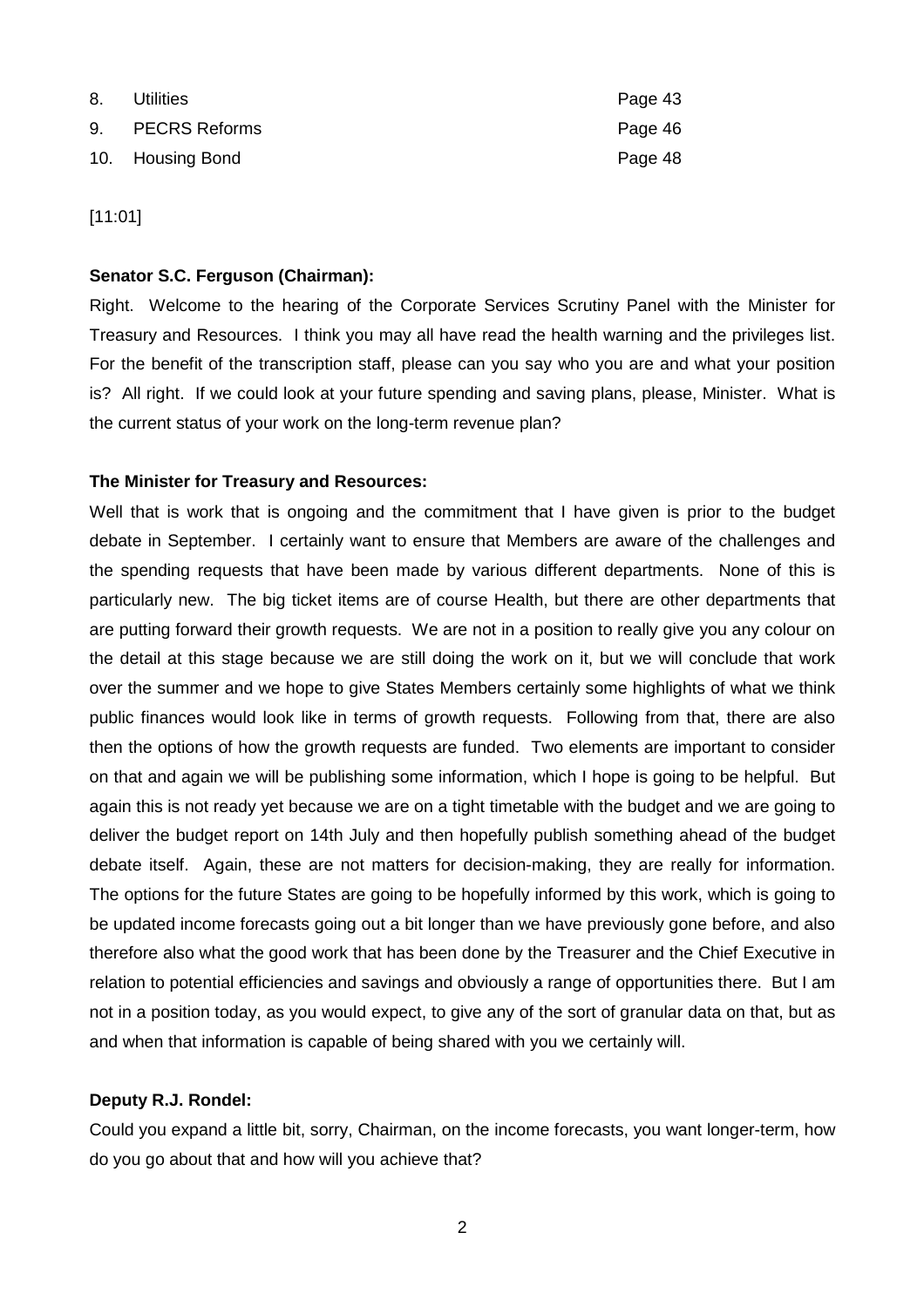| | | |
|---|---|---|
| 8. | Utilities | Page 43 |
| 9. | PECRS Reforms | Page 46 |
| 10. | Housing Bond | Page 48 |

[11:01]

**Senator S.C. Ferguson (Chairman):**

Right. Welcome to the hearing of the Corporate Services Scrutiny Panel with the Minister for Treasury and Resources. I think you may all have read the health warning and the privileges list. For the benefit of the transcription staff, please can you say who you are and what your position is? All right. If we could look at your future spending and saving plans, please, Minister. What is the current status of your work on the long-term revenue plan?

**The Minister for Treasury and Resources:**

Well that is work that is ongoing and the commitment that I have given is prior to the budget debate in September. I certainly want to ensure that Members are aware of the challenges and the spending requests that have been made by various different departments. None of this is particularly new. The big ticket items are of course Health, but there are other departments that are putting forward their growth requests. We are not in a position to really give you any colour on the detail at this stage because we are still doing the work on it, but we will conclude that work over the summer and we hope to give States Members certainly some highlights of what we think public finances would look like in terms of growth requests. Following from that, there are also then the options of how the growth requests are funded. Two elements are important to consider on that and again we will be publishing some information, which I hope is going to be helpful. But again this is not ready yet because we are on a tight timetable with the budget and we are going to deliver the budget report on 14th July and then hopefully publish something ahead of the budget debate itself. Again, these are not matters for decision-making, they are really for information. The options for the future States are going to be hopefully informed by this work, which is going to be updated income forecasts going out a bit longer than we have previously gone before, and also therefore also what the good work that has been done by the Treasurer and the Chief Executive in relation to potential efficiencies and savings and obviously a range of opportunities there. But I am not in a position today, as you would expect, to give any of the sort of granular data on that, but as and when that information is capable of being shared with you we certainly will.

**Deputy R.J. Rondel:**

Could you expand a little bit, sorry, Chairman, on the income forecasts, you want longer-term, how do you go about that and how will you achieve that?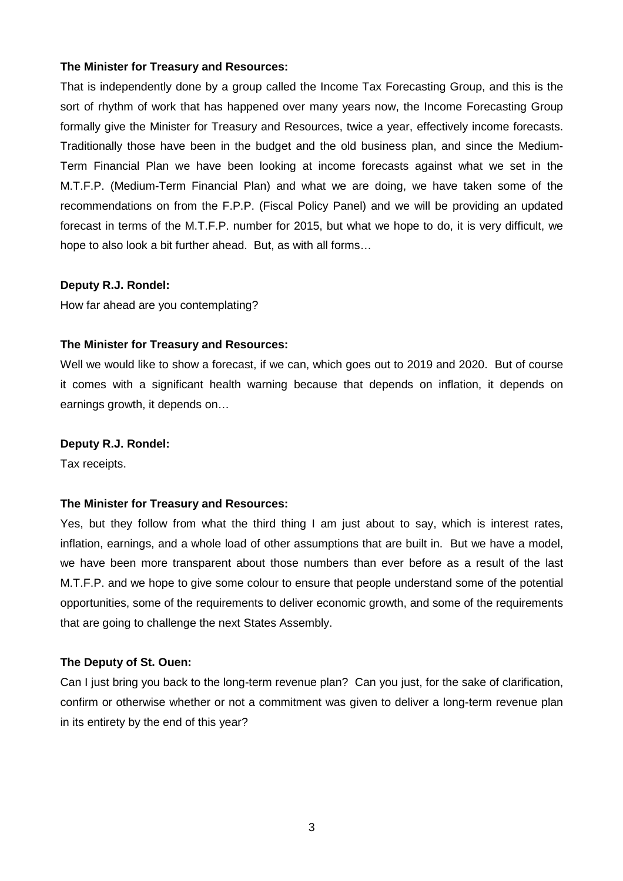**The Minister for Treasury and Resources:**

That is independently done by a group called the Income Tax Forecasting Group, and this is the sort of rhythm of work that has happened over many years now, the Income Forecasting Group formally give the Minister for Treasury and Resources, twice a year, effectively income forecasts. Traditionally those have been in the budget and the old business plan, and since the Medium-Term Financial Plan we have been looking at income forecasts against what we set in the M.T.F.P. (Medium-Term Financial Plan) and what we are doing, we have taken some of the recommendations on from the F.P.P. (Fiscal Policy Panel) and we will be providing an updated forecast in terms of the M.T.F.P. number for 2015, but what we hope to do, it is very difficult, we hope to also look a bit further ahead. But, as with all forms…

**Deputy R.J. Rondel:**

How far ahead are you contemplating?

**The Minister for Treasury and Resources:**

Well we would like to show a forecast, if we can, which goes out to 2019 and 2020. But of course it comes with a significant health warning because that depends on inflation, it depends on earnings growth, it depends on…

**Deputy R.J. Rondel:**

Tax receipts.

**The Minister for Treasury and Resources:**

Yes, but they follow from what the third thing I am just about to say, which is interest rates, inflation, earnings, and a whole load of other assumptions that are built in. But we have a model, we have been more transparent about those numbers than ever before as a result of the last M.T.F.P. and we hope to give some colour to ensure that people understand some of the potential opportunities, some of the requirements to deliver economic growth, and some of the requirements that are going to challenge the next States Assembly.

**The Deputy of St. Ouen:**

Can I just bring you back to the long-term revenue plan? Can you just, for the sake of clarification, confirm or otherwise whether or not a commitment was given to deliver a long-term revenue plan in its entirety by the end of this year?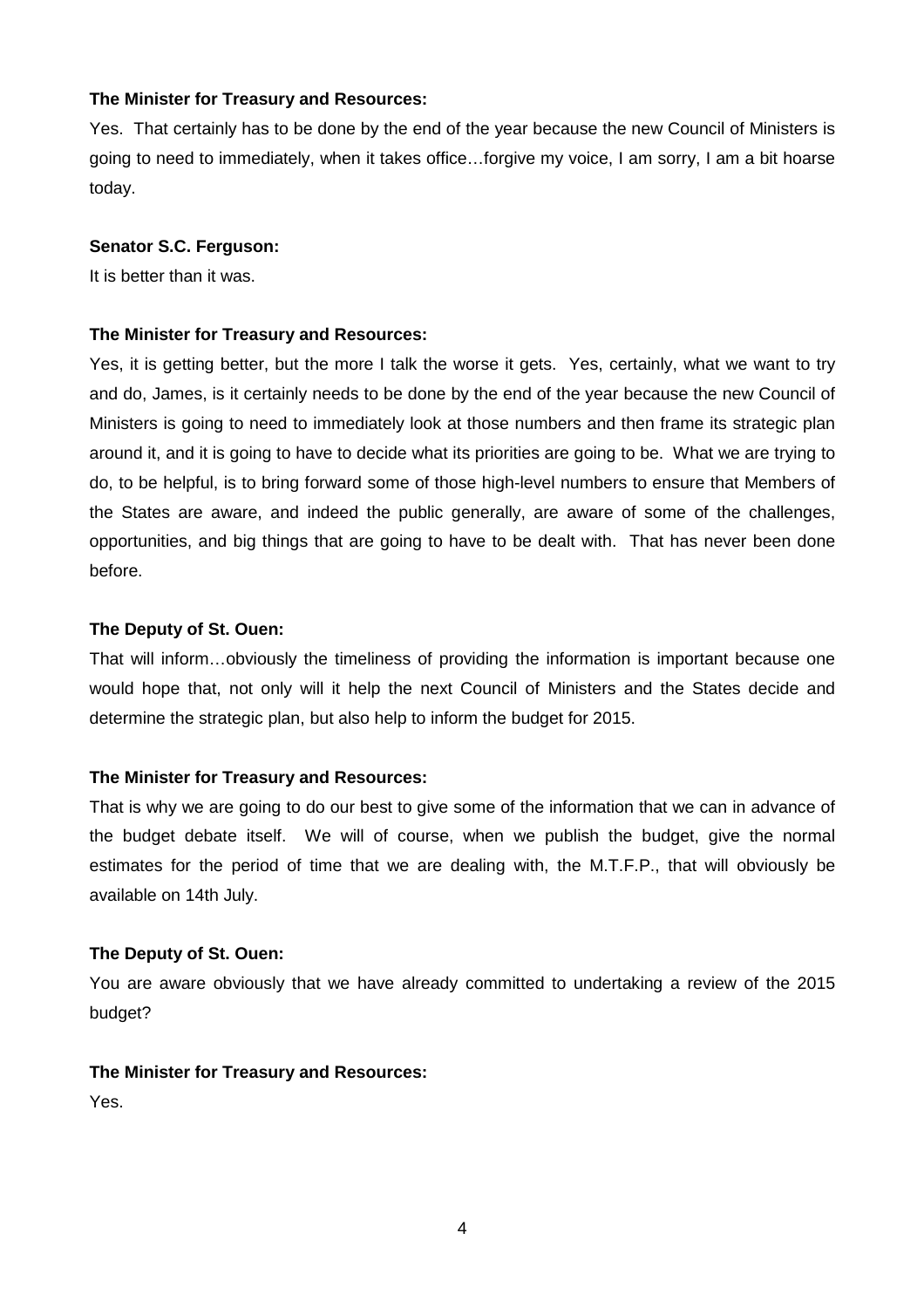**The Minister for Treasury and Resources:**

Yes. That certainly has to be done by the end of the year because the new Council of Ministers is going to need to immediately, when it takes office…forgive my voice, I am sorry, I am a bit hoarse today.

**Senator S.C. Ferguson:**

It is better than it was.

**The Minister for Treasury and Resources:**

Yes, it is getting better, but the more I talk the worse it gets. Yes, certainly, what we want to try and do, James, is it certainly needs to be done by the end of the year because the new Council of Ministers is going to need to immediately look at those numbers and then frame its strategic plan around it, and it is going to have to decide what its priorities are going to be. What we are trying to do, to be helpful, is to bring forward some of those high-level numbers to ensure that Members of the States are aware, and indeed the public generally, are aware of some of the challenges, opportunities, and big things that are going to have to be dealt with. That has never been done before.

**The Deputy of St. Ouen:**

That will inform…obviously the timeliness of providing the information is important because one would hope that, not only will it help the next Council of Ministers and the States decide and determine the strategic plan, but also help to inform the budget for 2015.

**The Minister for Treasury and Resources:**

That is why we are going to do our best to give some of the information that we can in advance of the budget debate itself. We will of course, when we publish the budget, give the normal estimates for the period of time that we are dealing with, the M.T.F.P., that will obviously be available on 14th July.

**The Deputy of St. Ouen:**

You are aware obviously that we have already committed to undertaking a review of the 2015 budget?

**The Minister for Treasury and Resources:**

Yes.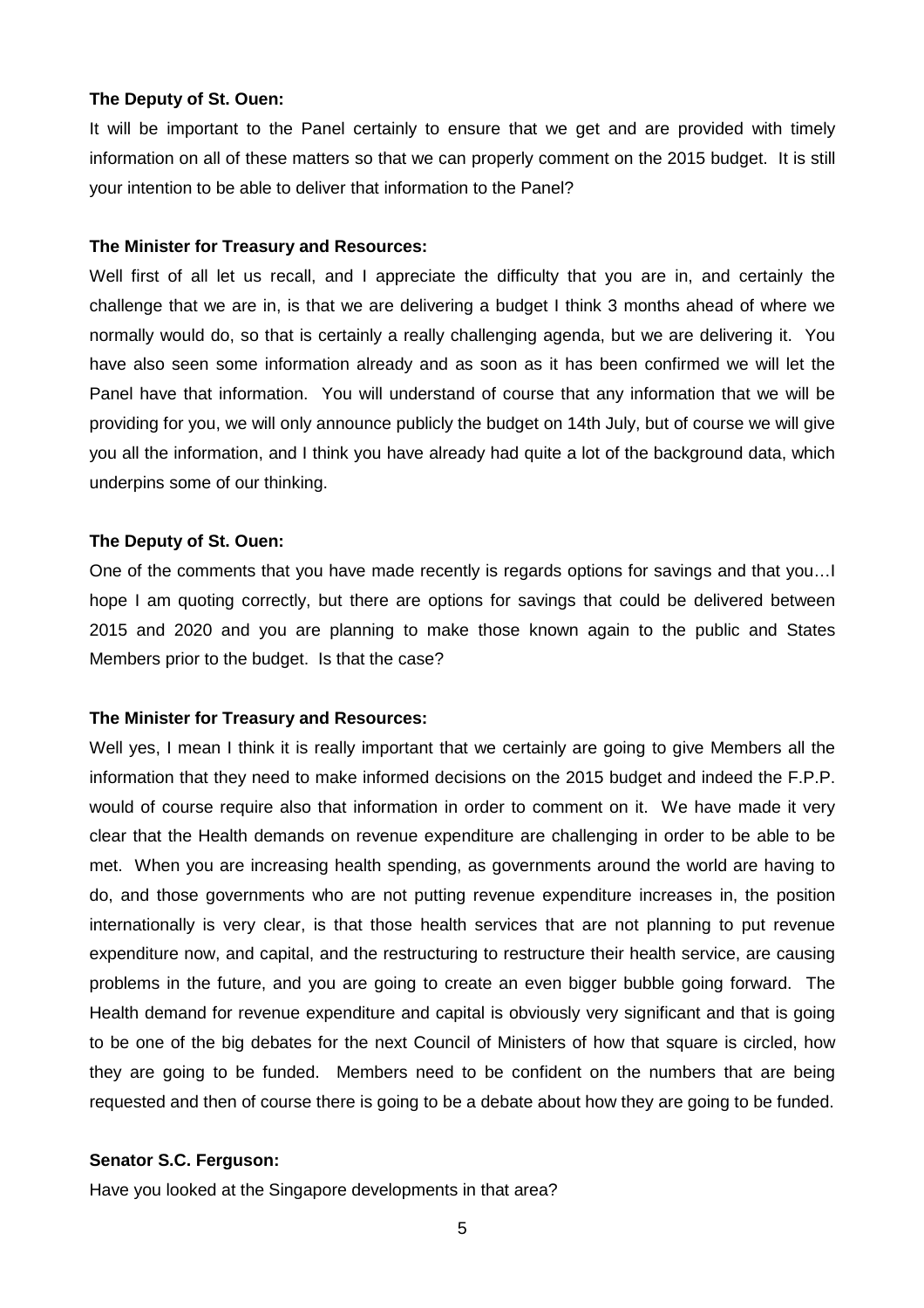**The Deputy of St. Ouen:**

It will be important to the Panel certainly to ensure that we get and are provided with timely information on all of these matters so that we can properly comment on the 2015 budget. It is still your intention to be able to deliver that information to the Panel?

**The Minister for Treasury and Resources:**

Well first of all let us recall, and I appreciate the difficulty that you are in, and certainly the challenge that we are in, is that we are delivering a budget I think 3 months ahead of where we normally would do, so that is certainly a really challenging agenda, but we are delivering it. You have also seen some information already and as soon as it has been confirmed we will let the Panel have that information. You will understand of course that any information that we will be providing for you, we will only announce publicly the budget on 14th July, but of course we will give you all the information, and I think you have already had quite a lot of the background data, which underpins some of our thinking.

**The Deputy of St. Ouen:**

One of the comments that you have made recently is regards options for savings and that you…I hope I am quoting correctly, but there are options for savings that could be delivered between 2015 and 2020 and you are planning to make those known again to the public and States Members prior to the budget. Is that the case?

**The Minister for Treasury and Resources:**

Well yes, I mean I think it is really important that we certainly are going to give Members all the information that they need to make informed decisions on the 2015 budget and indeed the F.P.P. would of course require also that information in order to comment on it. We have made it very clear that the Health demands on revenue expenditure are challenging in order to be able to be met. When you are increasing health spending, as governments around the world are having to do, and those governments who are not putting revenue expenditure increases in, the position internationally is very clear, is that those health services that are not planning to put revenue expenditure now, and capital, and the restructuring to restructure their health service, are causing problems in the future, and you are going to create an even bigger bubble going forward. The Health demand for revenue expenditure and capital is obviously very significant and that is going to be one of the big debates for the next Council of Ministers of how that square is circled, how they are going to be funded. Members need to be confident on the numbers that are being requested and then of course there is going to be a debate about how they are going to be funded.

**Senator S.C. Ferguson:**

Have you looked at the Singapore developments in that area?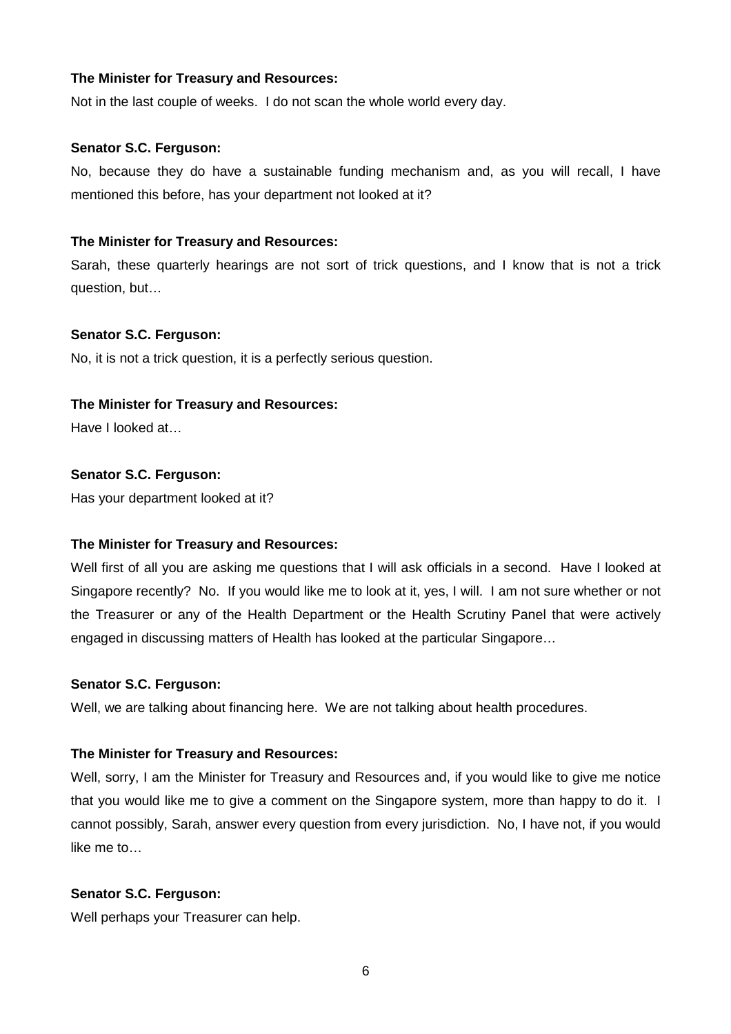**The Minister for Treasury and Resources:**

Not in the last couple of weeks. I do not scan the whole world every day.

**Senator S.C. Ferguson:**

No, because they do have a sustainable funding mechanism and, as you will recall, I have mentioned this before, has your department not looked at it?

**The Minister for Treasury and Resources:**

Sarah, these quarterly hearings are not sort of trick questions, and I know that is not a trick question, but…

**Senator S.C. Ferguson:**

No, it is not a trick question, it is a perfectly serious question.

**The Minister for Treasury and Resources:**

Have I looked at…

**Senator S.C. Ferguson:**

Has your department looked at it?

**The Minister for Treasury and Resources:**

Well first of all you are asking me questions that I will ask officials in a second. Have I looked at Singapore recently? No. If you would like me to look at it, yes, I will. I am not sure whether or not the Treasurer or any of the Health Department or the Health Scrutiny Panel that were actively engaged in discussing matters of Health has looked at the particular Singapore…

**Senator S.C. Ferguson:**

Well, we are talking about financing here. We are not talking about health procedures.

**The Minister for Treasury and Resources:**

Well, sorry, I am the Minister for Treasury and Resources and, if you would like to give me notice that you would like me to give a comment on the Singapore system, more than happy to do it. I cannot possibly, Sarah, answer every question from every jurisdiction. No, I have not, if you would like me to…

**Senator S.C. Ferguson:**

Well perhaps your Treasurer can help.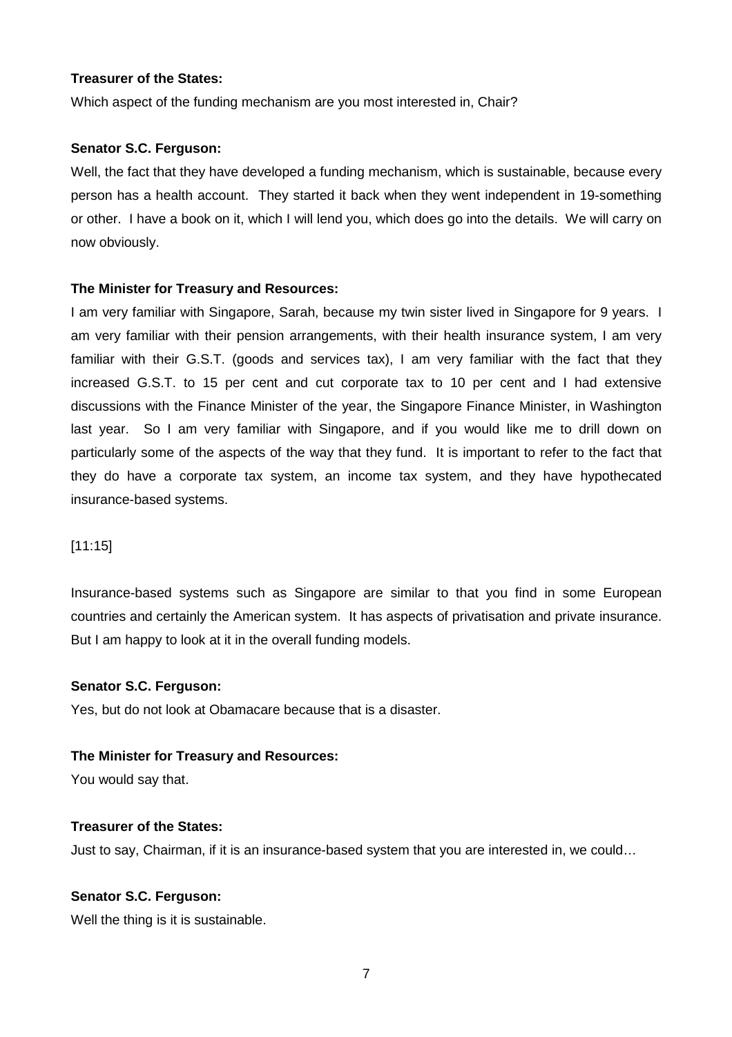**Treasurer of the States:**

Which aspect of the funding mechanism are you most interested in, Chair?

**Senator S.C. Ferguson:**

Well, the fact that they have developed a funding mechanism, which is sustainable, because every person has a health account. They started it back when they went independent in 19-something or other. I have a book on it, which I will lend you, which does go into the details. We will carry on now obviously.

**The Minister for Treasury and Resources:**

I am very familiar with Singapore, Sarah, because my twin sister lived in Singapore for 9 years. I am very familiar with their pension arrangements, with their health insurance system, I am very familiar with their G.S.T. (goods and services tax), I am very familiar with the fact that they increased G.S.T. to 15 per cent and cut corporate tax to 10 per cent and I had extensive discussions with the Finance Minister of the year, the Singapore Finance Minister, in Washington last year. So I am very familiar with Singapore, and if you would like me to drill down on particularly some of the aspects of the way that they fund. It is important to refer to the fact that they do have a corporate tax system, an income tax system, and they have hypothecated insurance-based systems.

[11:15]

Insurance-based systems such as Singapore are similar to that you find in some European countries and certainly the American system. It has aspects of privatisation and private insurance. But I am happy to look at it in the overall funding models.

**Senator S.C. Ferguson:**

Yes, but do not look at Obamacare because that is a disaster.

**The Minister for Treasury and Resources:**

You would say that.

**Treasurer of the States:**

Just to say, Chairman, if it is an insurance-based system that you are interested in, we could…

**Senator S.C. Ferguson:**

Well the thing is it is sustainable.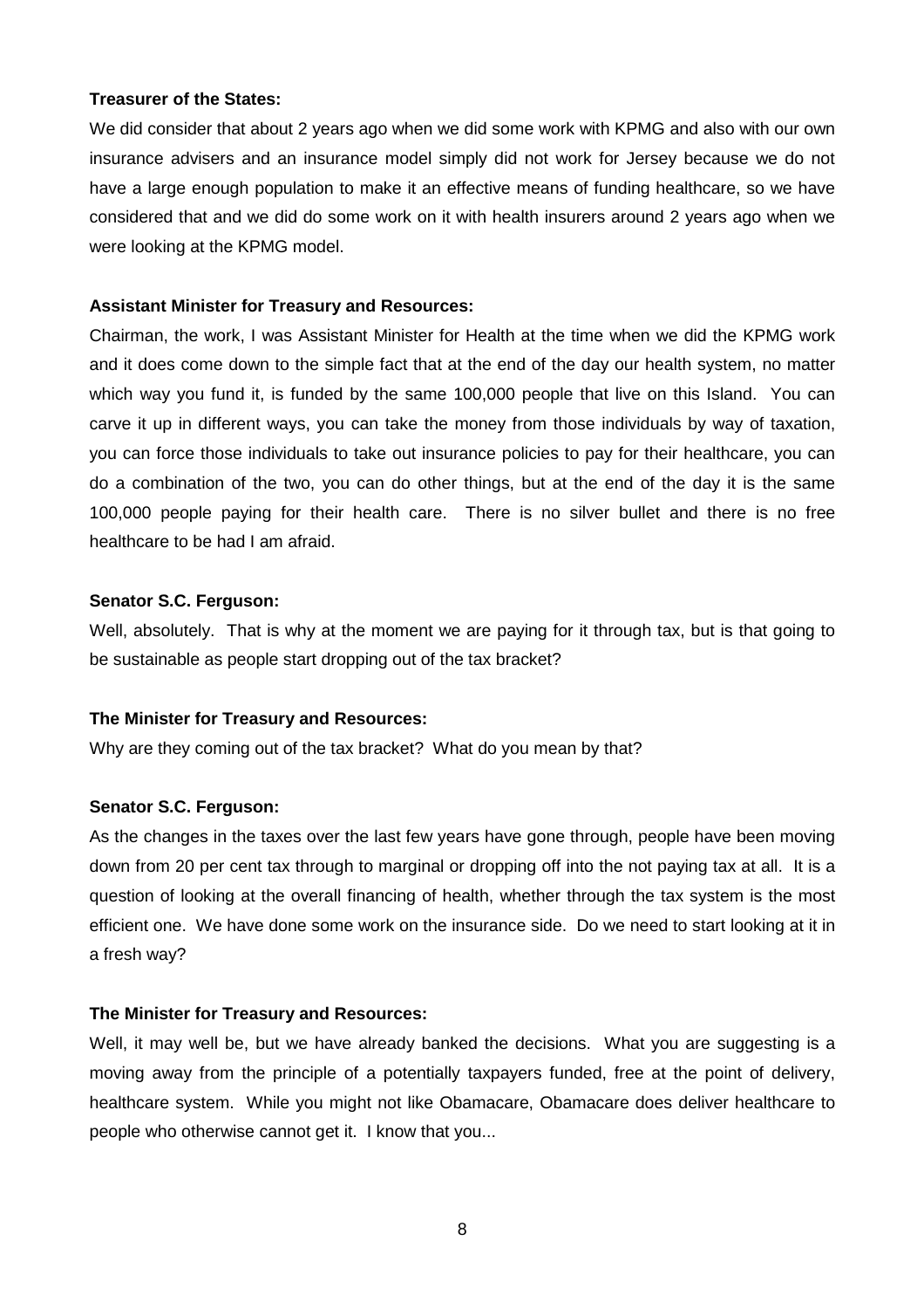**Treasurer of the States:**

We did consider that about 2 years ago when we did some work with KPMG and also with our own insurance advisers and an insurance model simply did not work for Jersey because we do not have a large enough population to make it an effective means of funding healthcare, so we have considered that and we did do some work on it with health insurers around 2 years ago when we were looking at the KPMG model.

**Assistant Minister for Treasury and Resources:**

Chairman, the work, I was Assistant Minister for Health at the time when we did the KPMG work and it does come down to the simple fact that at the end of the day our health system, no matter which way you fund it, is funded by the same 100,000 people that live on this Island. You can carve it up in different ways, you can take the money from those individuals by way of taxation, you can force those individuals to take out insurance policies to pay for their healthcare, you can do a combination of the two, you can do other things, but at the end of the day it is the same 100,000 people paying for their health care. There is no silver bullet and there is no free healthcare to be had I am afraid.

**Senator S.C. Ferguson:**

Well, absolutely. That is why at the moment we are paying for it through tax, but is that going to be sustainable as people start dropping out of the tax bracket?

**The Minister for Treasury and Resources:**

Why are they coming out of the tax bracket? What do you mean by that?

**Senator S.C. Ferguson:**

As the changes in the taxes over the last few years have gone through, people have been moving down from 20 per cent tax through to marginal or dropping off into the not paying tax at all. It is a question of looking at the overall financing of health, whether through the tax system is the most efficient one. We have done some work on the insurance side. Do we need to start looking at it in a fresh way?

**The Minister for Treasury and Resources:**

Well, it may well be, but we have already banked the decisions. What you are suggesting is a moving away from the principle of a potentially taxpayers funded, free at the point of delivery, healthcare system. While you might not like Obamacare, Obamacare does deliver healthcare to people who otherwise cannot get it. I know that you...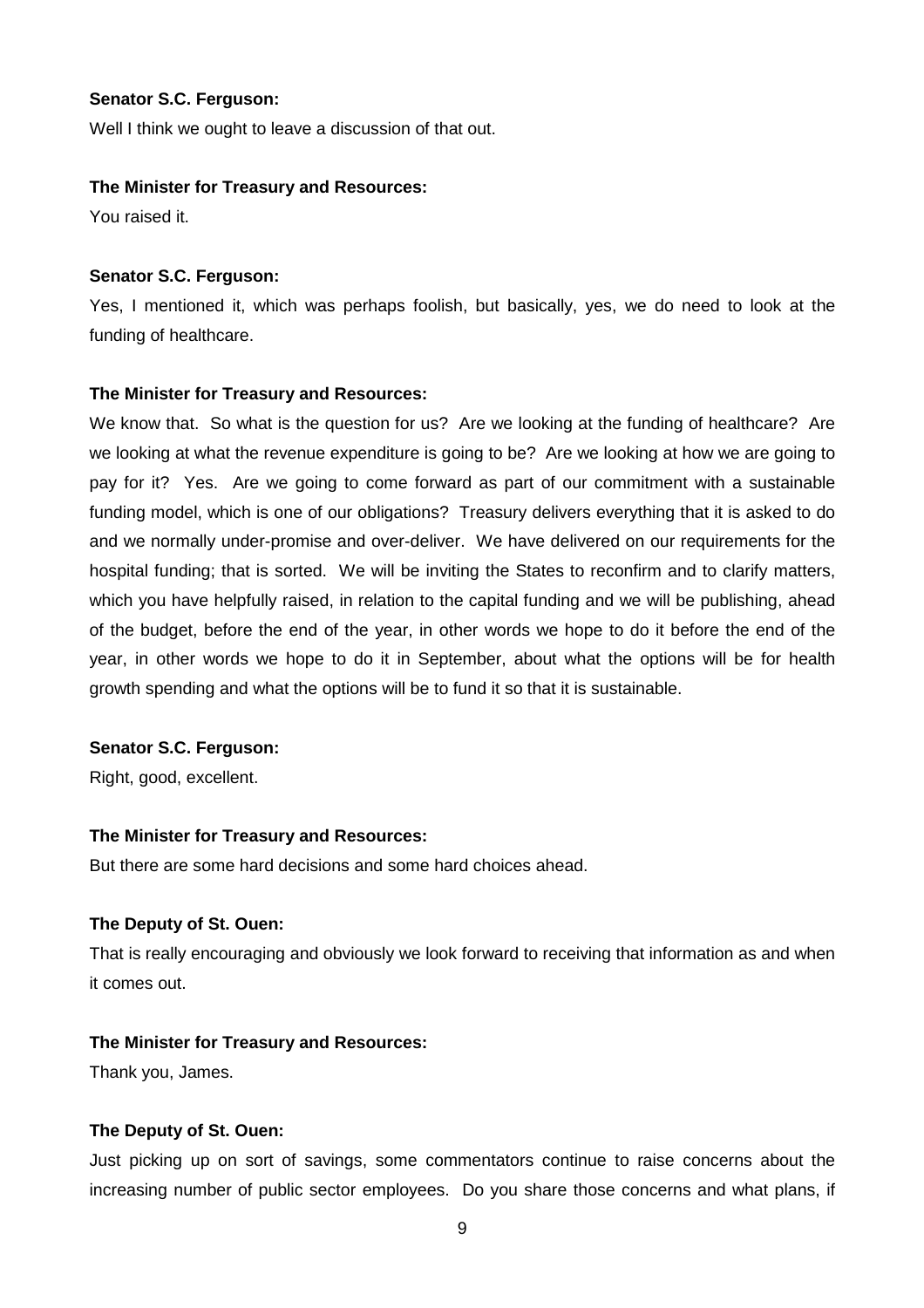**Senator S.C. Ferguson:**

Well I think we ought to leave a discussion of that out.

**The Minister for Treasury and Resources:**

You raised it.

**Senator S.C. Ferguson:**

Yes, I mentioned it, which was perhaps foolish, but basically, yes, we do need to look at the funding of healthcare.

**The Minister for Treasury and Resources:**

We know that. So what is the question for us? Are we looking at the funding of healthcare? Are we looking at what the revenue expenditure is going to be? Are we looking at how we are going to pay for it? Yes. Are we going to come forward as part of our commitment with a sustainable funding model, which is one of our obligations? Treasury delivers everything that it is asked to do and we normally under-promise and over-deliver. We have delivered on our requirements for the hospital funding; that is sorted. We will be inviting the States to reconfirm and to clarify matters, which you have helpfully raised, in relation to the capital funding and we will be publishing, ahead of the budget, before the end of the year, in other words we hope to do it before the end of the year, in other words we hope to do it in September, about what the options will be for health growth spending and what the options will be to fund it so that it is sustainable.

**Senator S.C. Ferguson:**

Right, good, excellent.

**The Minister for Treasury and Resources:**

But there are some hard decisions and some hard choices ahead.

**The Deputy of St. Ouen:**

That is really encouraging and obviously we look forward to receiving that information as and when it comes out.

**The Minister for Treasury and Resources:**

Thank you, James.

**The Deputy of St. Ouen:**

Just picking up on sort of savings, some commentators continue to raise concerns about the increasing number of public sector employees. Do you share those concerns and what plans, if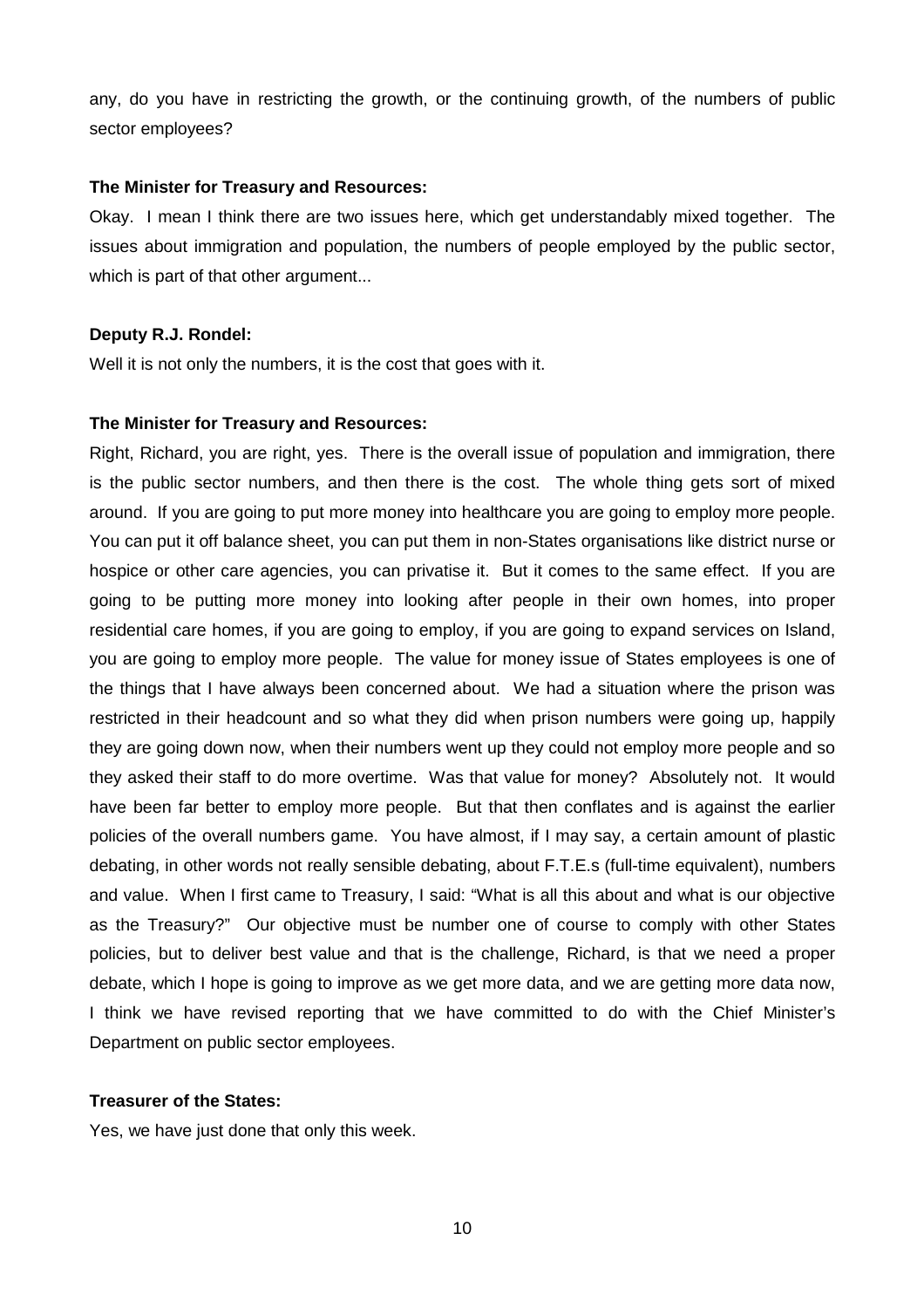any, do you have in restricting the growth, or the continuing growth, of the numbers of public sector employees?

**The Minister for Treasury and Resources:**

Okay. I mean I think there are two issues here, which get understandably mixed together. The issues about immigration and population, the numbers of people employed by the public sector, which is part of that other argument...

**Deputy R.J. Rondel:**

Well it is not only the numbers, it is the cost that goes with it.

**The Minister for Treasury and Resources:**

Right, Richard, you are right, yes. There is the overall issue of population and immigration, there is the public sector numbers, and then there is the cost. The whole thing gets sort of mixed around. If you are going to put more money into healthcare you are going to employ more people. You can put it off balance sheet, you can put them in non-States organisations like district nurse or hospice or other care agencies, you can privatise it. But it comes to the same effect. If you are going to be putting more money into looking after people in their own homes, into proper residential care homes, if you are going to employ, if you are going to expand services on Island, you are going to employ more people. The value for money issue of States employees is one of the things that I have always been concerned about. We had a situation where the prison was restricted in their headcount and so what they did when prison numbers were going up, happily they are going down now, when their numbers went up they could not employ more people and so they asked their staff to do more overtime. Was that value for money? Absolutely not. It would have been far better to employ more people. But that then conflates and is against the earlier policies of the overall numbers game. You have almost, if I may say, a certain amount of plastic debating, in other words not really sensible debating, about F.T.E.s (full-time equivalent), numbers and value. When I first came to Treasury, I said: "What is all this about and what is our objective as the Treasury?" Our objective must be number one of course to comply with other States policies, but to deliver best value and that is the challenge, Richard, is that we need a proper debate, which I hope is going to improve as we get more data, and we are getting more data now, I think we have revised reporting that we have committed to do with the Chief Minister's Department on public sector employees.

**Treasurer of the States:**

Yes, we have just done that only this week.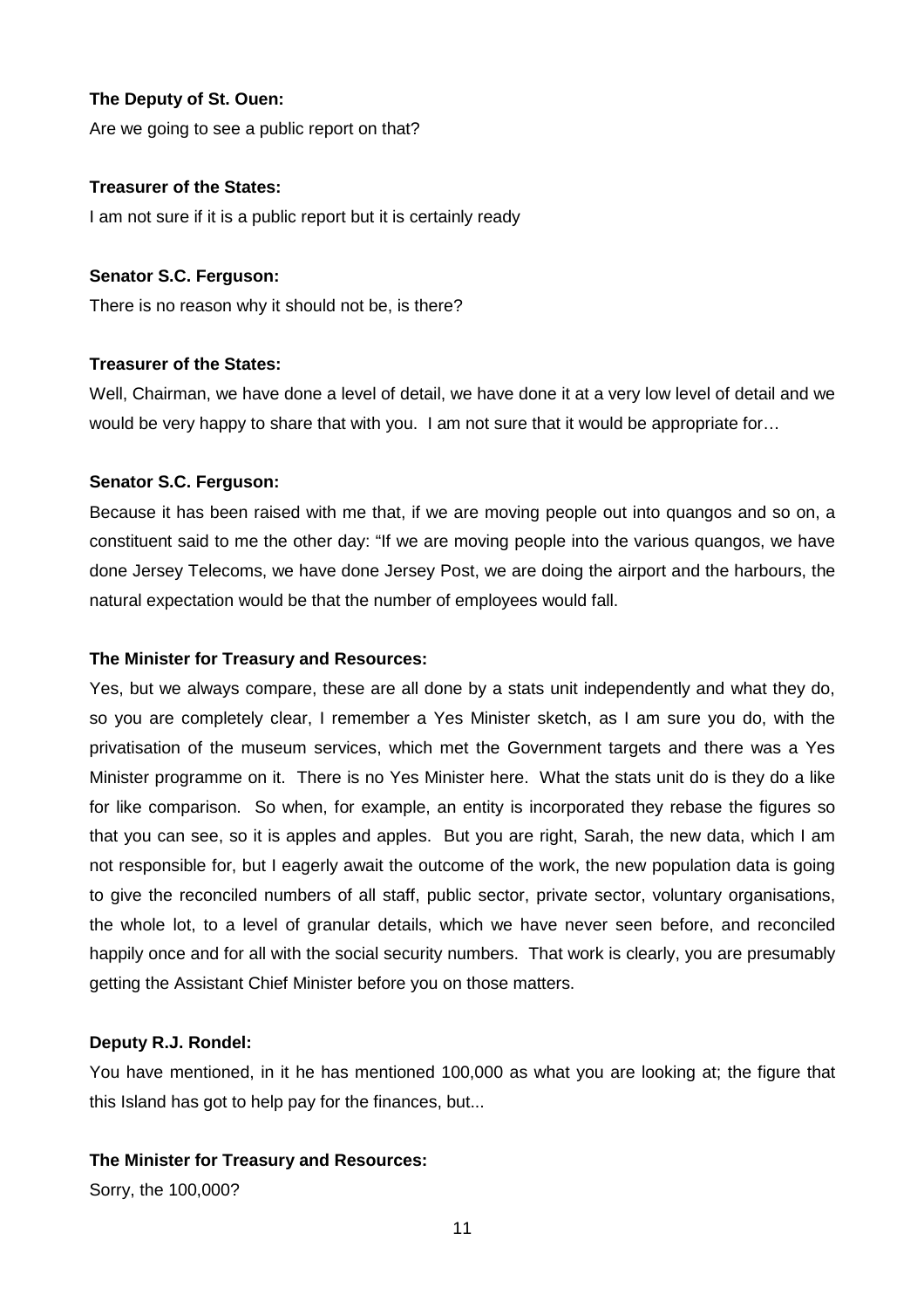**The Deputy of St. Ouen:**

Are we going to see a public report on that?

**Treasurer of the States:**

I am not sure if it is a public report but it is certainly ready

**Senator S.C. Ferguson:**

There is no reason why it should not be, is there?

**Treasurer of the States:**

Well, Chairman, we have done a level of detail, we have done it at a very low level of detail and we would be very happy to share that with you. I am not sure that it would be appropriate for…

**Senator S.C. Ferguson:**

Because it has been raised with me that, if we are moving people out into quangos and so on, a constituent said to me the other day: "If we are moving people into the various quangos, we have done Jersey Telecoms, we have done Jersey Post, we are doing the airport and the harbours, the natural expectation would be that the number of employees would fall.

**The Minister for Treasury and Resources:**

Yes, but we always compare, these are all done by a stats unit independently and what they do, so you are completely clear, I remember a Yes Minister sketch, as I am sure you do, with the privatisation of the museum services, which met the Government targets and there was a Yes Minister programme on it. There is no Yes Minister here. What the stats unit do is they do a like for like comparison. So when, for example, an entity is incorporated they rebase the figures so that you can see, so it is apples and apples. But you are right, Sarah, the new data, which I am not responsible for, but I eagerly await the outcome of the work, the new population data is going to give the reconciled numbers of all staff, public sector, private sector, voluntary organisations, the whole lot, to a level of granular details, which we have never seen before, and reconciled happily once and for all with the social security numbers. That work is clearly, you are presumably getting the Assistant Chief Minister before you on those matters.

**Deputy R.J. Rondel:**

You have mentioned, in it he has mentioned 100,000 as what you are looking at; the figure that this Island has got to help pay for the finances, but...

**The Minister for Treasury and Resources:**

Sorry, the 100,000?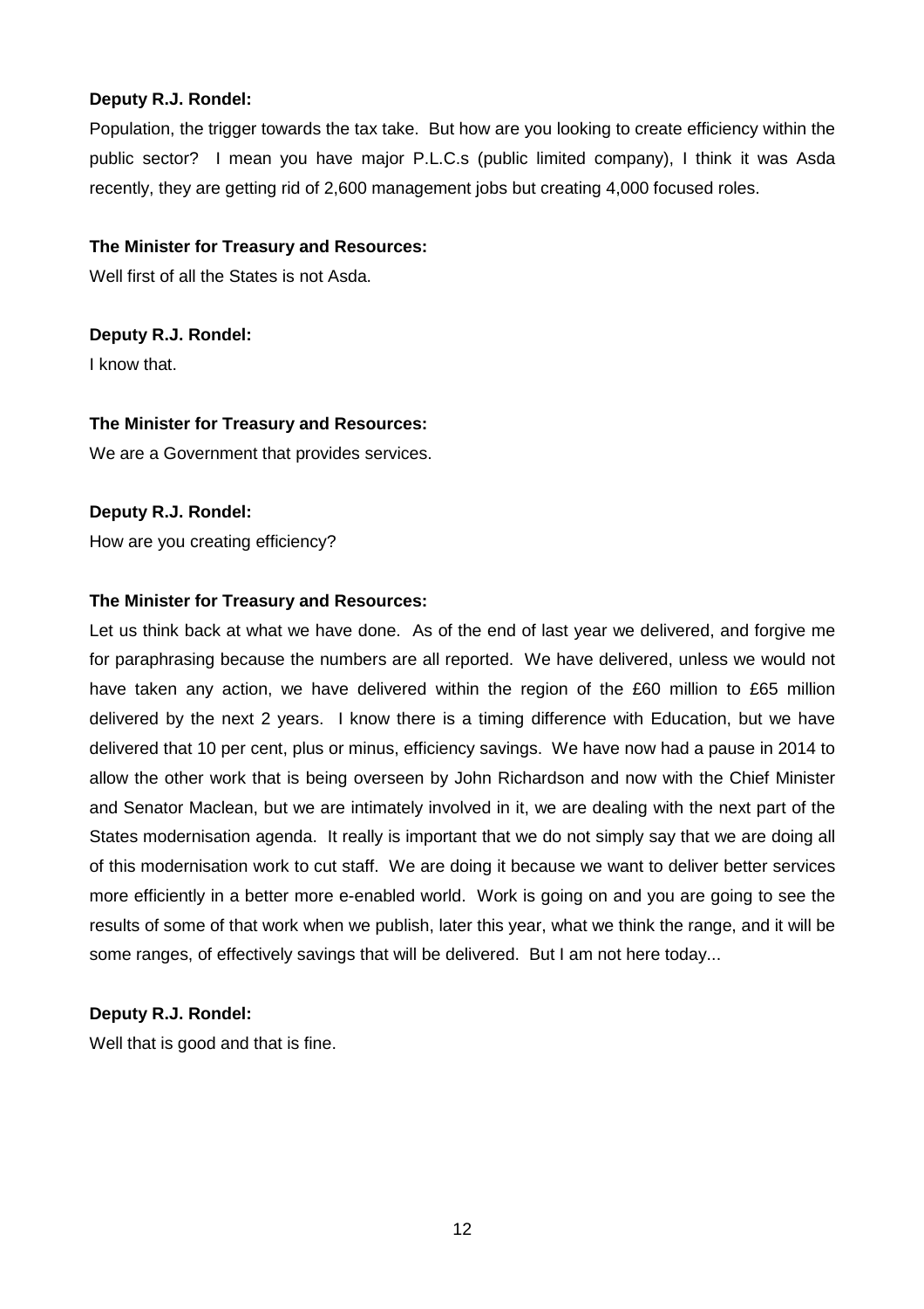**Deputy R.J. Rondel:**

Population, the trigger towards the tax take. But how are you looking to create efficiency within the public sector? I mean you have major P.L.C.s (public limited company), I think it was Asda recently, they are getting rid of 2,600 management jobs but creating 4,000 focused roles.

**The Minister for Treasury and Resources:**

Well first of all the States is not Asda.

**Deputy R.J. Rondel:**

I know that.

**The Minister for Treasury and Resources:**

We are a Government that provides services.

**Deputy R.J. Rondel:**

How are you creating efficiency?

**The Minister for Treasury and Resources:**

Let us think back at what we have done. As of the end of last year we delivered, and forgive me for paraphrasing because the numbers are all reported. We have delivered, unless we would not have taken any action, we have delivered within the region of the £60 million to £65 million delivered by the next 2 years. I know there is a timing difference with Education, but we have delivered that 10 per cent, plus or minus, efficiency savings. We have now had a pause in 2014 to allow the other work that is being overseen by John Richardson and now with the Chief Minister and Senator Maclean, but we are intimately involved in it, we are dealing with the next part of the States modernisation agenda. It really is important that we do not simply say that we are doing all of this modernisation work to cut staff. We are doing it because we want to deliver better services more efficiently in a better more e-enabled world. Work is going on and you are going to see the results of some of that work when we publish, later this year, what we think the range, and it will be some ranges, of effectively savings that will be delivered. But I am not here today...

**Deputy R.J. Rondel:**

Well that is good and that is fine.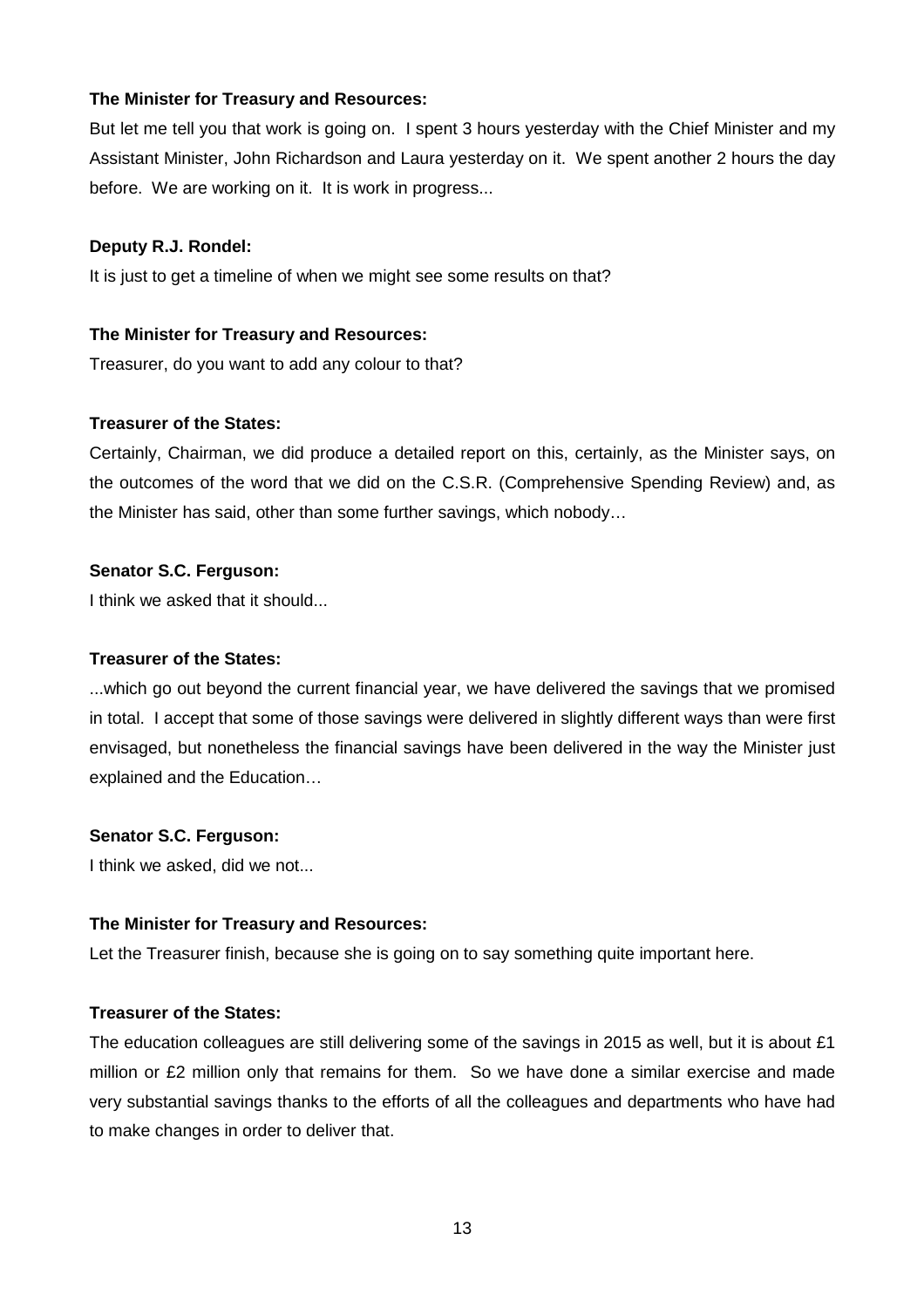**The Minister for Treasury and Resources:**

But let me tell you that work is going on. I spent 3 hours yesterday with the Chief Minister and my Assistant Minister, John Richardson and Laura yesterday on it. We spent another 2 hours the day before. We are working on it. It is work in progress...

**Deputy R.J. Rondel:**

It is just to get a timeline of when we might see some results on that?

**The Minister for Treasury and Resources:**

Treasurer, do you want to add any colour to that?

**Treasurer of the States:**

Certainly, Chairman, we did produce a detailed report on this, certainly, as the Minister says, on the outcomes of the word that we did on the C.S.R. (Comprehensive Spending Review) and, as the Minister has said, other than some further savings, which nobody…

**Senator S.C. Ferguson:**

I think we asked that it should...

**Treasurer of the States:**

...which go out beyond the current financial year, we have delivered the savings that we promised in total. I accept that some of those savings were delivered in slightly different ways than were first envisaged, but nonetheless the financial savings have been delivered in the way the Minister just explained and the Education…

**Senator S.C. Ferguson:**

I think we asked, did we not...

**The Minister for Treasury and Resources:**

Let the Treasurer finish, because she is going on to say something quite important here.

**Treasurer of the States:**

The education colleagues are still delivering some of the savings in 2015 as well, but it is about £1 million or £2 million only that remains for them. So we have done a similar exercise and made very substantial savings thanks to the efforts of all the colleagues and departments who have had to make changes in order to deliver that.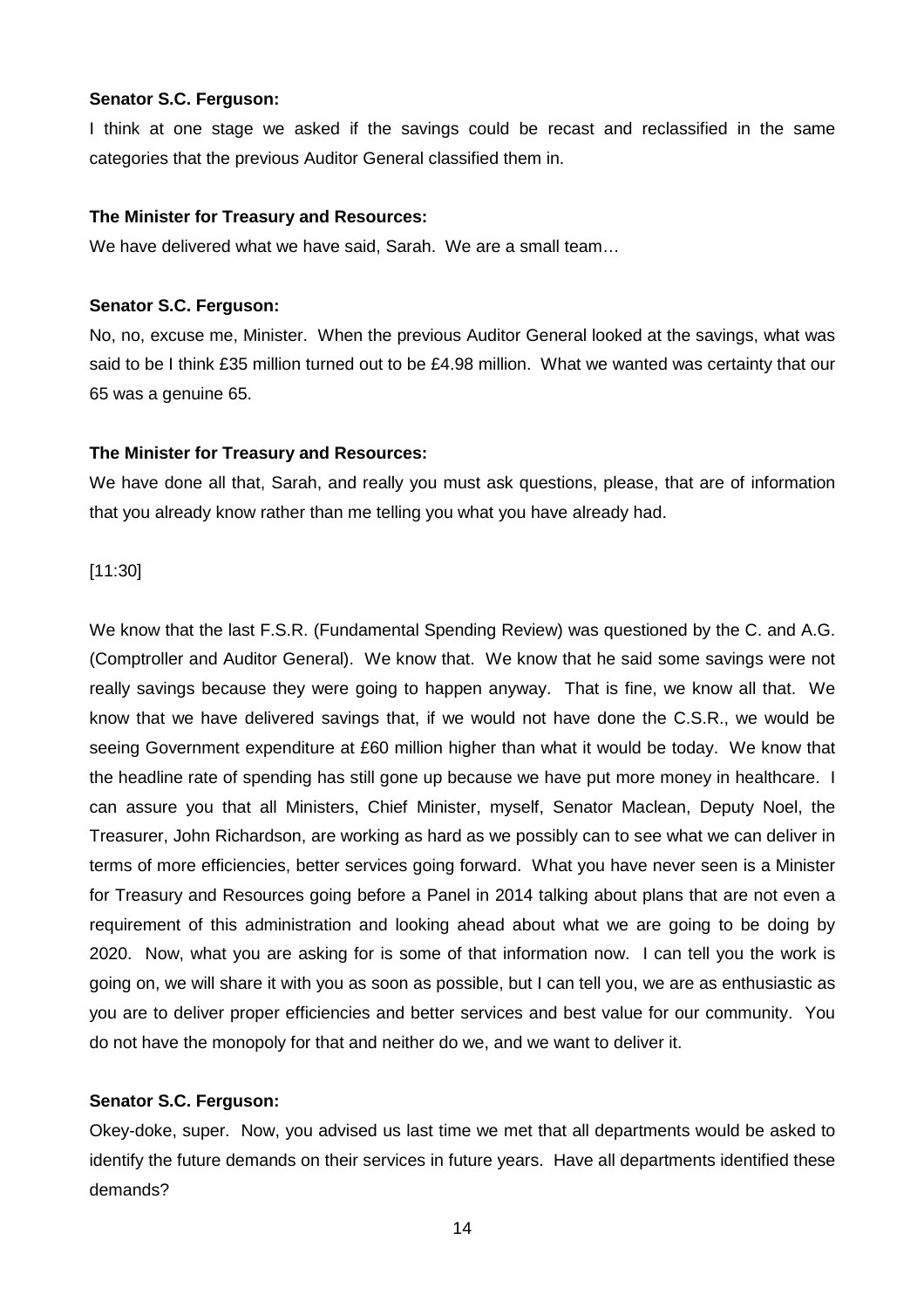**Senator S.C. Ferguson:**

I think at one stage we asked if the savings could be recast and reclassified in the same categories that the previous Auditor General classified them in.

**The Minister for Treasury and Resources:**

We have delivered what we have said, Sarah. We are a small team…

**Senator S.C. Ferguson:**

No, no, excuse me, Minister. When the previous Auditor General looked at the savings, what was said to be I think £35 million turned out to be £4.98 million. What we wanted was certainty that our 65 was a genuine 65.

**The Minister for Treasury and Resources:**

We have done all that, Sarah, and really you must ask questions, please, that are of information that you already know rather than me telling you what you have already had.

[11:30]

We know that the last F.S.R. (Fundamental Spending Review) was questioned by the C. and A.G. (Comptroller and Auditor General). We know that. We know that he said some savings were not really savings because they were going to happen anyway. That is fine, we know all that. We know that we have delivered savings that, if we would not have done the C.S.R., we would be seeing Government expenditure at £60 million higher than what it would be today. We know that the headline rate of spending has still gone up because we have put more money in healthcare. I can assure you that all Ministers, Chief Minister, myself, Senator Maclean, Deputy Noel, the Treasurer, John Richardson, are working as hard as we possibly can to see what we can deliver in terms of more efficiencies, better services going forward. What you have never seen is a Minister for Treasury and Resources going before a Panel in 2014 talking about plans that are not even a requirement of this administration and looking ahead about what we are going to be doing by 2020. Now, what you are asking for is some of that information now. I can tell you the work is going on, we will share it with you as soon as possible, but I can tell you, we are as enthusiastic as you are to deliver proper efficiencies and better services and best value for our community. You do not have the monopoly for that and neither do we, and we want to deliver it.

**Senator S.C. Ferguson:**

Okey-doke, super. Now, you advised us last time we met that all departments would be asked to identify the future demands on their services in future years. Have all departments identified these demands?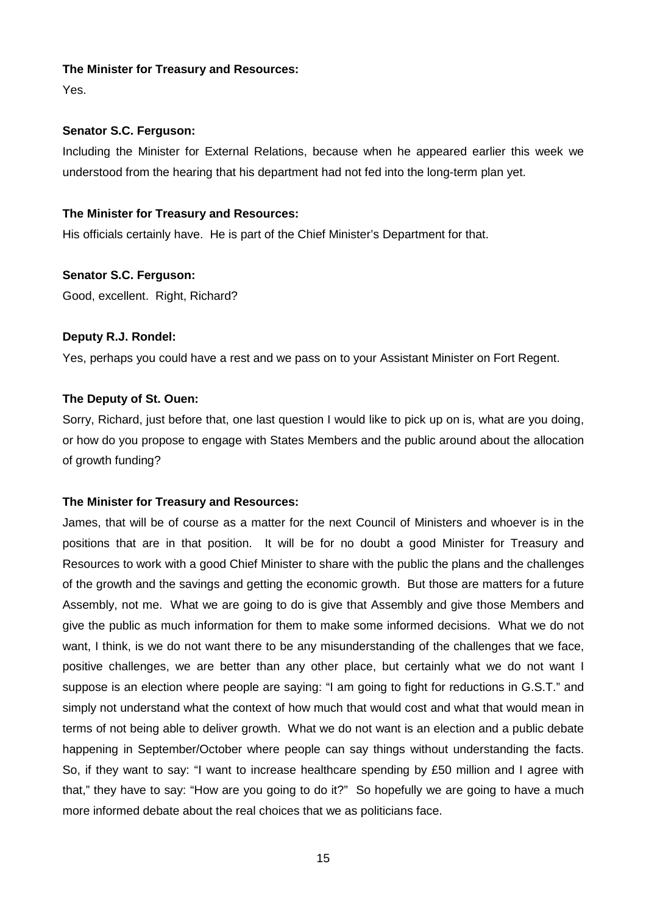**The Minister for Treasury and Resources:**

Yes.

**Senator S.C. Ferguson:**

Including the Minister for External Relations, because when he appeared earlier this week we understood from the hearing that his department had not fed into the long-term plan yet.

**The Minister for Treasury and Resources:**

His officials certainly have. He is part of the Chief Minister's Department for that.

**Senator S.C. Ferguson:**

Good, excellent. Right, Richard?

**Deputy R.J. Rondel:**

Yes, perhaps you could have a rest and we pass on to your Assistant Minister on Fort Regent.

**The Deputy of St. Ouen:**

Sorry, Richard, just before that, one last question I would like to pick up on is, what are you doing, or how do you propose to engage with States Members and the public around about the allocation of growth funding?

**The Minister for Treasury and Resources:**

James, that will be of course as a matter for the next Council of Ministers and whoever is in the positions that are in that position. It will be for no doubt a good Minister for Treasury and Resources to work with a good Chief Minister to share with the public the plans and the challenges of the growth and the savings and getting the economic growth. But those are matters for a future Assembly, not me. What we are going to do is give that Assembly and give those Members and give the public as much information for them to make some informed decisions. What we do not want, I think, is we do not want there to be any misunderstanding of the challenges that we face, positive challenges, we are better than any other place, but certainly what we do not want I suppose is an election where people are saying: "I am going to fight for reductions in G.S.T." and simply not understand what the context of how much that would cost and what that would mean in terms of not being able to deliver growth. What we do not want is an election and a public debate happening in September/October where people can say things without understanding the facts. So, if they want to say: "I want to increase healthcare spending by £50 million and I agree with that," they have to say: "How are you going to do it?" So hopefully we are going to have a much more informed debate about the real choices that we as politicians face.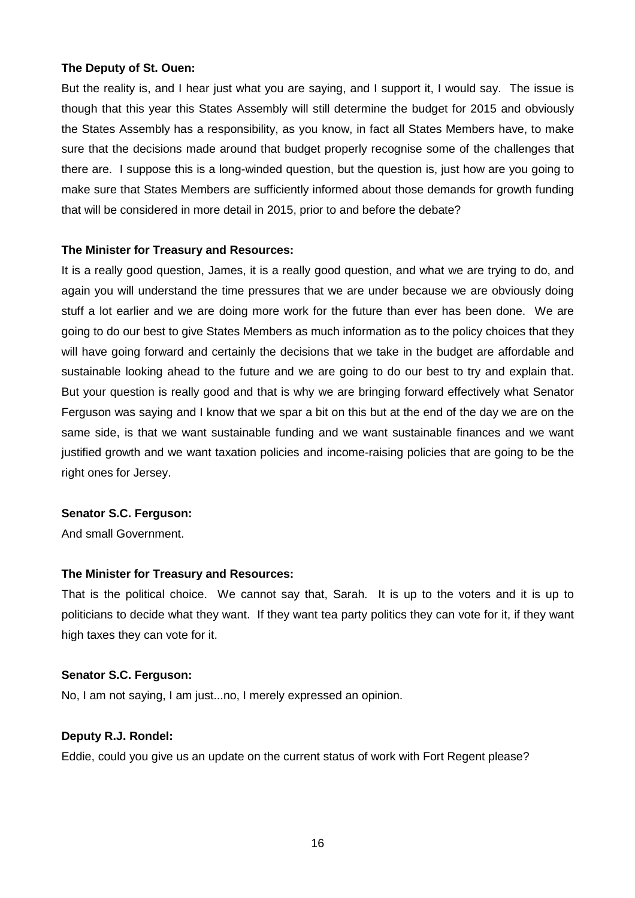**The Deputy of St. Ouen:**

But the reality is, and I hear just what you are saying, and I support it, I would say. The issue is though that this year this States Assembly will still determine the budget for 2015 and obviously the States Assembly has a responsibility, as you know, in fact all States Members have, to make sure that the decisions made around that budget properly recognise some of the challenges that there are. I suppose this is a long-winded question, but the question is, just how are you going to make sure that States Members are sufficiently informed about those demands for growth funding that will be considered in more detail in 2015, prior to and before the debate?

**The Minister for Treasury and Resources:**

It is a really good question, James, it is a really good question, and what we are trying to do, and again you will understand the time pressures that we are under because we are obviously doing stuff a lot earlier and we are doing more work for the future than ever has been done. We are going to do our best to give States Members as much information as to the policy choices that they will have going forward and certainly the decisions that we take in the budget are affordable and sustainable looking ahead to the future and we are going to do our best to try and explain that. But your question is really good and that is why we are bringing forward effectively what Senator Ferguson was saying and I know that we spar a bit on this but at the end of the day we are on the same side, is that we want sustainable funding and we want sustainable finances and we want justified growth and we want taxation policies and income-raising policies that are going to be the right ones for Jersey.

**Senator S.C. Ferguson:**

And small Government.

**The Minister for Treasury and Resources:**

That is the political choice. We cannot say that, Sarah. It is up to the voters and it is up to politicians to decide what they want. If they want tea party politics they can vote for it, if they want high taxes they can vote for it.

**Senator S.C. Ferguson:**

No, I am not saying, I am just...no, I merely expressed an opinion.

**Deputy R.J. Rondel:**

Eddie, could you give us an update on the current status of work with Fort Regent please?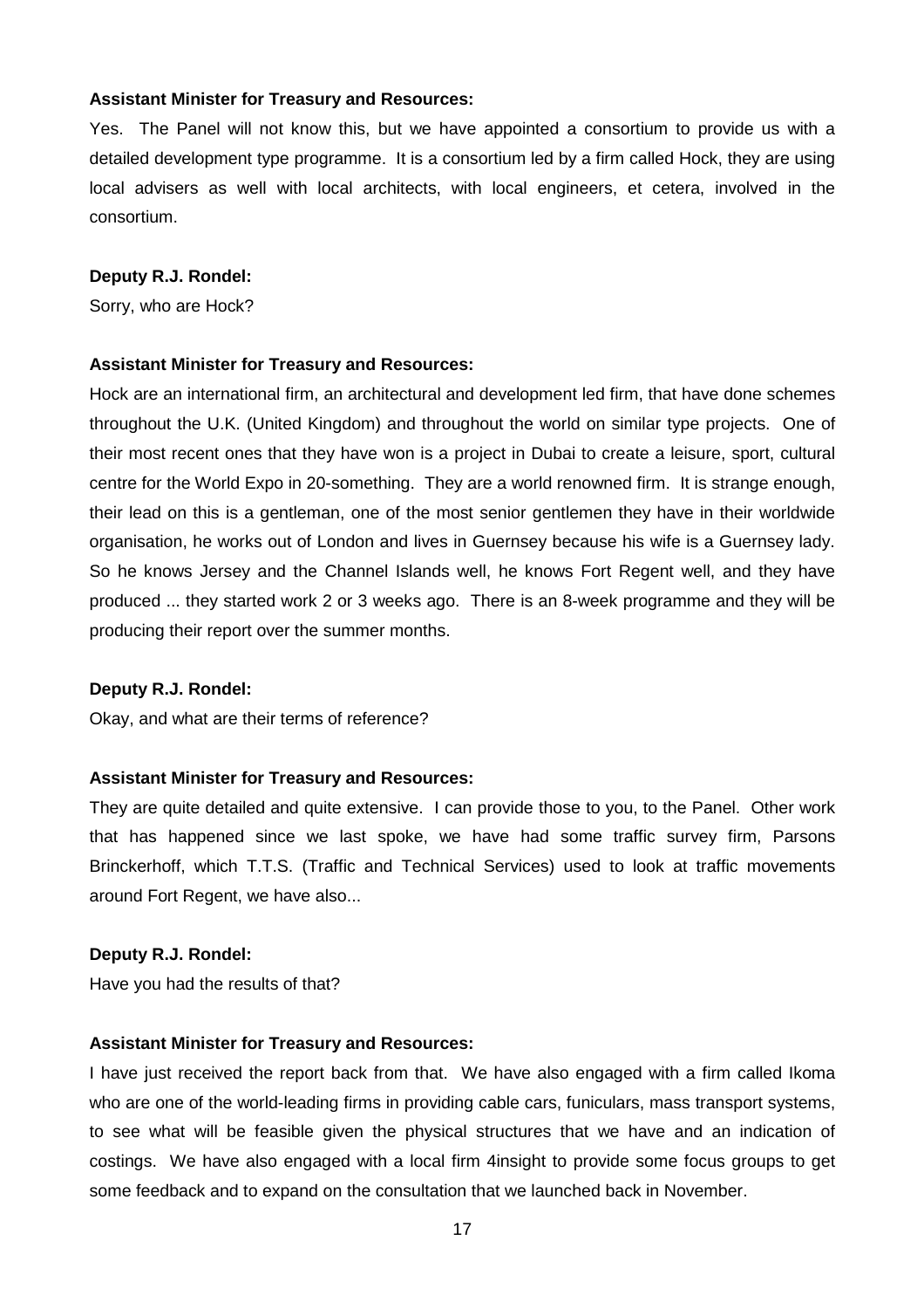**Assistant Minister for Treasury and Resources:**

Yes. The Panel will not know this, but we have appointed a consortium to provide us with a detailed development type programme. It is a consortium led by a firm called Hock, they are using local advisers as well with local architects, with local engineers, et cetera, involved in the consortium.

**Deputy R.J. Rondel:**

Sorry, who are Hock?

**Assistant Minister for Treasury and Resources:**

Hock are an international firm, an architectural and development led firm, that have done schemes throughout the U.K. (United Kingdom) and throughout the world on similar type projects. One of their most recent ones that they have won is a project in Dubai to create a leisure, sport, cultural centre for the World Expo in 20-something. They are a world renowned firm. It is strange enough, their lead on this is a gentleman, one of the most senior gentlemen they have in their worldwide organisation, he works out of London and lives in Guernsey because his wife is a Guernsey lady. So he knows Jersey and the Channel Islands well, he knows Fort Regent well, and they have produced ... they started work 2 or 3 weeks ago. There is an 8-week programme and they will be producing their report over the summer months.

**Deputy R.J. Rondel:**

Okay, and what are their terms of reference?

**Assistant Minister for Treasury and Resources:**

They are quite detailed and quite extensive. I can provide those to you, to the Panel. Other work that has happened since we last spoke, we have had some traffic survey firm, Parsons Brinckerhoff, which T.T.S. (Traffic and Technical Services) used to look at traffic movements around Fort Regent, we have also...

**Deputy R.J. Rondel:**

Have you had the results of that?

**Assistant Minister for Treasury and Resources:**

I have just received the report back from that. We have also engaged with a firm called Ikoma who are one of the world-leading firms in providing cable cars, funiculars, mass transport systems, to see what will be feasible given the physical structures that we have and an indication of costings. We have also engaged with a local firm 4insight to provide some focus groups to get some feedback and to expand on the consultation that we launched back in November.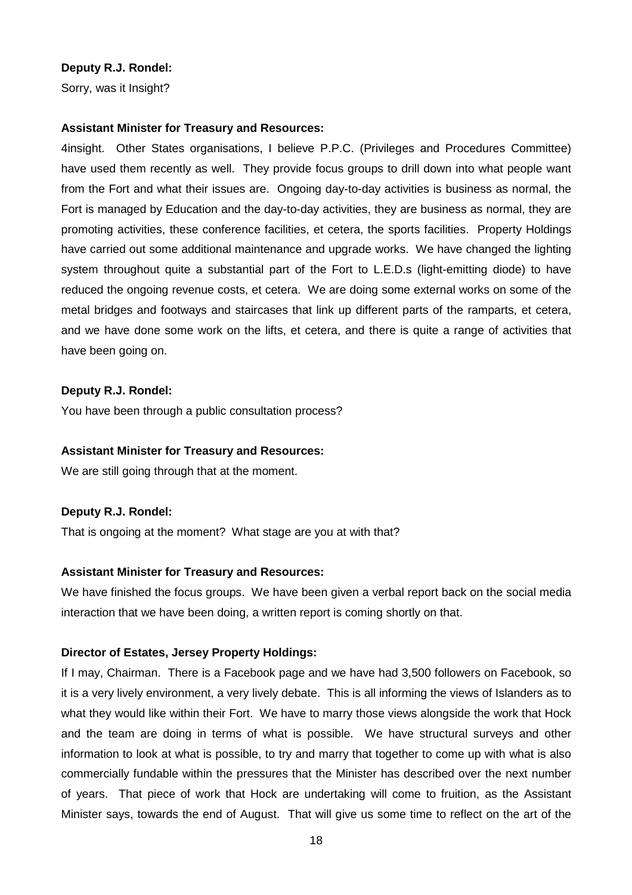**Deputy R.J. Rondel:**

Sorry, was it Insight?

**Assistant Minister for Treasury and Resources:**

4insight. Other States organisations, I believe P.P.C. (Privileges and Procedures Committee) have used them recently as well. They provide focus groups to drill down into what people want from the Fort and what their issues are. Ongoing day-to-day activities is business as normal, the Fort is managed by Education and the day-to-day activities, they are business as normal, they are promoting activities, these conference facilities, et cetera, the sports facilities. Property Holdings have carried out some additional maintenance and upgrade works. We have changed the lighting system throughout quite a substantial part of the Fort to L.E.D.s (light-emitting diode) to have reduced the ongoing revenue costs, et cetera. We are doing some external works on some of the metal bridges and footways and staircases that link up different parts of the ramparts, et cetera, and we have done some work on the lifts, et cetera, and there is quite a range of activities that have been going on.

**Deputy R.J. Rondel:**

You have been through a public consultation process?

**Assistant Minister for Treasury and Resources:**

We are still going through that at the moment.

**Deputy R.J. Rondel:**

That is ongoing at the moment? What stage are you at with that?

**Assistant Minister for Treasury and Resources:**

We have finished the focus groups. We have been given a verbal report back on the social media interaction that we have been doing, a written report is coming shortly on that.

**Director of Estates, Jersey Property Holdings:**

If I may, Chairman. There is a Facebook page and we have had 3,500 followers on Facebook, so it is a very lively environment, a very lively debate. This is all informing the views of Islanders as to what they would like within their Fort. We have to marry those views alongside the work that Hock and the team are doing in terms of what is possible. We have structural surveys and other information to look at what is possible, to try and marry that together to come up with what is also commercially fundable within the pressures that the Minister has described over the next number of years. That piece of work that Hock are undertaking will come to fruition, as the Assistant Minister says, towards the end of August. That will give us some time to reflect on the art of the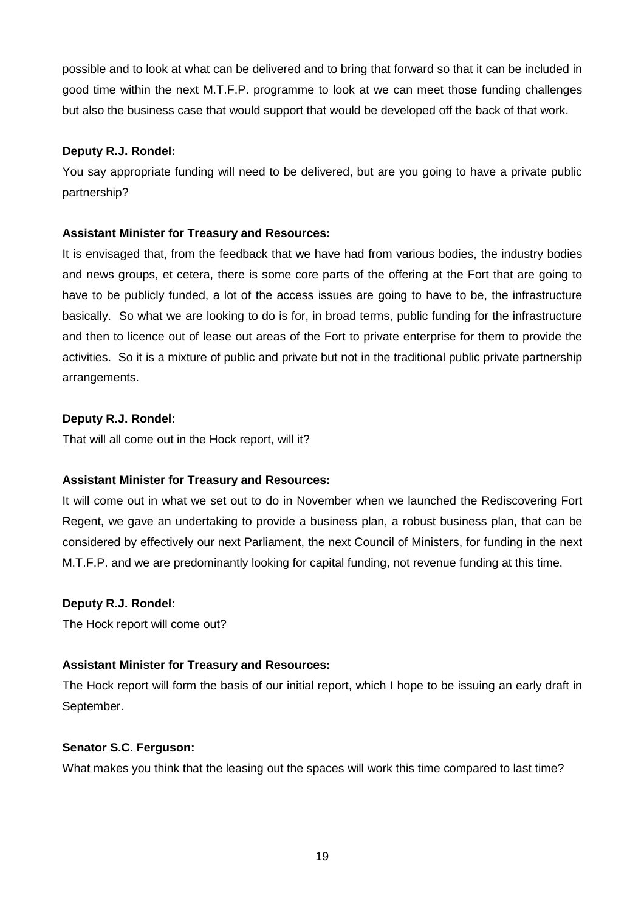possible and to look at what can be delivered and to bring that forward so that it can be included in good time within the next M.T.F.P. programme to look at we can meet those funding challenges but also the business case that would support that would be developed off the back of that work.

**Deputy R.J. Rondel:**

You say appropriate funding will need to be delivered, but are you going to have a private public partnership?

**Assistant Minister for Treasury and Resources:**

It is envisaged that, from the feedback that we have had from various bodies, the industry bodies and news groups, et cetera, there is some core parts of the offering at the Fort that are going to have to be publicly funded, a lot of the access issues are going to have to be, the infrastructure basically. So what we are looking to do is for, in broad terms, public funding for the infrastructure and then to licence out of lease out areas of the Fort to private enterprise for them to provide the activities. So it is a mixture of public and private but not in the traditional public private partnership arrangements.

**Deputy R.J. Rondel:**

That will all come out in the Hock report, will it?

**Assistant Minister for Treasury and Resources:**

It will come out in what we set out to do in November when we launched the Rediscovering Fort Regent, we gave an undertaking to provide a business plan, a robust business plan, that can be considered by effectively our next Parliament, the next Council of Ministers, for funding in the next M.T.F.P. and we are predominantly looking for capital funding, not revenue funding at this time.

**Deputy R.J. Rondel:**

The Hock report will come out?

**Assistant Minister for Treasury and Resources:**

The Hock report will form the basis of our initial report, which I hope to be issuing an early draft in September.

**Senator S.C. Ferguson:**

What makes you think that the leasing out the spaces will work this time compared to last time?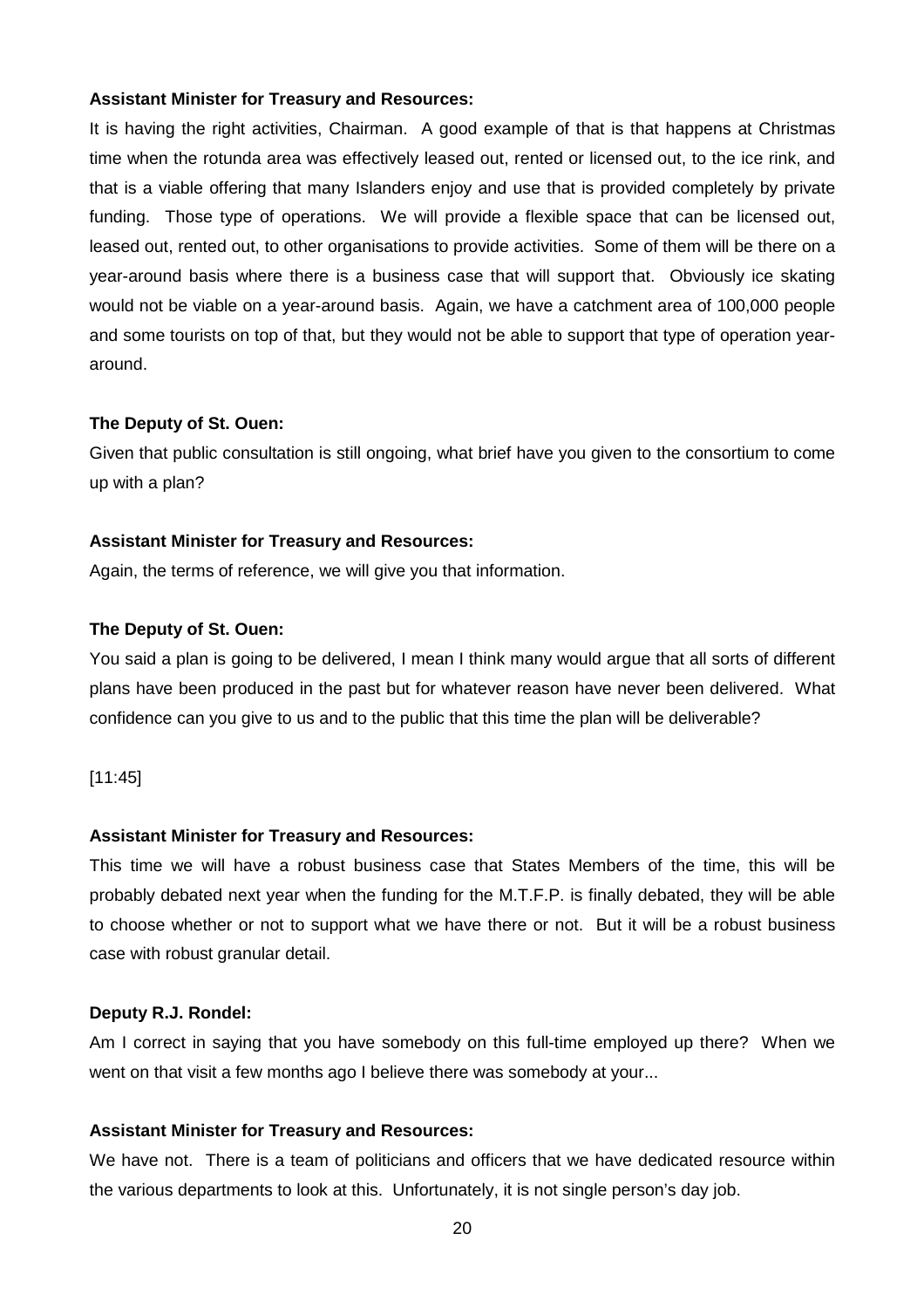**Assistant Minister for Treasury and Resources:**

It is having the right activities, Chairman. A good example of that is that happens at Christmas time when the rotunda area was effectively leased out, rented or licensed out, to the ice rink, and that is a viable offering that many Islanders enjoy and use that is provided completely by private funding. Those type of operations. We will provide a flexible space that can be licensed out, leased out, rented out, to other organisations to provide activities. Some of them will be there on a year-around basis where there is a business case that will support that. Obviously ice skating would not be viable on a year-around basis. Again, we have a catchment area of 100,000 people and some tourists on top of that, but they would not be able to support that type of operation year-around.

**The Deputy of St. Ouen:**

Given that public consultation is still ongoing, what brief have you given to the consortium to come up with a plan?

**Assistant Minister for Treasury and Resources:**

Again, the terms of reference, we will give you that information.

**The Deputy of St. Ouen:**

You said a plan is going to be delivered, I mean I think many would argue that all sorts of different plans have been produced in the past but for whatever reason have never been delivered. What confidence can you give to us and to the public that this time the plan will be deliverable?

[11:45]

**Assistant Minister for Treasury and Resources:**

This time we will have a robust business case that States Members of the time, this will be probably debated next year when the funding for the M.T.F.P. is finally debated, they will be able to choose whether or not to support what we have there or not. But it will be a robust business case with robust granular detail.

**Deputy R.J. Rondel:**

Am I correct in saying that you have somebody on this full-time employed up there? When we went on that visit a few months ago I believe there was somebody at your...

**Assistant Minister for Treasury and Resources:**

We have not. There is a team of politicians and officers that we have dedicated resource within the various departments to look at this. Unfortunately, it is not single person's day job.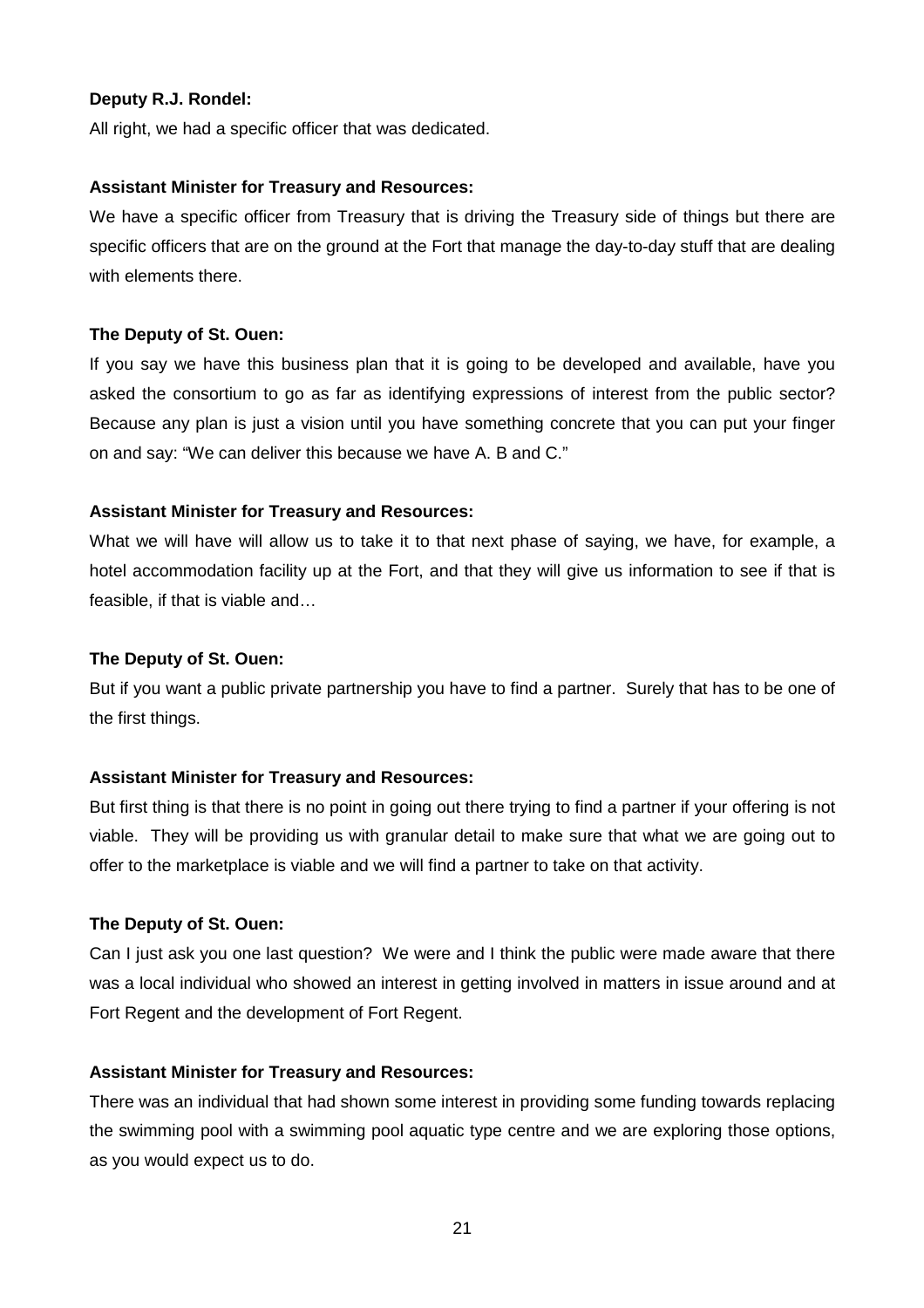**Deputy R.J. Rondel:**

All right, we had a specific officer that was dedicated.

**Assistant Minister for Treasury and Resources:**

We have a specific officer from Treasury that is driving the Treasury side of things but there are specific officers that are on the ground at the Fort that manage the day-to-day stuff that are dealing with elements there.

**The Deputy of St. Ouen:**

If you say we have this business plan that it is going to be developed and available, have you asked the consortium to go as far as identifying expressions of interest from the public sector? Because any plan is just a vision until you have something concrete that you can put your finger on and say: "We can deliver this because we have A. B and C."

**Assistant Minister for Treasury and Resources:**

What we will have will allow us to take it to that next phase of saying, we have, for example, a hotel accommodation facility up at the Fort, and that they will give us information to see if that is feasible, if that is viable and…

**The Deputy of St. Ouen:**

But if you want a public private partnership you have to find a partner. Surely that has to be one of the first things.

**Assistant Minister for Treasury and Resources:**

But first thing is that there is no point in going out there trying to find a partner if your offering is not viable. They will be providing us with granular detail to make sure that what we are going out to offer to the marketplace is viable and we will find a partner to take on that activity.

**The Deputy of St. Ouen:**

Can I just ask you one last question? We were and I think the public were made aware that there was a local individual who showed an interest in getting involved in matters in issue around and at Fort Regent and the development of Fort Regent.

**Assistant Minister for Treasury and Resources:**

There was an individual that had shown some interest in providing some funding towards replacing the swimming pool with a swimming pool aquatic type centre and we are exploring those options, as you would expect us to do.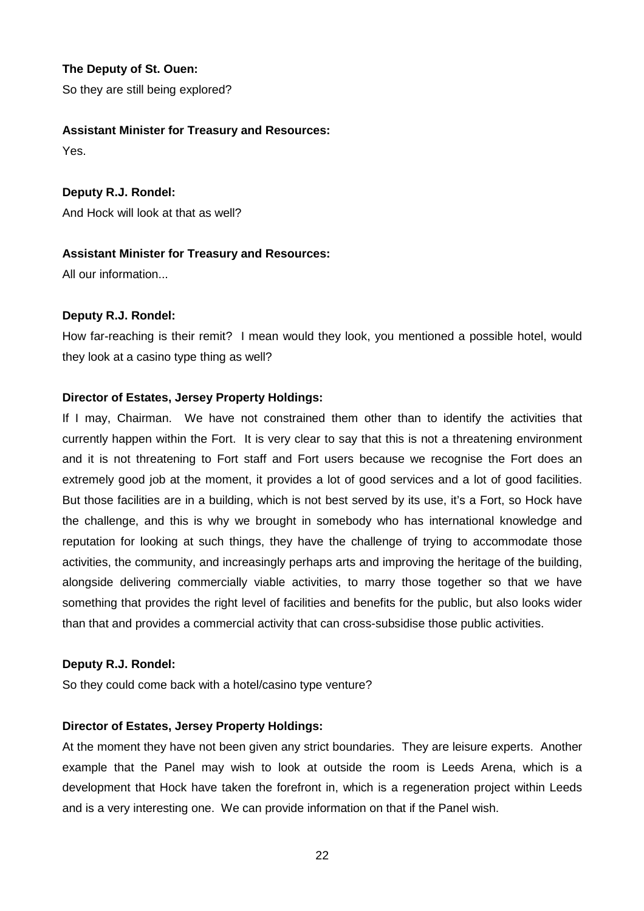**The Deputy of St. Ouen:**

So they are still being explored?

**Assistant Minister for Treasury and Resources:**

Yes.

**Deputy R.J. Rondel:**

And Hock will look at that as well?

**Assistant Minister for Treasury and Resources:**

All our information...

**Deputy R.J. Rondel:**

How far-reaching is their remit? I mean would they look, you mentioned a possible hotel, would they look at a casino type thing as well?

**Director of Estates, Jersey Property Holdings:**

If I may, Chairman. We have not constrained them other than to identify the activities that currently happen within the Fort. It is very clear to say that this is not a threatening environment and it is not threatening to Fort staff and Fort users because we recognise the Fort does an extremely good job at the moment, it provides a lot of good services and a lot of good facilities. But those facilities are in a building, which is not best served by its use, it's a Fort, so Hock have the challenge, and this is why we brought in somebody who has international knowledge and reputation for looking at such things, they have the challenge of trying to accommodate those activities, the community, and increasingly perhaps arts and improving the heritage of the building, alongside delivering commercially viable activities, to marry those together so that we have something that provides the right level of facilities and benefits for the public, but also looks wider than that and provides a commercial activity that can cross-subsidise those public activities.

**Deputy R.J. Rondel:**

So they could come back with a hotel/casino type venture?

**Director of Estates, Jersey Property Holdings:**

At the moment they have not been given any strict boundaries. They are leisure experts. Another example that the Panel may wish to look at outside the room is Leeds Arena, which is a development that Hock have taken the forefront in, which is a regeneration project within Leeds and is a very interesting one. We can provide information on that if the Panel wish.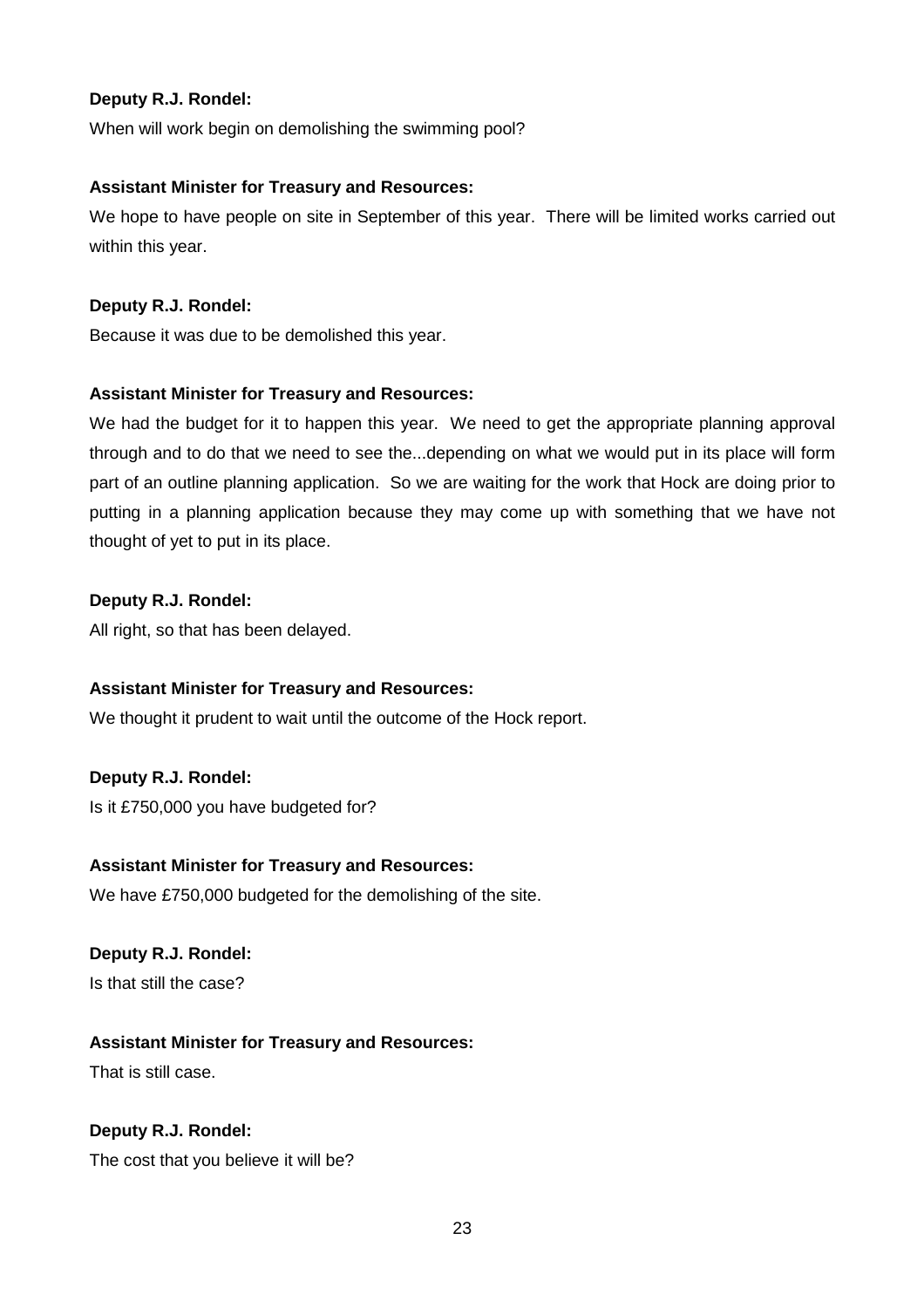**Deputy R.J. Rondel:**

When will work begin on demolishing the swimming pool?

**Assistant Minister for Treasury and Resources:**

We hope to have people on site in September of this year. There will be limited works carried out within this year.

**Deputy R.J. Rondel:**

Because it was due to be demolished this year.

**Assistant Minister for Treasury and Resources:**

We had the budget for it to happen this year. We need to get the appropriate planning approval through and to do that we need to see the...depending on what we would put in its place will form part of an outline planning application. So we are waiting for the work that Hock are doing prior to putting in a planning application because they may come up with something that we have not thought of yet to put in its place.

**Deputy R.J. Rondel:**

All right, so that has been delayed.

**Assistant Minister for Treasury and Resources:**

We thought it prudent to wait until the outcome of the Hock report.

**Deputy R.J. Rondel:**

Is it £750,000 you have budgeted for?

**Assistant Minister for Treasury and Resources:**

We have £750,000 budgeted for the demolishing of the site.

**Deputy R.J. Rondel:**

Is that still the case?

**Assistant Minister for Treasury and Resources:**

That is still case.

**Deputy R.J. Rondel:**

The cost that you believe it will be?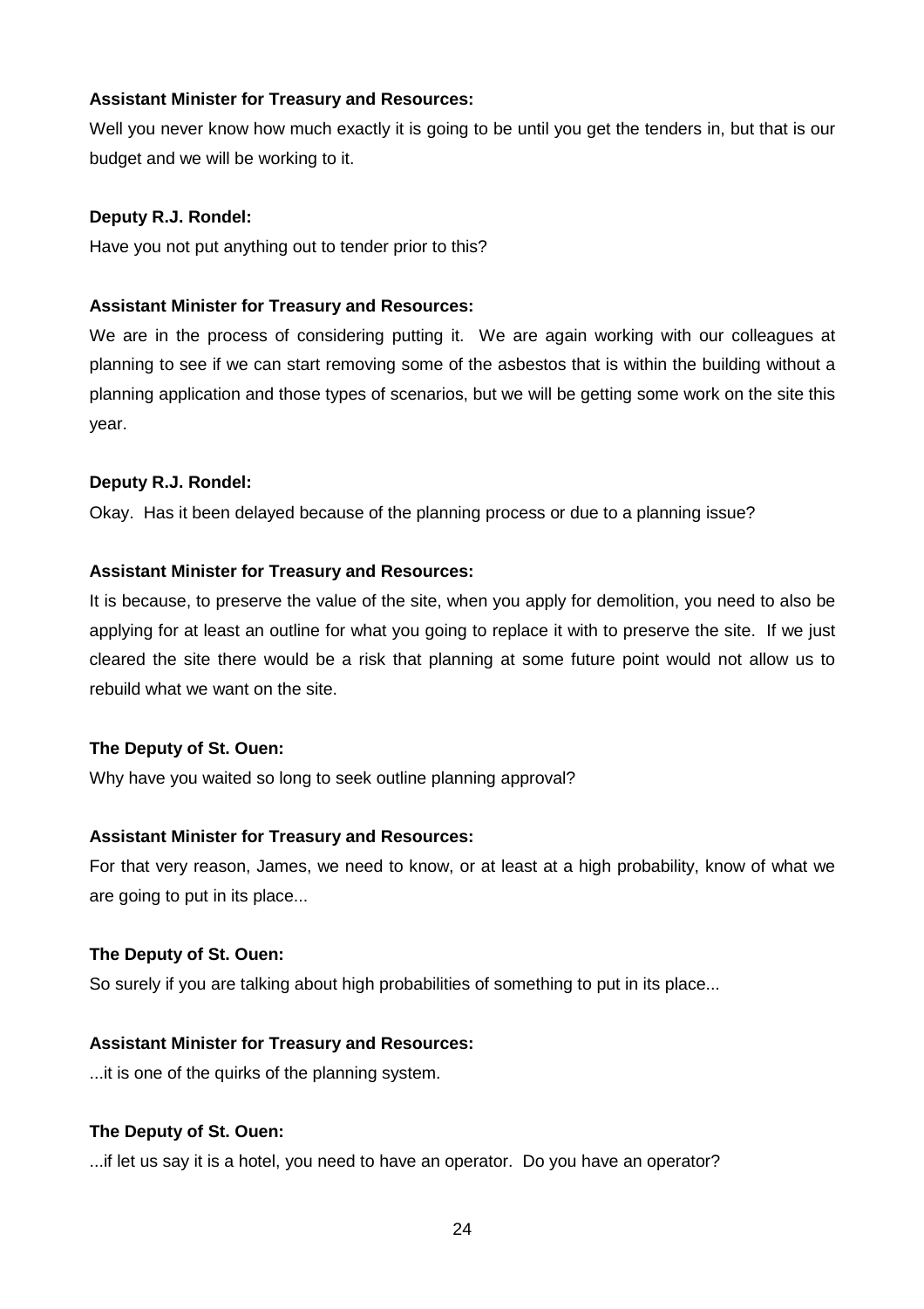**Assistant Minister for Treasury and Resources:**

Well you never know how much exactly it is going to be until you get the tenders in, but that is our budget and we will be working to it.

**Deputy R.J. Rondel:**

Have you not put anything out to tender prior to this?

**Assistant Minister for Treasury and Resources:**

We are in the process of considering putting it. We are again working with our colleagues at planning to see if we can start removing some of the asbestos that is within the building without a planning application and those types of scenarios, but we will be getting some work on the site this year.

**Deputy R.J. Rondel:**

Okay. Has it been delayed because of the planning process or due to a planning issue?

**Assistant Minister for Treasury and Resources:**

It is because, to preserve the value of the site, when you apply for demolition, you need to also be applying for at least an outline for what you going to replace it with to preserve the site. If we just cleared the site there would be a risk that planning at some future point would not allow us to rebuild what we want on the site.

**The Deputy of St. Ouen:**

Why have you waited so long to seek outline planning approval?

**Assistant Minister for Treasury and Resources:**

For that very reason, James, we need to know, or at least at a high probability, know of what we are going to put in its place...

**The Deputy of St. Ouen:**

So surely if you are talking about high probabilities of something to put in its place...

**Assistant Minister for Treasury and Resources:**

...it is one of the quirks of the planning system.

**The Deputy of St. Ouen:**

...if let us say it is a hotel, you need to have an operator. Do you have an operator?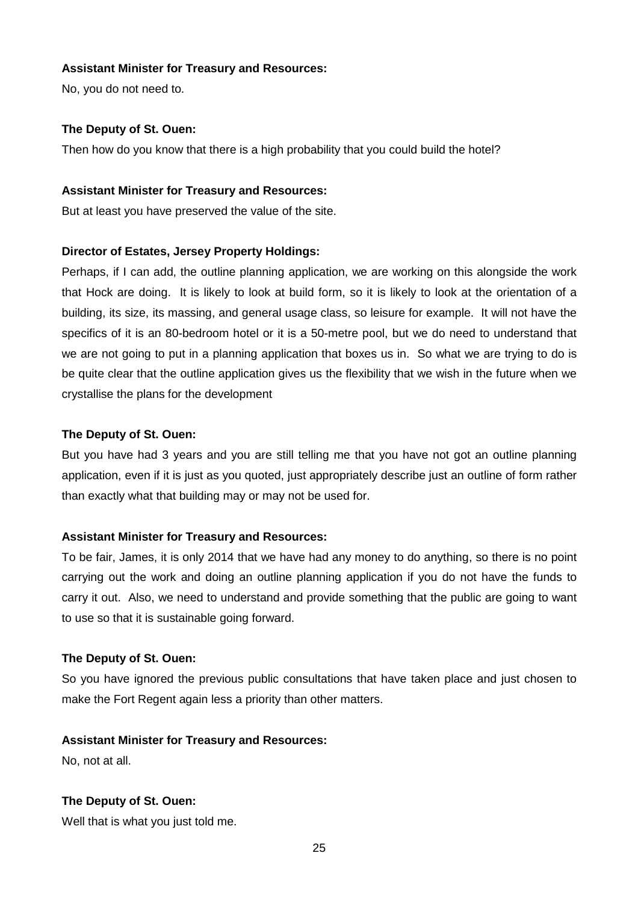**Assistant Minister for Treasury and Resources:**

No, you do not need to.

**The Deputy of St. Ouen:**

Then how do you know that there is a high probability that you could build the hotel?

**Assistant Minister for Treasury and Resources:**

But at least you have preserved the value of the site.

**Director of Estates, Jersey Property Holdings:**

Perhaps, if I can add, the outline planning application, we are working on this alongside the work that Hock are doing. It is likely to look at build form, so it is likely to look at the orientation of a building, its size, its massing, and general usage class, so leisure for example. It will not have the specifics of it is an 80-bedroom hotel or it is a 50-metre pool, but we do need to understand that we are not going to put in a planning application that boxes us in. So what we are trying to do is be quite clear that the outline application gives us the flexibility that we wish in the future when we crystallise the plans for the development

**The Deputy of St. Ouen:**

But you have had 3 years and you are still telling me that you have not got an outline planning application, even if it is just as you quoted, just appropriately describe just an outline of form rather than exactly what that building may or may not be used for.

**Assistant Minister for Treasury and Resources:**

To be fair, James, it is only 2014 that we have had any money to do anything, so there is no point carrying out the work and doing an outline planning application if you do not have the funds to carry it out. Also, we need to understand and provide something that the public are going to want to use so that it is sustainable going forward.

**The Deputy of St. Ouen:**

So you have ignored the previous public consultations that have taken place and just chosen to make the Fort Regent again less a priority than other matters.

**Assistant Minister for Treasury and Resources:**

No, not at all.

**The Deputy of St. Ouen:**

Well that is what you just told me.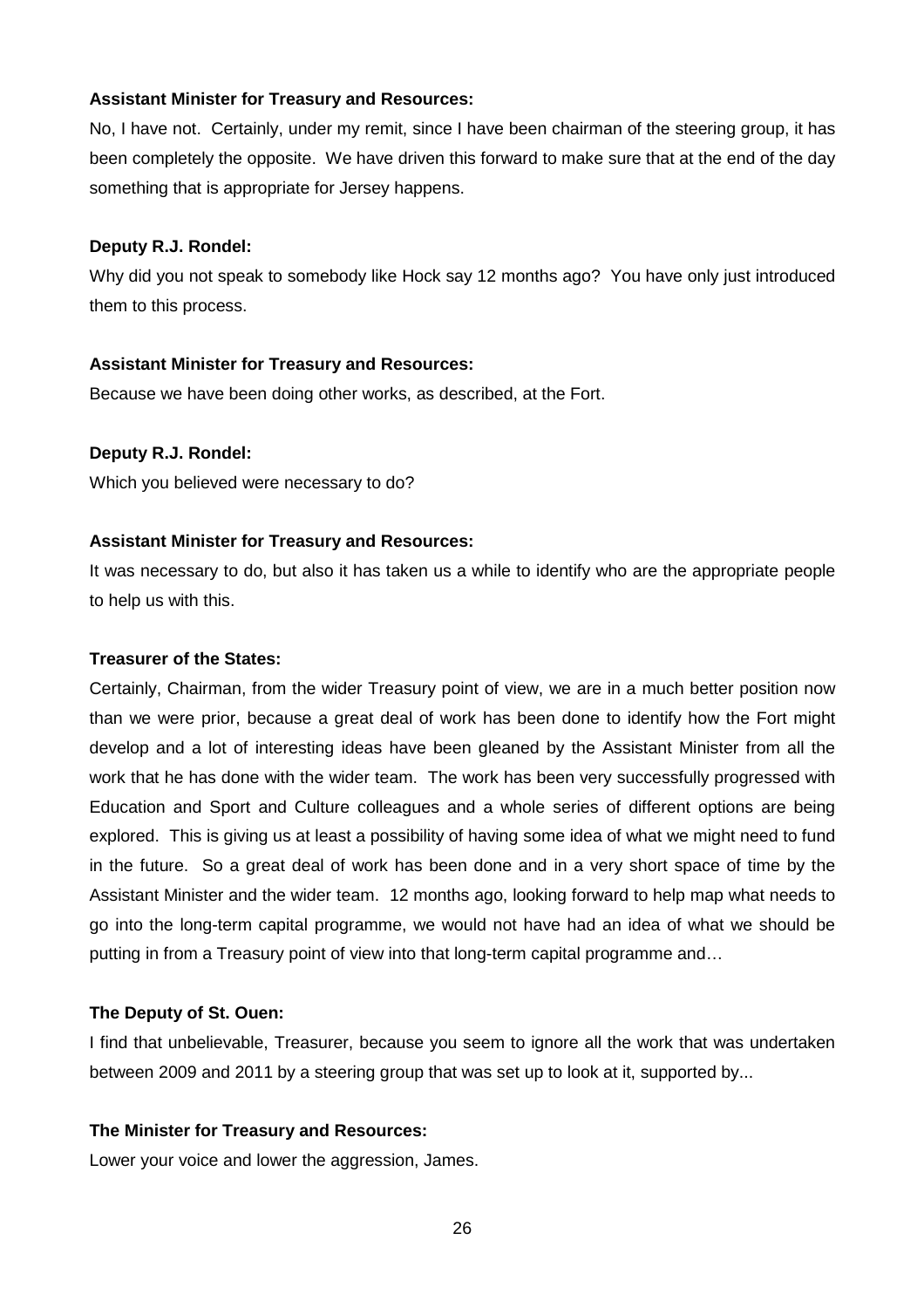**Assistant Minister for Treasury and Resources:**

No, I have not. Certainly, under my remit, since I have been chairman of the steering group, it has been completely the opposite. We have driven this forward to make sure that at the end of the day something that is appropriate for Jersey happens.

**Deputy R.J. Rondel:**

Why did you not speak to somebody like Hock say 12 months ago? You have only just introduced them to this process.

**Assistant Minister for Treasury and Resources:**

Because we have been doing other works, as described, at the Fort.

**Deputy R.J. Rondel:**

Which you believed were necessary to do?

**Assistant Minister for Treasury and Resources:**

It was necessary to do, but also it has taken us a while to identify who are the appropriate people to help us with this.

**Treasurer of the States:**

Certainly, Chairman, from the wider Treasury point of view, we are in a much better position now than we were prior, because a great deal of work has been done to identify how the Fort might develop and a lot of interesting ideas have been gleaned by the Assistant Minister from all the work that he has done with the wider team. The work has been very successfully progressed with Education and Sport and Culture colleagues and a whole series of different options are being explored. This is giving us at least a possibility of having some idea of what we might need to fund in the future. So a great deal of work has been done and in a very short space of time by the Assistant Minister and the wider team. 12 months ago, looking forward to help map what needs to go into the long-term capital programme, we would not have had an idea of what we should be putting in from a Treasury point of view into that long-term capital programme and…

**The Deputy of St. Ouen:**

I find that unbelievable, Treasurer, because you seem to ignore all the work that was undertaken between 2009 and 2011 by a steering group that was set up to look at it, supported by...

**The Minister for Treasury and Resources:**

Lower your voice and lower the aggression, James.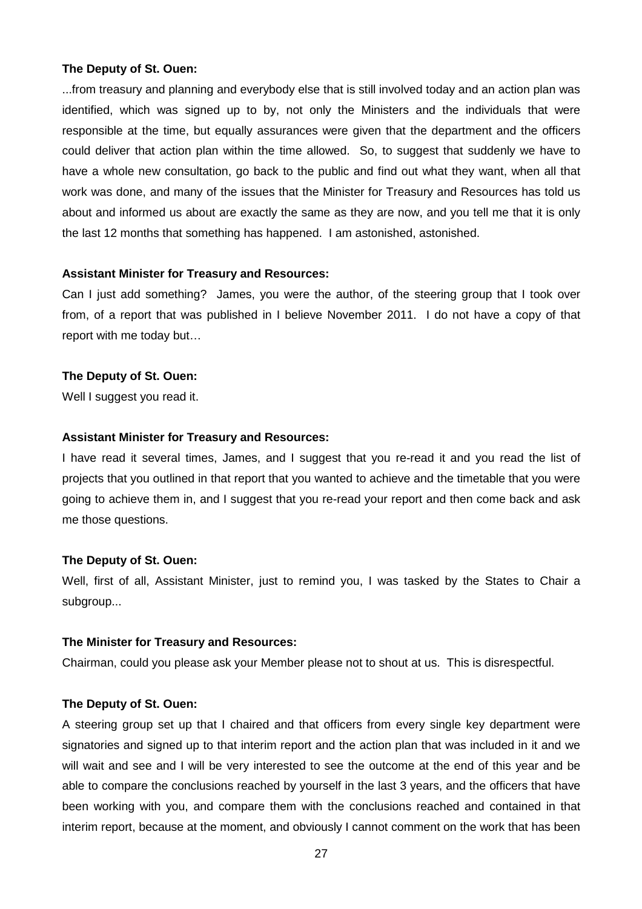**The Deputy of St. Ouen:**

...from treasury and planning and everybody else that is still involved today and an action plan was identified, which was signed up to by, not only the Ministers and the individuals that were responsible at the time, but equally assurances were given that the department and the officers could deliver that action plan within the time allowed. So, to suggest that suddenly we have to have a whole new consultation, go back to the public and find out what they want, when all that work was done, and many of the issues that the Minister for Treasury and Resources has told us about and informed us about are exactly the same as they are now, and you tell me that it is only the last 12 months that something has happened. I am astonished, astonished.

**Assistant Minister for Treasury and Resources:**

Can I just add something? James, you were the author, of the steering group that I took over from, of a report that was published in I believe November 2011. I do not have a copy of that report with me today but…

**The Deputy of St. Ouen:**

Well I suggest you read it.

**Assistant Minister for Treasury and Resources:**

I have read it several times, James, and I suggest that you re-read it and you read the list of projects that you outlined in that report that you wanted to achieve and the timetable that you were going to achieve them in, and I suggest that you re-read your report and then come back and ask me those questions.

**The Deputy of St. Ouen:**

Well, first of all, Assistant Minister, just to remind you, I was tasked by the States to Chair a subgroup...

**The Minister for Treasury and Resources:**

Chairman, could you please ask your Member please not to shout at us. This is disrespectful.

**The Deputy of St. Ouen:**

A steering group set up that I chaired and that officers from every single key department were signatories and signed up to that interim report and the action plan that was included in it and we will wait and see and I will be very interested to see the outcome at the end of this year and be able to compare the conclusions reached by yourself in the last 3 years, and the officers that have been working with you, and compare them with the conclusions reached and contained in that interim report, because at the moment, and obviously I cannot comment on the work that has been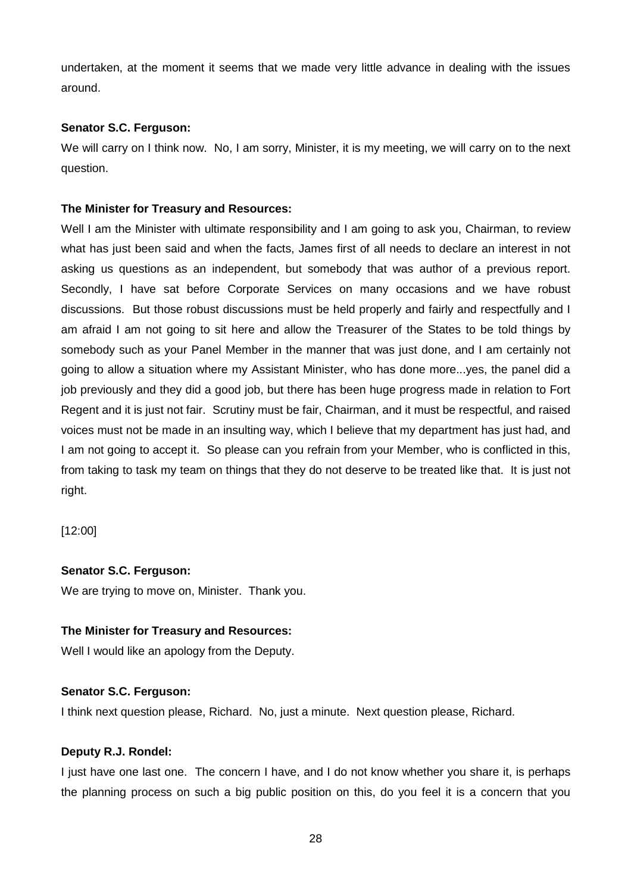undertaken, at the moment it seems that we made very little advance in dealing with the issues around.

**Senator S.C. Ferguson:**

We will carry on I think now. No, I am sorry, Minister, it is my meeting, we will carry on to the next question.

**The Minister for Treasury and Resources:**

Well I am the Minister with ultimate responsibility and I am going to ask you, Chairman, to review what has just been said and when the facts, James first of all needs to declare an interest in not asking us questions as an independent, but somebody that was author of a previous report. Secondly, I have sat before Corporate Services on many occasions and we have robust discussions. But those robust discussions must be held properly and fairly and respectfully and I am afraid I am not going to sit here and allow the Treasurer of the States to be told things by somebody such as your Panel Member in the manner that was just done, and I am certainly not going to allow a situation where my Assistant Minister, who has done more...yes, the panel did a job previously and they did a good job, but there has been huge progress made in relation to Fort Regent and it is just not fair. Scrutiny must be fair, Chairman, and it must be respectful, and raised voices must not be made in an insulting way, which I believe that my department has just had, and I am not going to accept it. So please can you refrain from your Member, who is conflicted in this, from taking to task my team on things that they do not deserve to be treated like that. It is just not right.

[12:00]

**Senator S.C. Ferguson:**

We are trying to move on, Minister. Thank you.

**The Minister for Treasury and Resources:**

Well I would like an apology from the Deputy.

**Senator S.C. Ferguson:**

I think next question please, Richard. No, just a minute. Next question please, Richard.

**Deputy R.J. Rondel:**

I just have one last one. The concern I have, and I do not know whether you share it, is perhaps the planning process on such a big public position on this, do you feel it is a concern that you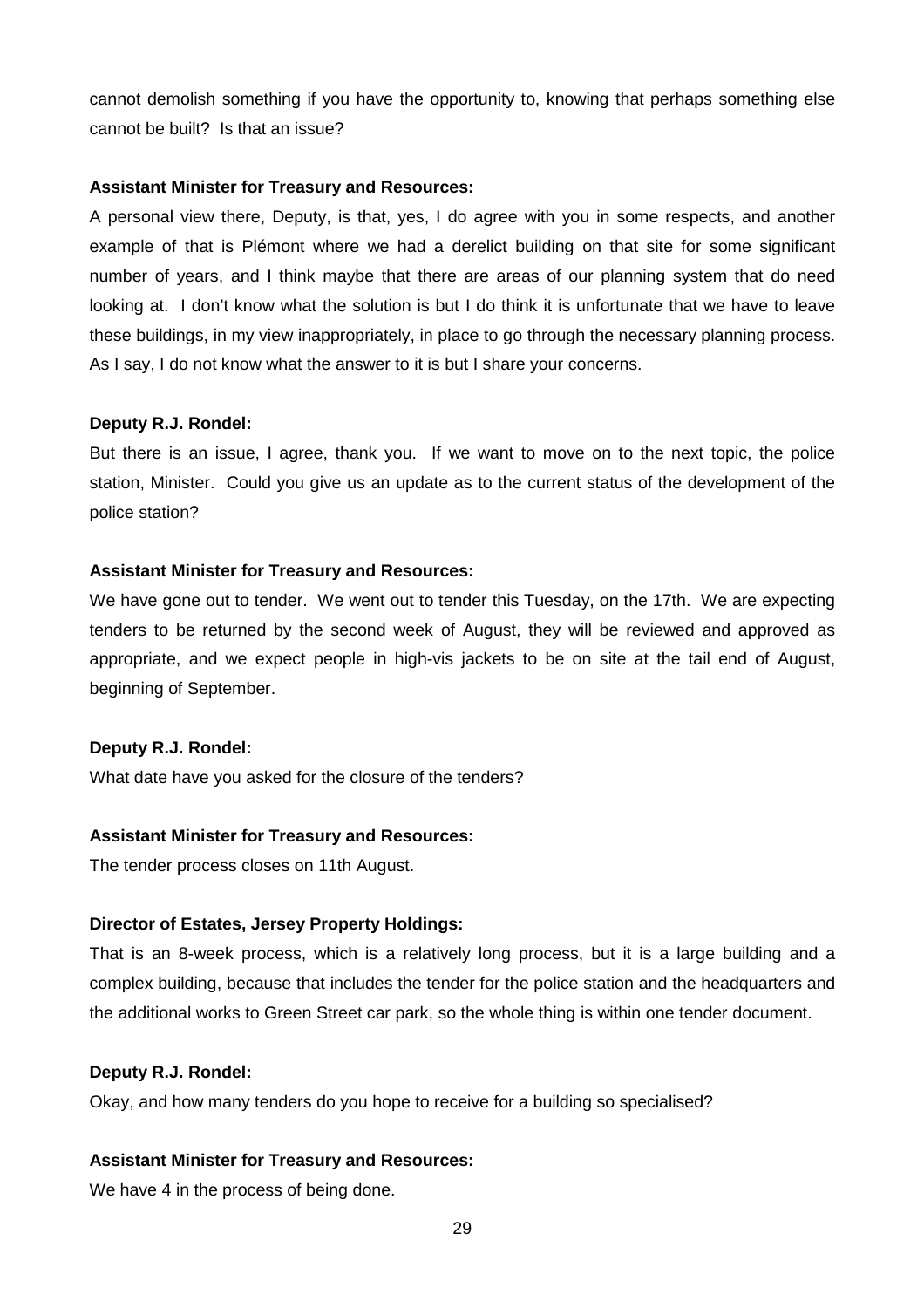cannot demolish something if you have the opportunity to, knowing that perhaps something else cannot be built? Is that an issue?

**Assistant Minister for Treasury and Resources:**

A personal view there, Deputy, is that, yes, I do agree with you in some respects, and another example of that is Plémont where we had a derelict building on that site for some significant number of years, and I think maybe that there are areas of our planning system that do need looking at. I don't know what the solution is but I do think it is unfortunate that we have to leave these buildings, in my view inappropriately, in place to go through the necessary planning process. As I say, I do not know what the answer to it is but I share your concerns.

**Deputy R.J. Rondel:**

But there is an issue, I agree, thank you. If we want to move on to the next topic, the police station, Minister. Could you give us an update as to the current status of the development of the police station?

**Assistant Minister for Treasury and Resources:**

We have gone out to tender. We went out to tender this Tuesday, on the 17th. We are expecting tenders to be returned by the second week of August, they will be reviewed and approved as appropriate, and we expect people in high-vis jackets to be on site at the tail end of August, beginning of September.

**Deputy R.J. Rondel:**

What date have you asked for the closure of the tenders?

**Assistant Minister for Treasury and Resources:**

The tender process closes on 11th August.

**Director of Estates, Jersey Property Holdings:**

That is an 8-week process, which is a relatively long process, but it is a large building and a complex building, because that includes the tender for the police station and the headquarters and the additional works to Green Street car park, so the whole thing is within one tender document.

**Deputy R.J. Rondel:**

Okay, and how many tenders do you hope to receive for a building so specialised?

**Assistant Minister for Treasury and Resources:**

We have 4 in the process of being done.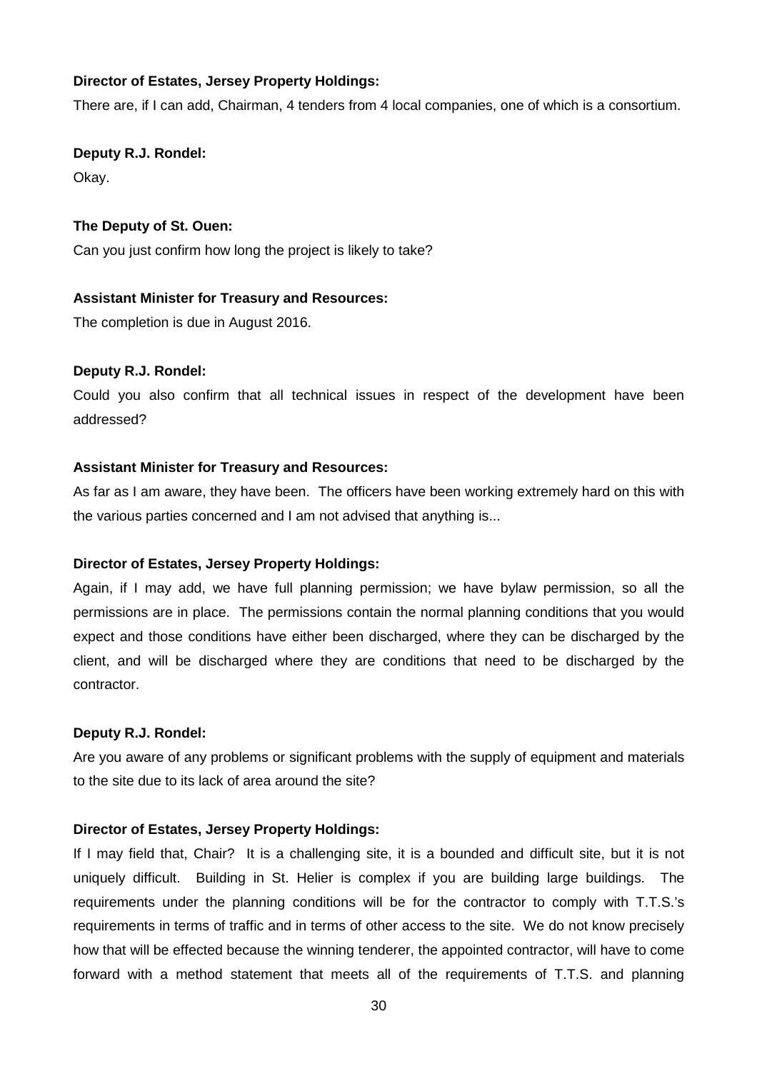**Director of Estates, Jersey Property Holdings:**

There are, if I can add, Chairman, 4 tenders from 4 local companies, one of which is a consortium.

**Deputy R.J. Rondel:**

Okay.

**The Deputy of St. Ouen:**

Can you just confirm how long the project is likely to take?

**Assistant Minister for Treasury and Resources:**

The completion is due in August 2016.

**Deputy R.J. Rondel:**

Could you also confirm that all technical issues in respect of the development have been addressed?

**Assistant Minister for Treasury and Resources:**

As far as I am aware, they have been. The officers have been working extremely hard on this with the various parties concerned and I am not advised that anything is...

**Director of Estates, Jersey Property Holdings:**

Again, if I may add, we have full planning permission; we have bylaw permission, so all the permissions are in place. The permissions contain the normal planning conditions that you would expect and those conditions have either been discharged, where they can be discharged by the client, and will be discharged where they are conditions that need to be discharged by the contractor.

**Deputy R.J. Rondel:**

Are you aware of any problems or significant problems with the supply of equipment and materials to the site due to its lack of area around the site?

**Director of Estates, Jersey Property Holdings:**

If I may field that, Chair? It is a challenging site, it is a bounded and difficult site, but it is not uniquely difficult. Building in St. Helier is complex if you are building large buildings. The requirements under the planning conditions will be for the contractor to comply with T.T.S.'s requirements in terms of traffic and in terms of other access to the site. We do not know precisely how that will be effected because the winning tenderer, the appointed contractor, will have to come forward with a method statement that meets all of the requirements of T.T.S. and planning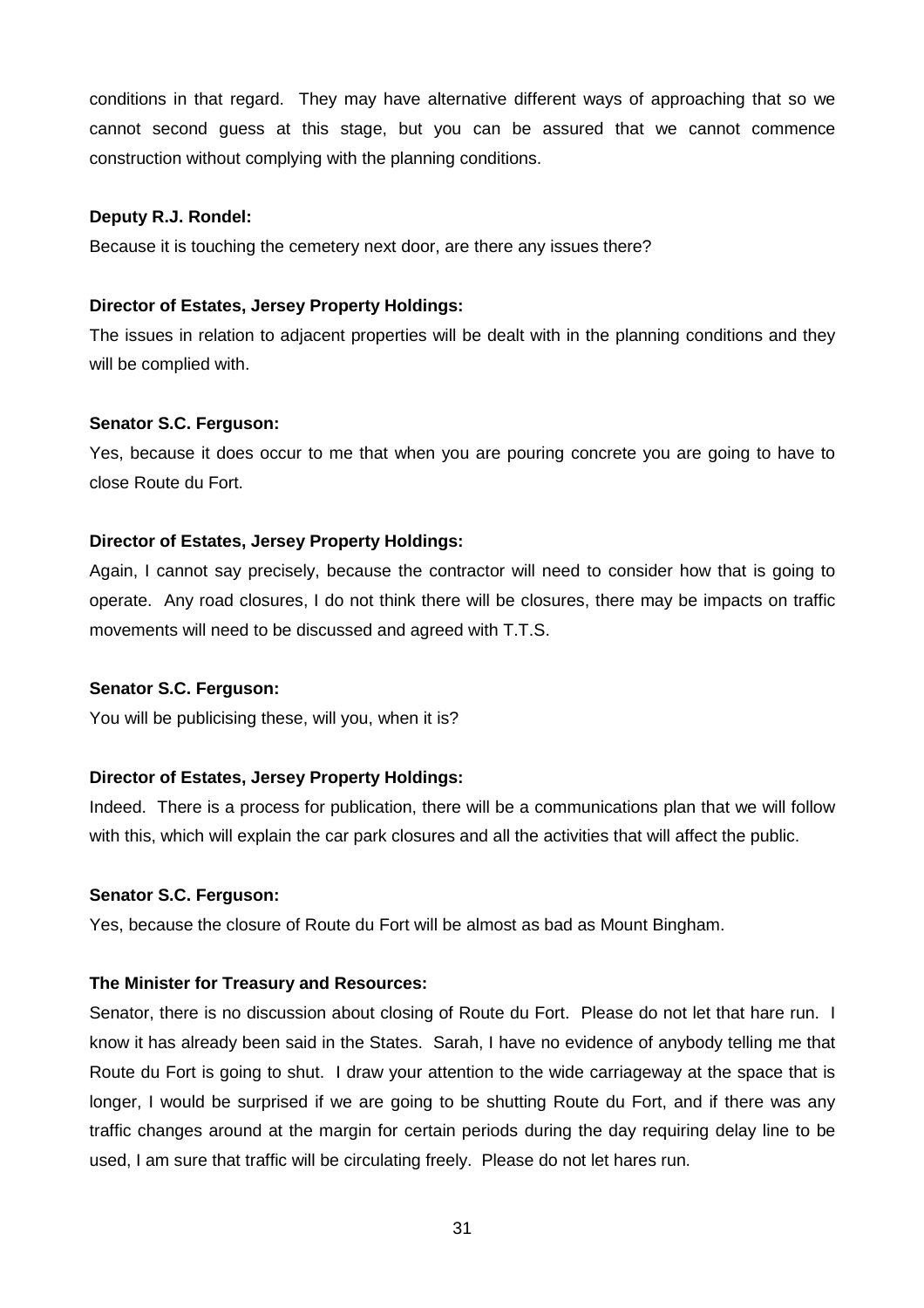conditions in that regard. They may have alternative different ways of approaching that so we cannot second guess at this stage, but you can be assured that we cannot commence construction without complying with the planning conditions.

**Deputy R.J. Rondel:**

Because it is touching the cemetery next door, are there any issues there?

**Director of Estates, Jersey Property Holdings:**

The issues in relation to adjacent properties will be dealt with in the planning conditions and they will be complied with.

**Senator S.C. Ferguson:**

Yes, because it does occur to me that when you are pouring concrete you are going to have to close Route du Fort.

**Director of Estates, Jersey Property Holdings:**

Again, I cannot say precisely, because the contractor will need to consider how that is going to operate. Any road closures, I do not think there will be closures, there may be impacts on traffic movements will need to be discussed and agreed with T.T.S.

**Senator S.C. Ferguson:**

You will be publicising these, will you, when it is?

**Director of Estates, Jersey Property Holdings:**

Indeed. There is a process for publication, there will be a communications plan that we will follow with this, which will explain the car park closures and all the activities that will affect the public.

**Senator S.C. Ferguson:**

Yes, because the closure of Route du Fort will be almost as bad as Mount Bingham.

**The Minister for Treasury and Resources:**

Senator, there is no discussion about closing of Route du Fort. Please do not let that hare run. I know it has already been said in the States. Sarah, I have no evidence of anybody telling me that Route du Fort is going to shut. I draw your attention to the wide carriageway at the space that is longer, I would be surprised if we are going to be shutting Route du Fort, and if there was any traffic changes around at the margin for certain periods during the day requiring delay line to be used, I am sure that traffic will be circulating freely. Please do not let hares run.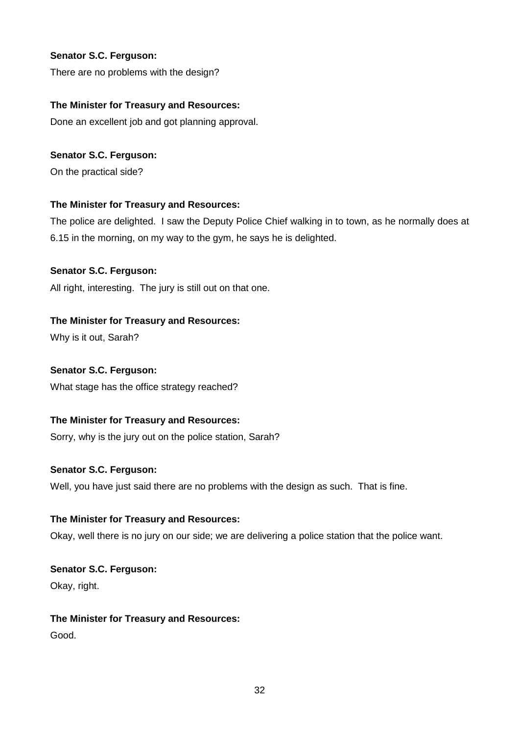**Senator S.C. Ferguson:**

There are no problems with the design?

**The Minister for Treasury and Resources:**

Done an excellent job and got planning approval.

**Senator S.C. Ferguson:**

On the practical side?

**The Minister for Treasury and Resources:**

The police are delighted. I saw the Deputy Police Chief walking in to town, as he normally does at 6.15 in the morning, on my way to the gym, he says he is delighted.

**Senator S.C. Ferguson:**

All right, interesting. The jury is still out on that one.

**The Minister for Treasury and Resources:**

Why is it out, Sarah?

**Senator S.C. Ferguson:**

What stage has the office strategy reached?

**The Minister for Treasury and Resources:**

Sorry, why is the jury out on the police station, Sarah?

**Senator S.C. Ferguson:**

Well, you have just said there are no problems with the design as such. That is fine.

**The Minister for Treasury and Resources:**

Okay, well there is no jury on our side; we are delivering a police station that the police want.

**Senator S.C. Ferguson:**

Okay, right.

**The Minister for Treasury and Resources:**

Good.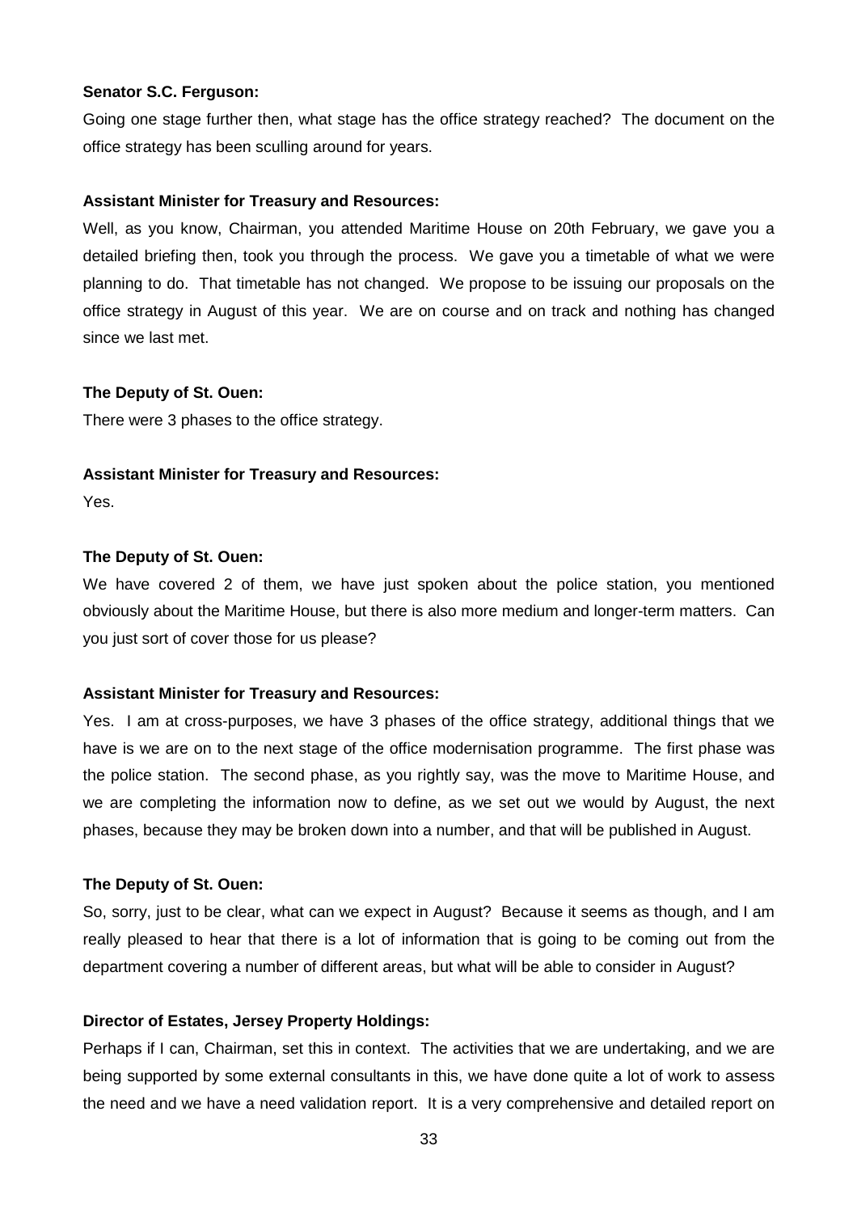**Senator S.C. Ferguson:**

Going one stage further then, what stage has the office strategy reached? The document on the office strategy has been sculling around for years.

**Assistant Minister for Treasury and Resources:**

Well, as you know, Chairman, you attended Maritime House on 20th February, we gave you a detailed briefing then, took you through the process. We gave you a timetable of what we were planning to do. That timetable has not changed. We propose to be issuing our proposals on the office strategy in August of this year. We are on course and on track and nothing has changed since we last met.

**The Deputy of St. Ouen:**

There were 3 phases to the office strategy.

**Assistant Minister for Treasury and Resources:**

Yes.

**The Deputy of St. Ouen:**

We have covered 2 of them, we have just spoken about the police station, you mentioned obviously about the Maritime House, but there is also more medium and longer-term matters. Can you just sort of cover those for us please?

**Assistant Minister for Treasury and Resources:**

Yes. I am at cross-purposes, we have 3 phases of the office strategy, additional things that we have is we are on to the next stage of the office modernisation programme. The first phase was the police station. The second phase, as you rightly say, was the move to Maritime House, and we are completing the information now to define, as we set out we would by August, the next phases, because they may be broken down into a number, and that will be published in August.

**The Deputy of St. Ouen:**

So, sorry, just to be clear, what can we expect in August? Because it seems as though, and I am really pleased to hear that there is a lot of information that is going to be coming out from the department covering a number of different areas, but what will be able to consider in August?

**Director of Estates, Jersey Property Holdings:**

Perhaps if I can, Chairman, set this in context. The activities that we are undertaking, and we are being supported by some external consultants in this, we have done quite a lot of work to assess the need and we have a need validation report. It is a very comprehensive and detailed report on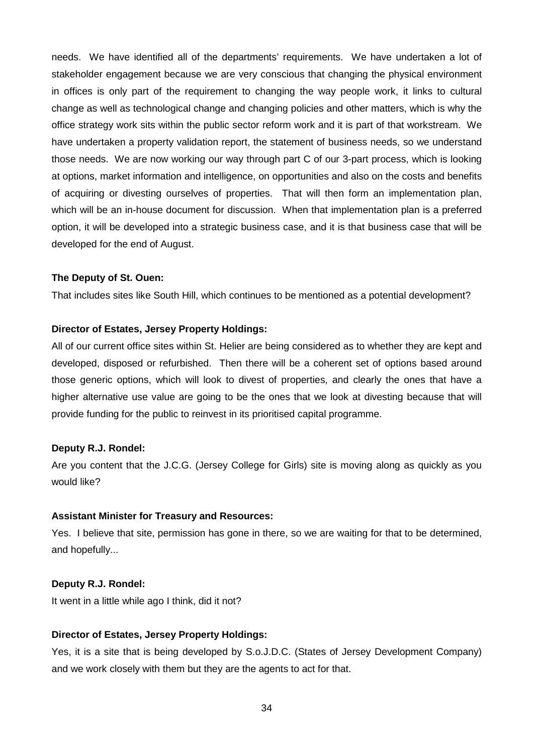needs. We have identified all of the departments' requirements. We have undertaken a lot of stakeholder engagement because we are very conscious that changing the physical environment in offices is only part of the requirement to changing the way people work, it links to cultural change as well as technological change and changing policies and other matters, which is why the office strategy work sits within the public sector reform work and it is part of that workstream. We have undertaken a property validation report, the statement of business needs, so we understand those needs. We are now working our way through part C of our 3-part process, which is looking at options, market information and intelligence, on opportunities and also on the costs and benefits of acquiring or divesting ourselves of properties. That will then form an implementation plan, which will be an in-house document for discussion. When that implementation plan is a preferred option, it will be developed into a strategic business case, and it is that business case that will be developed for the end of August.

**The Deputy of St. Ouen:**

That includes sites like South Hill, which continues to be mentioned as a potential development?

**Director of Estates, Jersey Property Holdings:**

All of our current office sites within St. Helier are being considered as to whether they are kept and developed, disposed or refurbished. Then there will be a coherent set of options based around those generic options, which will look to divest of properties, and clearly the ones that have a higher alternative use value are going to be the ones that we look at divesting because that will provide funding for the public to reinvest in its prioritised capital programme.

**Deputy R.J. Rondel:**

Are you content that the J.C.G. (Jersey College for Girls) site is moving along as quickly as you would like?

**Assistant Minister for Treasury and Resources:**

Yes. I believe that site, permission has gone in there, so we are waiting for that to be determined, and hopefully...

**Deputy R.J. Rondel:**

It went in a little while ago I think, did it not?

**Director of Estates, Jersey Property Holdings:**

Yes, it is a site that is being developed by S.o.J.D.C. (States of Jersey Development Company) and we work closely with them but they are the agents to act for that.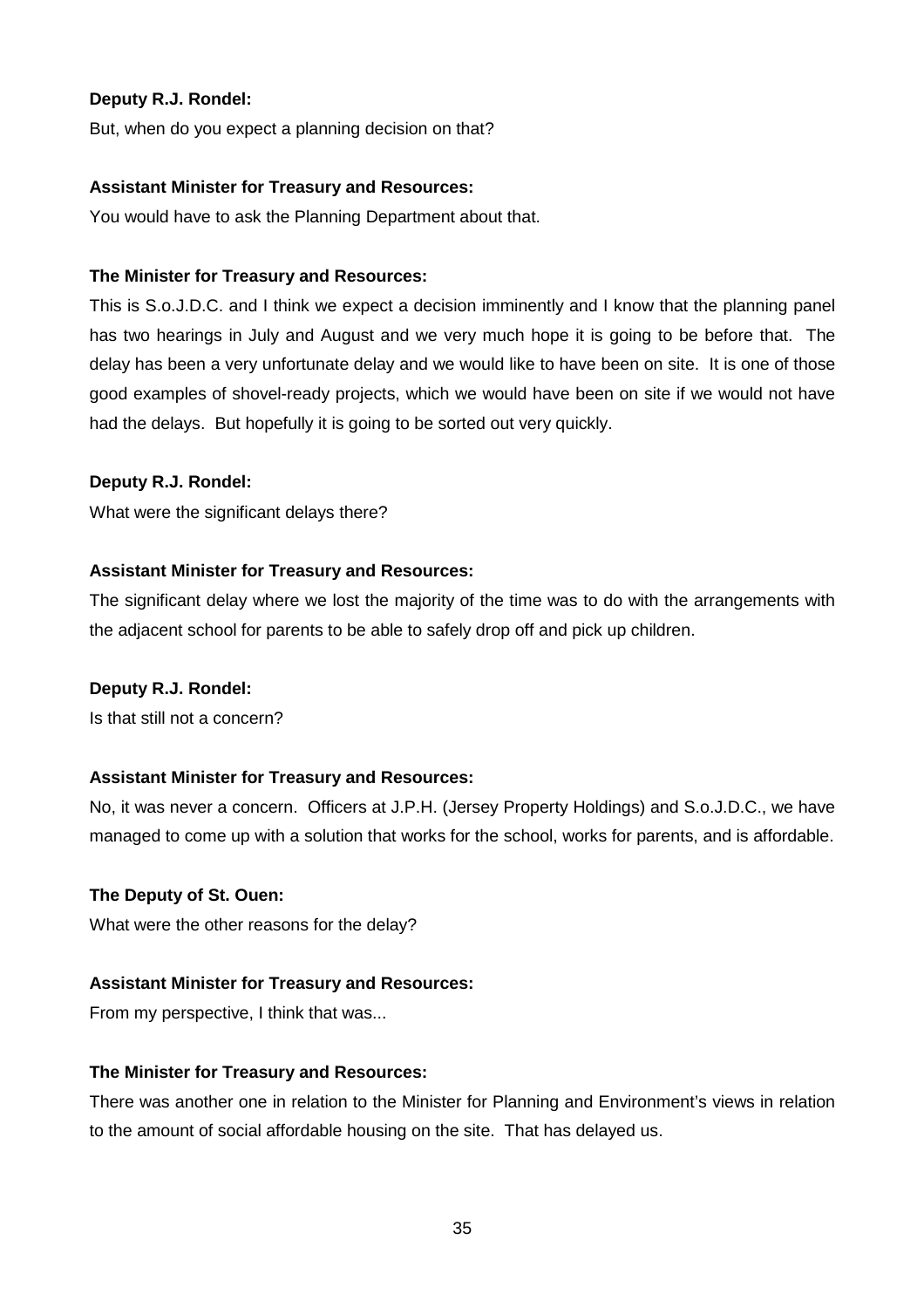**Deputy R.J. Rondel:**

But, when do you expect a planning decision on that?

**Assistant Minister for Treasury and Resources:**

You would have to ask the Planning Department about that.

**The Minister for Treasury and Resources:**

This is S.o.J.D.C. and I think we expect a decision imminently and I know that the planning panel has two hearings in July and August and we very much hope it is going to be before that. The delay has been a very unfortunate delay and we would like to have been on site. It is one of those good examples of shovel-ready projects, which we would have been on site if we would not have had the delays. But hopefully it is going to be sorted out very quickly.

**Deputy R.J. Rondel:**

What were the significant delays there?

**Assistant Minister for Treasury and Resources:**

The significant delay where we lost the majority of the time was to do with the arrangements with the adjacent school for parents to be able to safely drop off and pick up children.

**Deputy R.J. Rondel:**

Is that still not a concern?

**Assistant Minister for Treasury and Resources:**

No, it was never a concern. Officers at J.P.H. (Jersey Property Holdings) and S.o.J.D.C., we have managed to come up with a solution that works for the school, works for parents, and is affordable.

**The Deputy of St. Ouen:**

What were the other reasons for the delay?

**Assistant Minister for Treasury and Resources:**

From my perspective, I think that was...

**The Minister for Treasury and Resources:**

There was another one in relation to the Minister for Planning and Environment's views in relation to the amount of social affordable housing on the site. That has delayed us.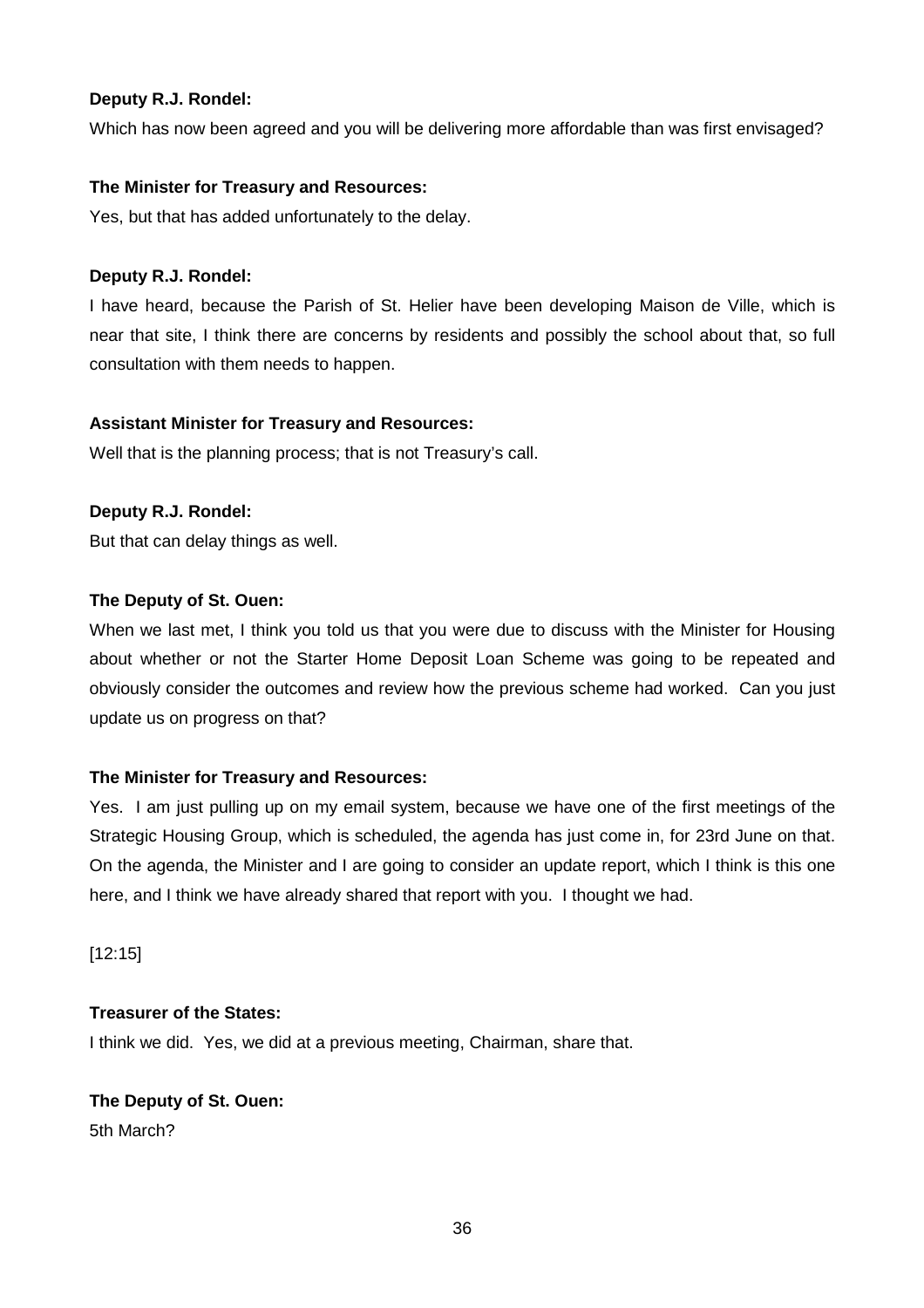**Deputy R.J. Rondel:**

Which has now been agreed and you will be delivering more affordable than was first envisaged?

**The Minister for Treasury and Resources:**

Yes, but that has added unfortunately to the delay.

**Deputy R.J. Rondel:**

I have heard, because the Parish of St. Helier have been developing Maison de Ville, which is near that site, I think there are concerns by residents and possibly the school about that, so full consultation with them needs to happen.

**Assistant Minister for Treasury and Resources:**

Well that is the planning process; that is not Treasury's call.

**Deputy R.J. Rondel:**

But that can delay things as well.

**The Deputy of St. Ouen:**

When we last met, I think you told us that you were due to discuss with the Minister for Housing about whether or not the Starter Home Deposit Loan Scheme was going to be repeated and obviously consider the outcomes and review how the previous scheme had worked. Can you just update us on progress on that?

**The Minister for Treasury and Resources:**

Yes. I am just pulling up on my email system, because we have one of the first meetings of the Strategic Housing Group, which is scheduled, the agenda has just come in, for 23rd June on that. On the agenda, the Minister and I are going to consider an update report, which I think is this one here, and I think we have already shared that report with you. I thought we had.

[12:15]

**Treasurer of the States:**

I think we did. Yes, we did at a previous meeting, Chairman, share that.

**The Deputy of St. Ouen:**

5th March?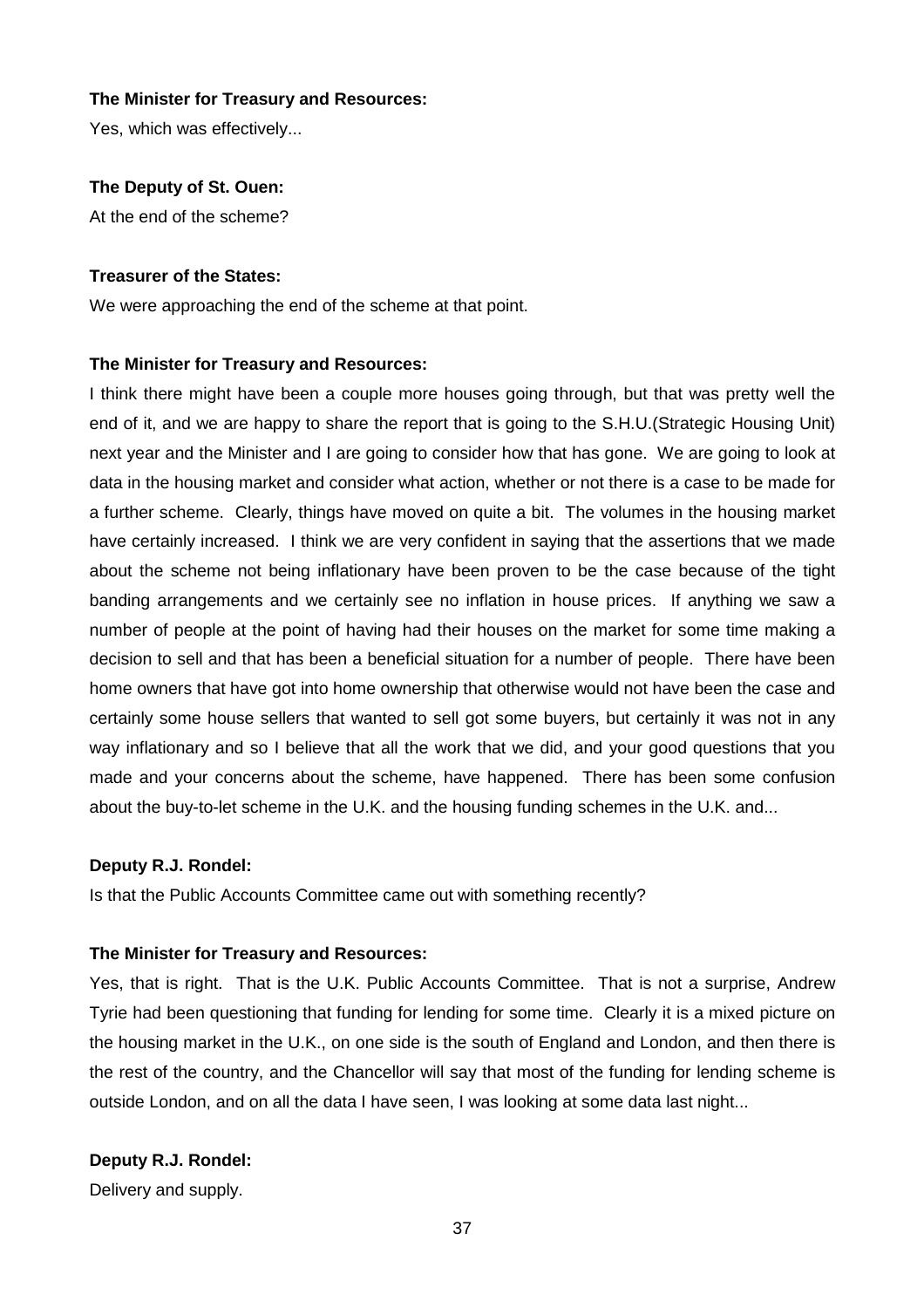**The Minister for Treasury and Resources:**

Yes, which was effectively...

**The Deputy of St. Ouen:**

At the end of the scheme?

**Treasurer of the States:**

We were approaching the end of the scheme at that point.

**The Minister for Treasury and Resources:**

I think there might have been a couple more houses going through, but that was pretty well the end of it, and we are happy to share the report that is going to the S.H.U.(Strategic Housing Unit) next year and the Minister and I are going to consider how that has gone. We are going to look at data in the housing market and consider what action, whether or not there is a case to be made for a further scheme. Clearly, things have moved on quite a bit. The volumes in the housing market have certainly increased. I think we are very confident in saying that the assertions that we made about the scheme not being inflationary have been proven to be the case because of the tight banding arrangements and we certainly see no inflation in house prices. If anything we saw a number of people at the point of having had their houses on the market for some time making a decision to sell and that has been a beneficial situation for a number of people. There have been home owners that have got into home ownership that otherwise would not have been the case and certainly some house sellers that wanted to sell got some buyers, but certainly it was not in any way inflationary and so I believe that all the work that we did, and your good questions that you made and your concerns about the scheme, have happened. There has been some confusion about the buy-to-let scheme in the U.K. and the housing funding schemes in the U.K. and...

**Deputy R.J. Rondel:**

Is that the Public Accounts Committee came out with something recently?

**The Minister for Treasury and Resources:**

Yes, that is right. That is the U.K. Public Accounts Committee. That is not a surprise, Andrew Tyrie had been questioning that funding for lending for some time. Clearly it is a mixed picture on the housing market in the U.K., on one side is the south of England and London, and then there is the rest of the country, and the Chancellor will say that most of the funding for lending scheme is outside London, and on all the data I have seen, I was looking at some data last night...

**Deputy R.J. Rondel:**

Delivery and supply.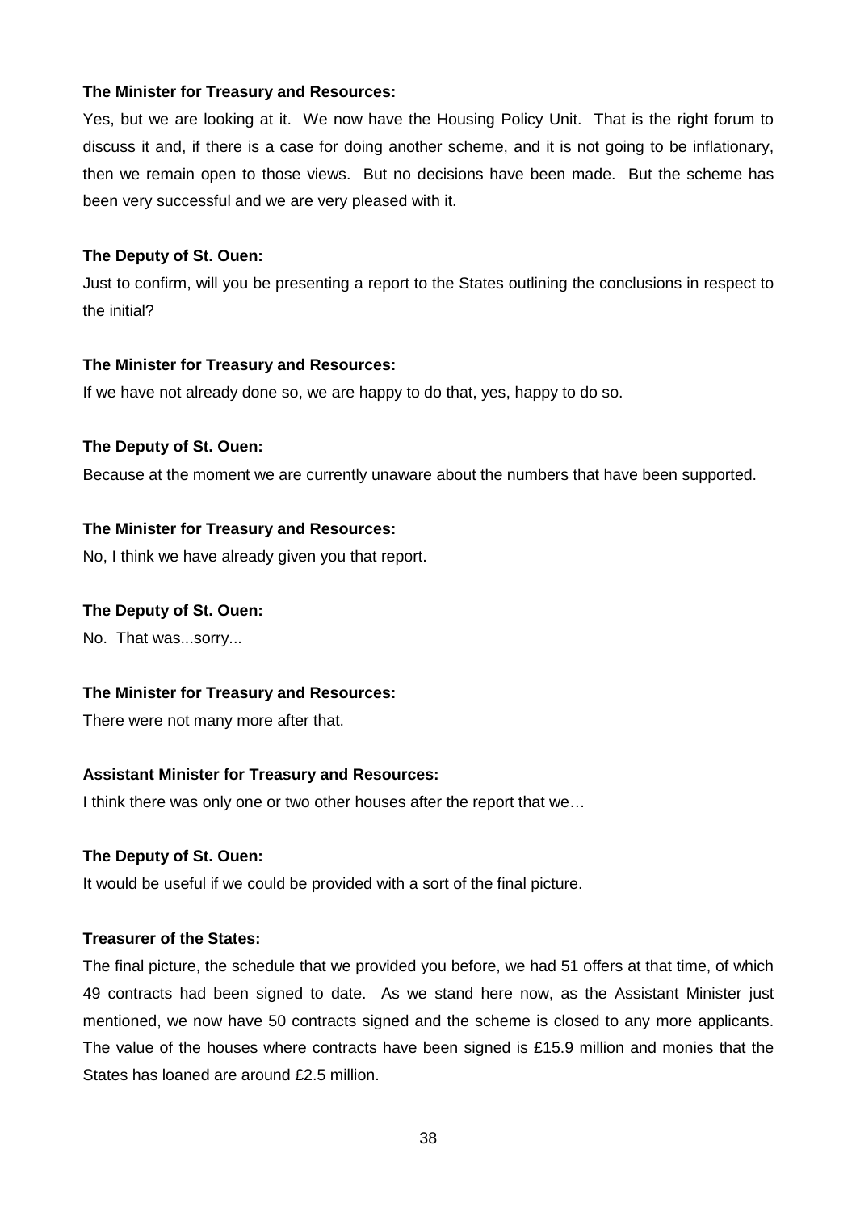**The Minister for Treasury and Resources:**

Yes, but we are looking at it. We now have the Housing Policy Unit. That is the right forum to discuss it and, if there is a case for doing another scheme, and it is not going to be inflationary, then we remain open to those views. But no decisions have been made. But the scheme has been very successful and we are very pleased with it.

**The Deputy of St. Ouen:**

Just to confirm, will you be presenting a report to the States outlining the conclusions in respect to the initial?

**The Minister for Treasury and Resources:**

If we have not already done so, we are happy to do that, yes, happy to do so.

**The Deputy of St. Ouen:**

Because at the moment we are currently unaware about the numbers that have been supported.

**The Minister for Treasury and Resources:**

No, I think we have already given you that report.

**The Deputy of St. Ouen:**

No. That was...sorry...

**The Minister for Treasury and Resources:**

There were not many more after that.

**Assistant Minister for Treasury and Resources:**

I think there was only one or two other houses after the report that we…

**The Deputy of St. Ouen:**

It would be useful if we could be provided with a sort of the final picture.

**Treasurer of the States:**

The final picture, the schedule that we provided you before, we had 51 offers at that time, of which 49 contracts had been signed to date. As we stand here now, as the Assistant Minister just mentioned, we now have 50 contracts signed and the scheme is closed to any more applicants. The value of the houses where contracts have been signed is £15.9 million and monies that the States has loaned are around £2.5 million.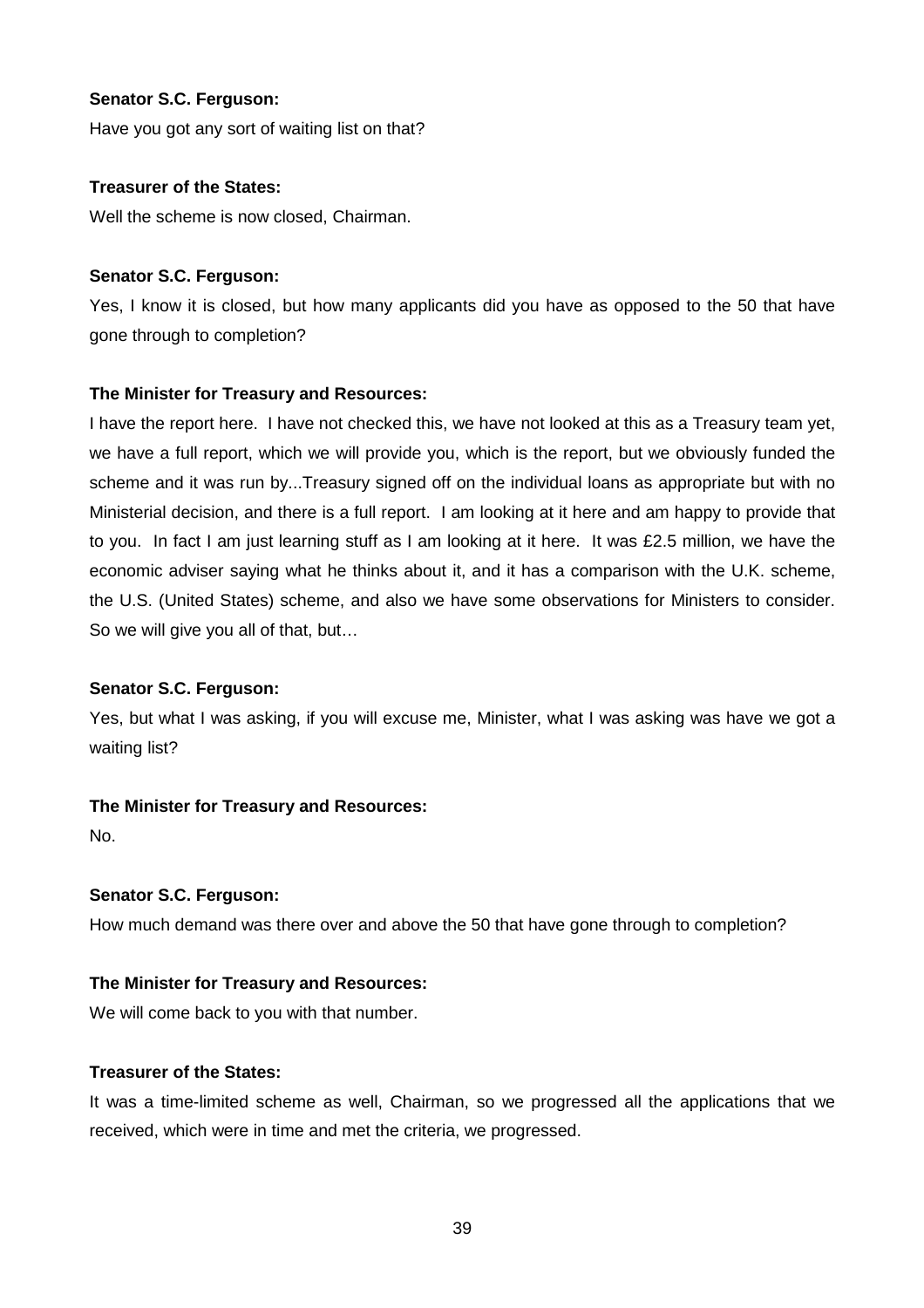**Senator S.C. Ferguson:**

Have you got any sort of waiting list on that?

**Treasurer of the States:**

Well the scheme is now closed, Chairman.

**Senator S.C. Ferguson:**

Yes, I know it is closed, but how many applicants did you have as opposed to the 50 that have gone through to completion?

**The Minister for Treasury and Resources:**

I have the report here. I have not checked this, we have not looked at this as a Treasury team yet, we have a full report, which we will provide you, which is the report, but we obviously funded the scheme and it was run by...Treasury signed off on the individual loans as appropriate but with no Ministerial decision, and there is a full report. I am looking at it here and am happy to provide that to you. In fact I am just learning stuff as I am looking at it here. It was £2.5 million, we have the economic adviser saying what he thinks about it, and it has a comparison with the U.K. scheme, the U.S. (United States) scheme, and also we have some observations for Ministers to consider. So we will give you all of that, but…

**Senator S.C. Ferguson:**

Yes, but what I was asking, if you will excuse me, Minister, what I was asking was have we got a waiting list?

**The Minister for Treasury and Resources:**

No.

**Senator S.C. Ferguson:**

How much demand was there over and above the 50 that have gone through to completion?

**The Minister for Treasury and Resources:**

We will come back to you with that number.

**Treasurer of the States:**

It was a time-limited scheme as well, Chairman, so we progressed all the applications that we received, which were in time and met the criteria, we progressed.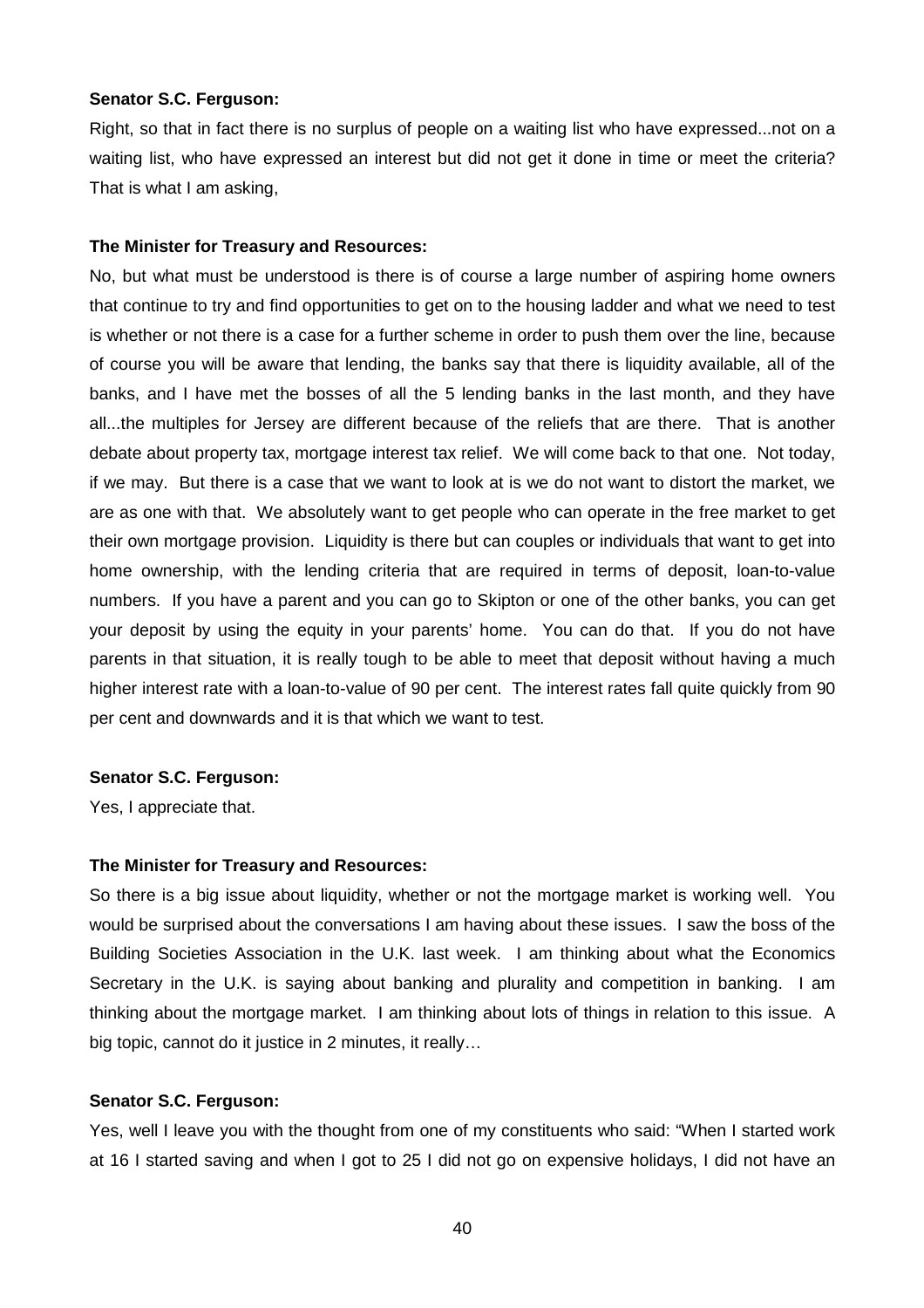**Senator S.C. Ferguson:**

Right, so that in fact there is no surplus of people on a waiting list who have expressed...not on a waiting list, who have expressed an interest but did not get it done in time or meet the criteria? That is what I am asking,

**The Minister for Treasury and Resources:**

No, but what must be understood is there is of course a large number of aspiring home owners that continue to try and find opportunities to get on to the housing ladder and what we need to test is whether or not there is a case for a further scheme in order to push them over the line, because of course you will be aware that lending, the banks say that there is liquidity available, all of the banks, and I have met the bosses of all the 5 lending banks in the last month, and they have all...the multiples for Jersey are different because of the reliefs that are there. That is another debate about property tax, mortgage interest tax relief. We will come back to that one. Not today, if we may. But there is a case that we want to look at is we do not want to distort the market, we are as one with that. We absolutely want to get people who can operate in the free market to get their own mortgage provision. Liquidity is there but can couples or individuals that want to get into home ownership, with the lending criteria that are required in terms of deposit, loan-to-value numbers. If you have a parent and you can go to Skipton or one of the other banks, you can get your deposit by using the equity in your parents' home. You can do that. If you do not have parents in that situation, it is really tough to be able to meet that deposit without having a much higher interest rate with a loan-to-value of 90 per cent. The interest rates fall quite quickly from 90 per cent and downwards and it is that which we want to test.

**Senator S.C. Ferguson:**

Yes, I appreciate that.

**The Minister for Treasury and Resources:**

So there is a big issue about liquidity, whether or not the mortgage market is working well. You would be surprised about the conversations I am having about these issues. I saw the boss of the Building Societies Association in the U.K. last week. I am thinking about what the Economics Secretary in the U.K. is saying about banking and plurality and competition in banking. I am thinking about the mortgage market. I am thinking about lots of things in relation to this issue. A big topic, cannot do it justice in 2 minutes, it really…

**Senator S.C. Ferguson:**

Yes, well I leave you with the thought from one of my constituents who said: "When I started work at 16 I started saving and when I got to 25 I did not go on expensive holidays, I did not have an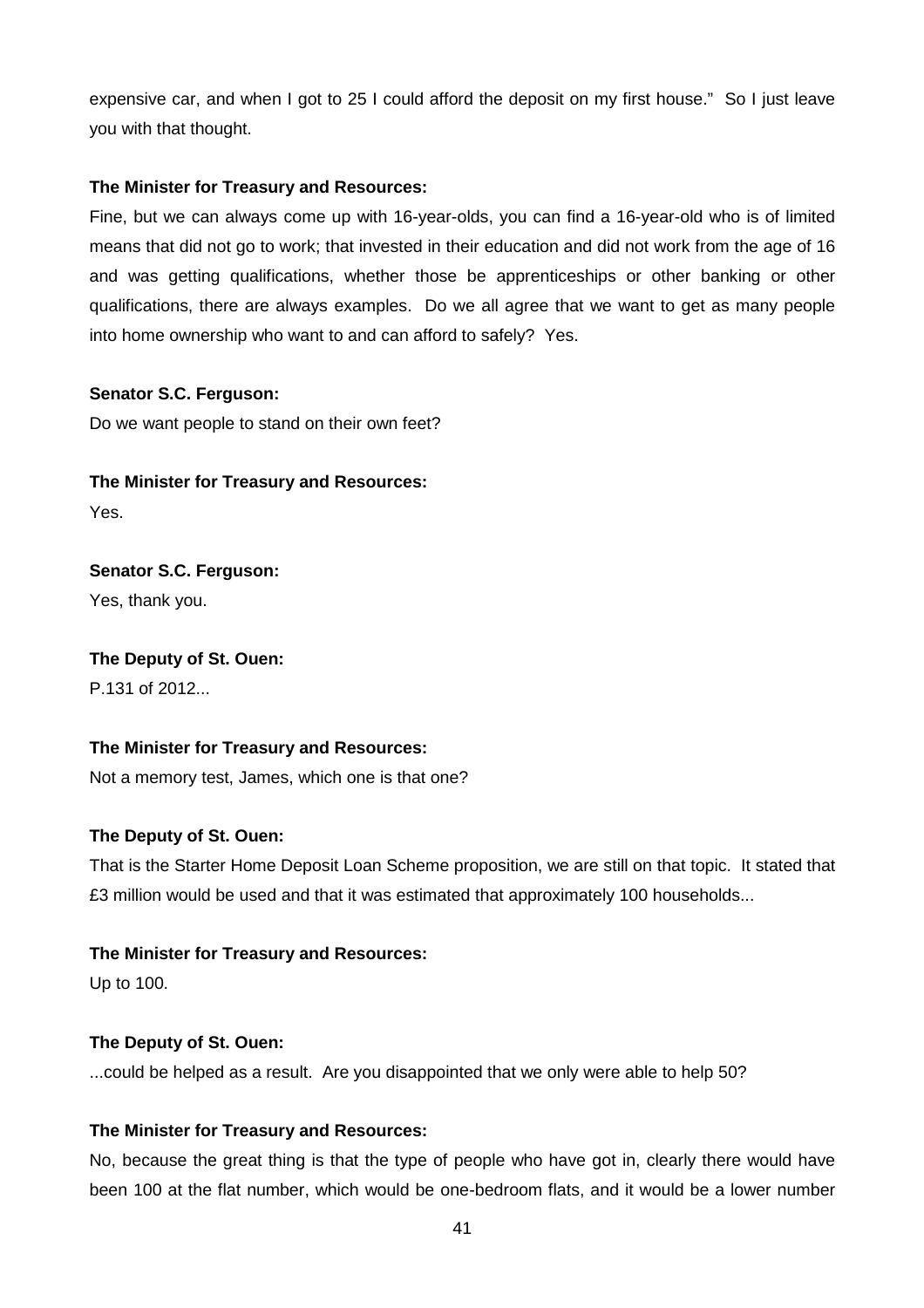expensive car, and when I got to 25 I could afford the deposit on my first house." So I just leave you with that thought.

**The Minister for Treasury and Resources:**

Fine, but we can always come up with 16-year-olds, you can find a 16-year-old who is of limited means that did not go to work; that invested in their education and did not work from the age of 16 and was getting qualifications, whether those be apprenticeships or other banking or other qualifications, there are always examples. Do we all agree that we want to get as many people into home ownership who want to and can afford to safely? Yes.

**Senator S.C. Ferguson:**

Do we want people to stand on their own feet?

**The Minister for Treasury and Resources:**

Yes.

**Senator S.C. Ferguson:**

Yes, thank you.

**The Deputy of St. Ouen:**

P.131 of 2012...

**The Minister for Treasury and Resources:**

Not a memory test, James, which one is that one?

**The Deputy of St. Ouen:**

That is the Starter Home Deposit Loan Scheme proposition, we are still on that topic. It stated that £3 million would be used and that it was estimated that approximately 100 households...

**The Minister for Treasury and Resources:**

Up to 100.

**The Deputy of St. Ouen:**

...could be helped as a result. Are you disappointed that we only were able to help 50?

**The Minister for Treasury and Resources:**

No, because the great thing is that the type of people who have got in, clearly there would have been 100 at the flat number, which would be one-bedroom flats, and it would be a lower number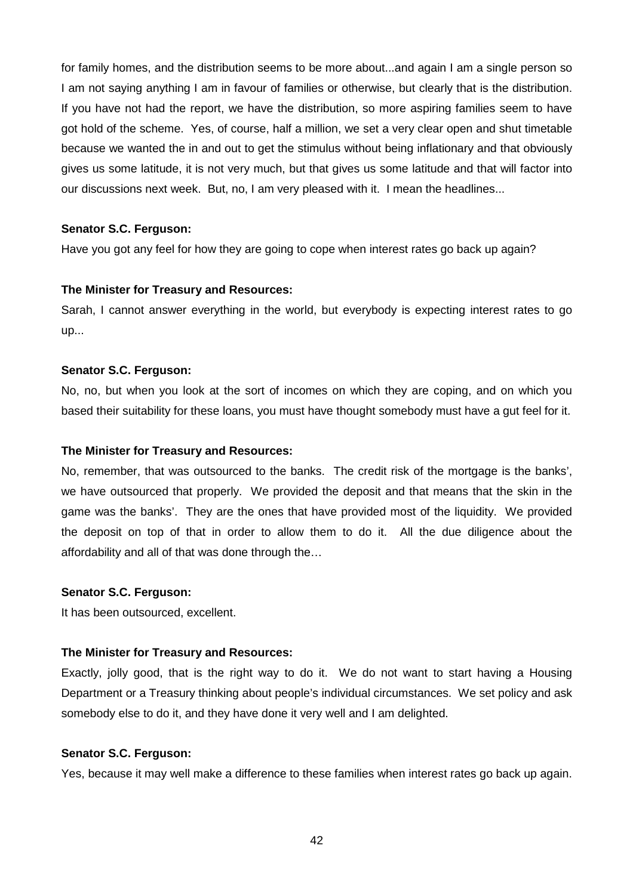for family homes, and the distribution seems to be more about...and again I am a single person so I am not saying anything I am in favour of families or otherwise, but clearly that is the distribution. If you have not had the report, we have the distribution, so more aspiring families seem to have got hold of the scheme. Yes, of course, half a million, we set a very clear open and shut timetable because we wanted the in and out to get the stimulus without being inflationary and that obviously gives us some latitude, it is not very much, but that gives us some latitude and that will factor into our discussions next week. But, no, I am very pleased with it. I mean the headlines...

**Senator S.C. Ferguson:**

Have you got any feel for how they are going to cope when interest rates go back up again?

**The Minister for Treasury and Resources:**

Sarah, I cannot answer everything in the world, but everybody is expecting interest rates to go up...

**Senator S.C. Ferguson:**

No, no, but when you look at the sort of incomes on which they are coping, and on which you based their suitability for these loans, you must have thought somebody must have a gut feel for it.

**The Minister for Treasury and Resources:**

No, remember, that was outsourced to the banks. The credit risk of the mortgage is the banks', we have outsourced that properly. We provided the deposit and that means that the skin in the game was the banks'. They are the ones that have provided most of the liquidity. We provided the deposit on top of that in order to allow them to do it. All the due diligence about the affordability and all of that was done through the…

**Senator S.C. Ferguson:**

It has been outsourced, excellent.

**The Minister for Treasury and Resources:**

Exactly, jolly good, that is the right way to do it. We do not want to start having a Housing Department or a Treasury thinking about people's individual circumstances. We set policy and ask somebody else to do it, and they have done it very well and I am delighted.

**Senator S.C. Ferguson:**

Yes, because it may well make a difference to these families when interest rates go back up again.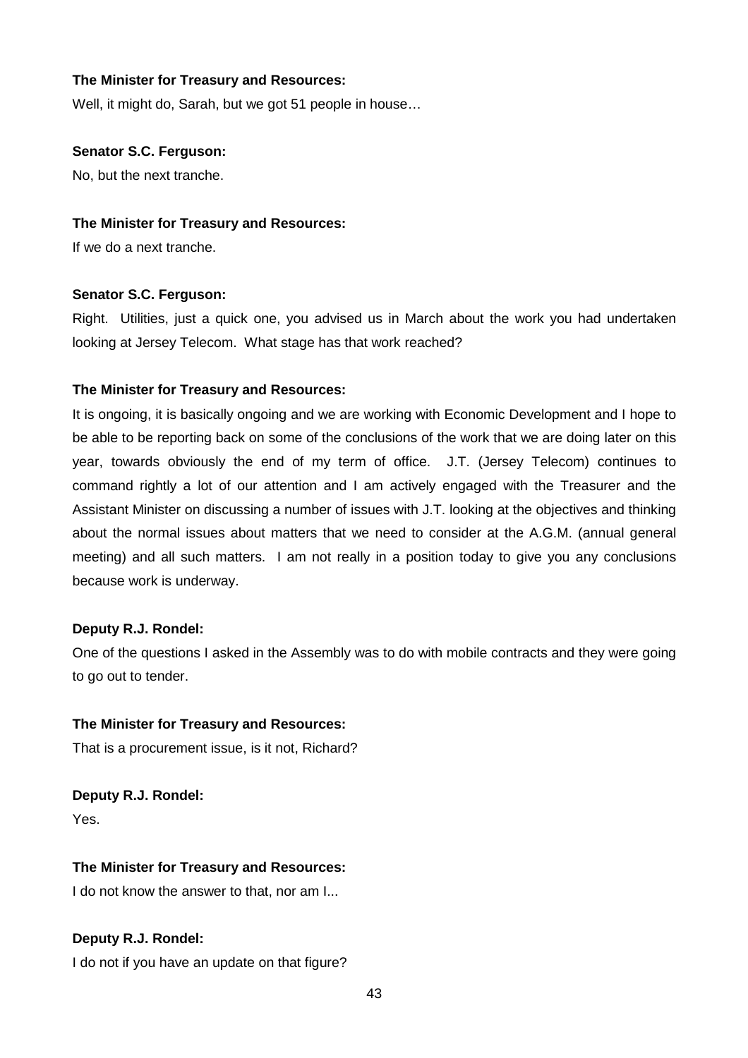**The Minister for Treasury and Resources:**

Well, it might do, Sarah, but we got 51 people in house…

**Senator S.C. Ferguson:**

No, but the next tranche.

**The Minister for Treasury and Resources:**

If we do a next tranche.

**Senator S.C. Ferguson:**

Right. Utilities, just a quick one, you advised us in March about the work you had undertaken looking at Jersey Telecom. What stage has that work reached?

**The Minister for Treasury and Resources:**

It is ongoing, it is basically ongoing and we are working with Economic Development and I hope to be able to be reporting back on some of the conclusions of the work that we are doing later on this year, towards obviously the end of my term of office. J.T. (Jersey Telecom) continues to command rightly a lot of our attention and I am actively engaged with the Treasurer and the Assistant Minister on discussing a number of issues with J.T. looking at the objectives and thinking about the normal issues about matters that we need to consider at the A.G.M. (annual general meeting) and all such matters. I am not really in a position today to give you any conclusions because work is underway.

**Deputy R.J. Rondel:**

One of the questions I asked in the Assembly was to do with mobile contracts and they were going to go out to tender.

**The Minister for Treasury and Resources:**

That is a procurement issue, is it not, Richard?

**Deputy R.J. Rondel:**

Yes.

**The Minister for Treasury and Resources:**

I do not know the answer to that, nor am I...

**Deputy R.J. Rondel:**

I do not if you have an update on that figure?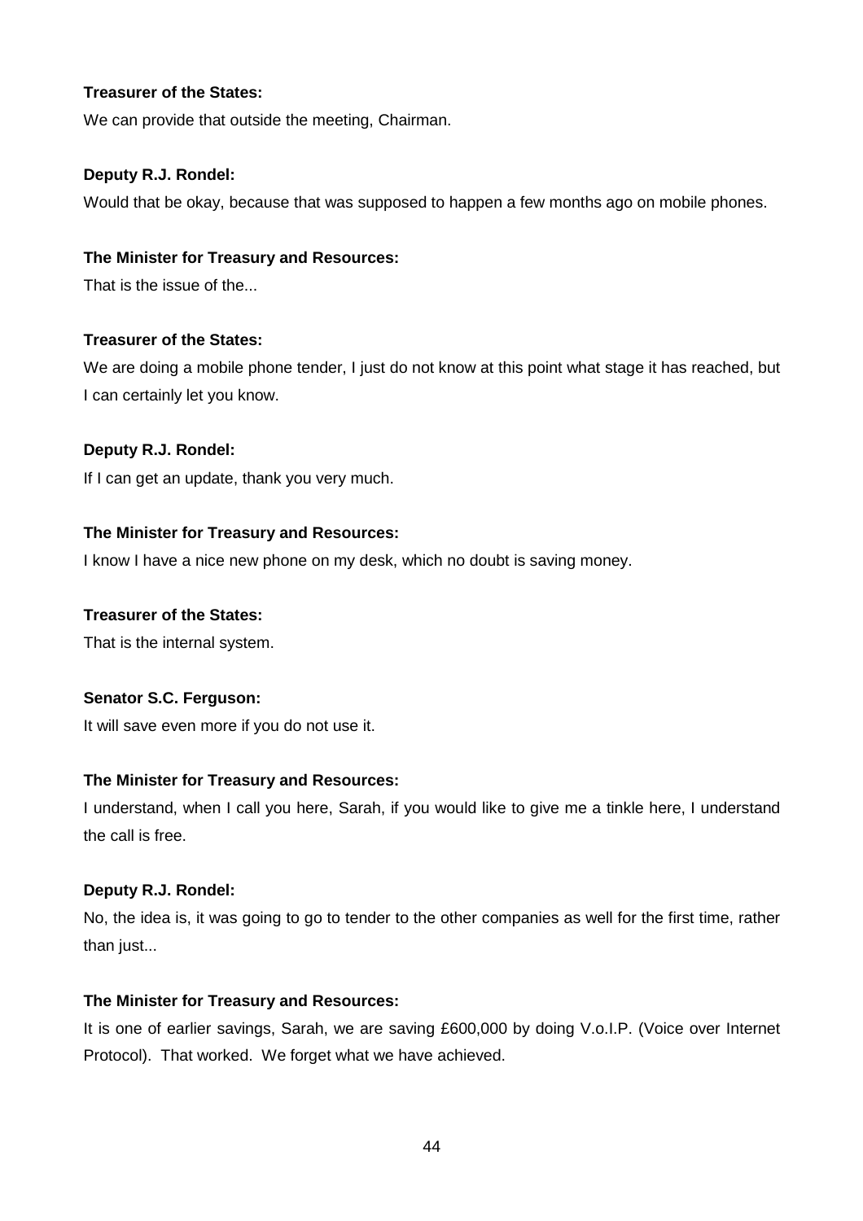**Treasurer of the States:**

We can provide that outside the meeting, Chairman.

**Deputy R.J. Rondel:**

Would that be okay, because that was supposed to happen a few months ago on mobile phones.

**The Minister for Treasury and Resources:**

That is the issue of the...

**Treasurer of the States:**

We are doing a mobile phone tender, I just do not know at this point what stage it has reached, but I can certainly let you know.

**Deputy R.J. Rondel:**

If I can get an update, thank you very much.

**The Minister for Treasury and Resources:**

I know I have a nice new phone on my desk, which no doubt is saving money.

**Treasurer of the States:**

That is the internal system.

**Senator S.C. Ferguson:**

It will save even more if you do not use it.

**The Minister for Treasury and Resources:**

I understand, when I call you here, Sarah, if you would like to give me a tinkle here, I understand the call is free.

**Deputy R.J. Rondel:**

No, the idea is, it was going to go to tender to the other companies as well for the first time, rather than just...

**The Minister for Treasury and Resources:**

It is one of earlier savings, Sarah, we are saving £600,000 by doing V.o.I.P. (Voice over Internet Protocol). That worked. We forget what we have achieved.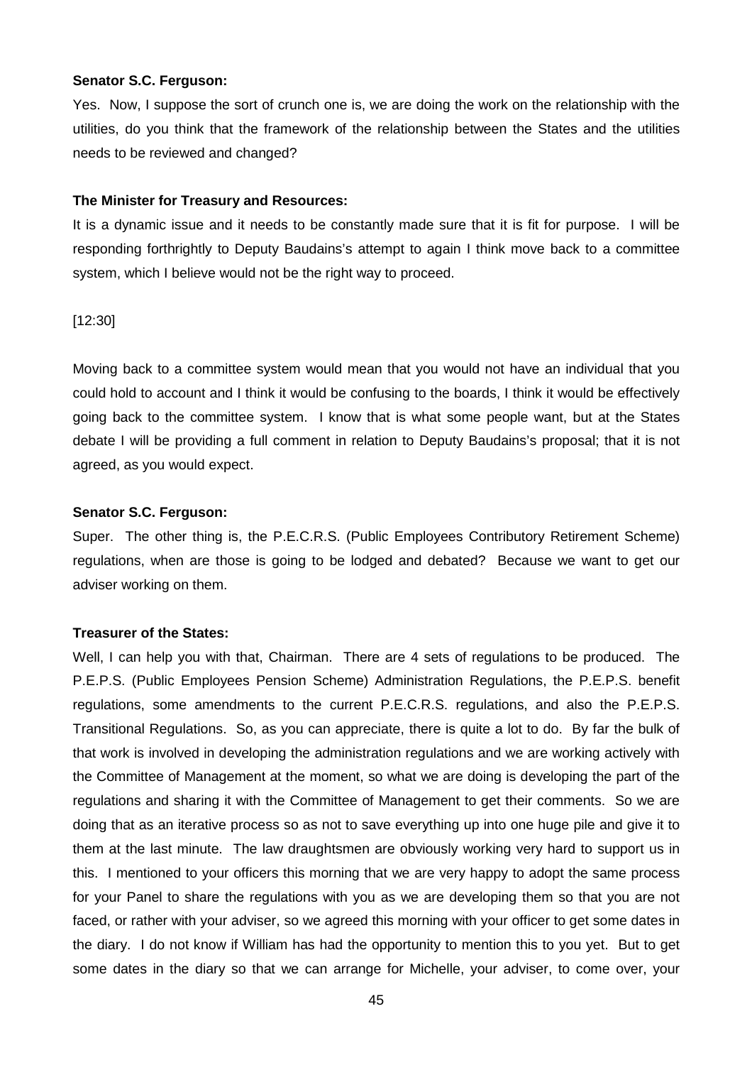**Senator S.C. Ferguson:**

Yes. Now, I suppose the sort of crunch one is, we are doing the work on the relationship with the utilities, do you think that the framework of the relationship between the States and the utilities needs to be reviewed and changed?

**The Minister for Treasury and Resources:**

It is a dynamic issue and it needs to be constantly made sure that it is fit for purpose. I will be responding forthrightly to Deputy Baudains's attempt to again I think move back to a committee system, which I believe would not be the right way to proceed.

[12:30]

Moving back to a committee system would mean that you would not have an individual that you could hold to account and I think it would be confusing to the boards, I think it would be effectively going back to the committee system. I know that is what some people want, but at the States debate I will be providing a full comment in relation to Deputy Baudains's proposal; that it is not agreed, as you would expect.

**Senator S.C. Ferguson:**

Super. The other thing is, the P.E.C.R.S. (Public Employees Contributory Retirement Scheme) regulations, when are those is going to be lodged and debated? Because we want to get our adviser working on them.

**Treasurer of the States:**

Well, I can help you with that, Chairman. There are 4 sets of regulations to be produced. The P.E.P.S. (Public Employees Pension Scheme) Administration Regulations, the P.E.P.S. benefit regulations, some amendments to the current P.E.C.R.S. regulations, and also the P.E.P.S. Transitional Regulations. So, as you can appreciate, there is quite a lot to do. By far the bulk of that work is involved in developing the administration regulations and we are working actively with the Committee of Management at the moment, so what we are doing is developing the part of the regulations and sharing it with the Committee of Management to get their comments. So we are doing that as an iterative process so as not to save everything up into one huge pile and give it to them at the last minute. The law draughtsmen are obviously working very hard to support us in this. I mentioned to your officers this morning that we are very happy to adopt the same process for your Panel to share the regulations with you as we are developing them so that you are not faced, or rather with your adviser, so we agreed this morning with your officer to get some dates in the diary. I do not know if William has had the opportunity to mention this to you yet. But to get some dates in the diary so that we can arrange for Michelle, your adviser, to come over, your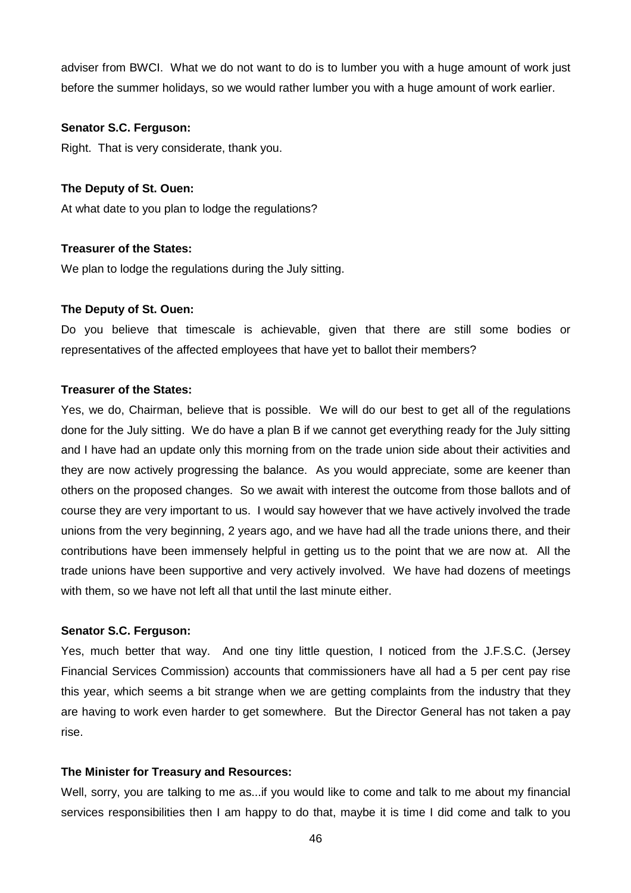adviser from BWCI. What we do not want to do is to lumber you with a huge amount of work just before the summer holidays, so we would rather lumber you with a huge amount of work earlier.

**Senator S.C. Ferguson:**

Right. That is very considerate, thank you.

**The Deputy of St. Ouen:**

At what date to you plan to lodge the regulations?

**Treasurer of the States:**

We plan to lodge the regulations during the July sitting.

**The Deputy of St. Ouen:**

Do you believe that timescale is achievable, given that there are still some bodies or representatives of the affected employees that have yet to ballot their members?

**Treasurer of the States:**

Yes, we do, Chairman, believe that is possible. We will do our best to get all of the regulations done for the July sitting. We do have a plan B if we cannot get everything ready for the July sitting and I have had an update only this morning from on the trade union side about their activities and they are now actively progressing the balance. As you would appreciate, some are keener than others on the proposed changes. So we await with interest the outcome from those ballots and of course they are very important to us. I would say however that we have actively involved the trade unions from the very beginning, 2 years ago, and we have had all the trade unions there, and their contributions have been immensely helpful in getting us to the point that we are now at. All the trade unions have been supportive and very actively involved. We have had dozens of meetings with them, so we have not left all that until the last minute either.

**Senator S.C. Ferguson:**

Yes, much better that way. And one tiny little question, I noticed from the J.F.S.C. (Jersey Financial Services Commission) accounts that commissioners have all had a 5 per cent pay rise this year, which seems a bit strange when we are getting complaints from the industry that they are having to work even harder to get somewhere. But the Director General has not taken a pay rise.

**The Minister for Treasury and Resources:**

Well, sorry, you are talking to me as...if you would like to come and talk to me about my financial services responsibilities then I am happy to do that, maybe it is time I did come and talk to you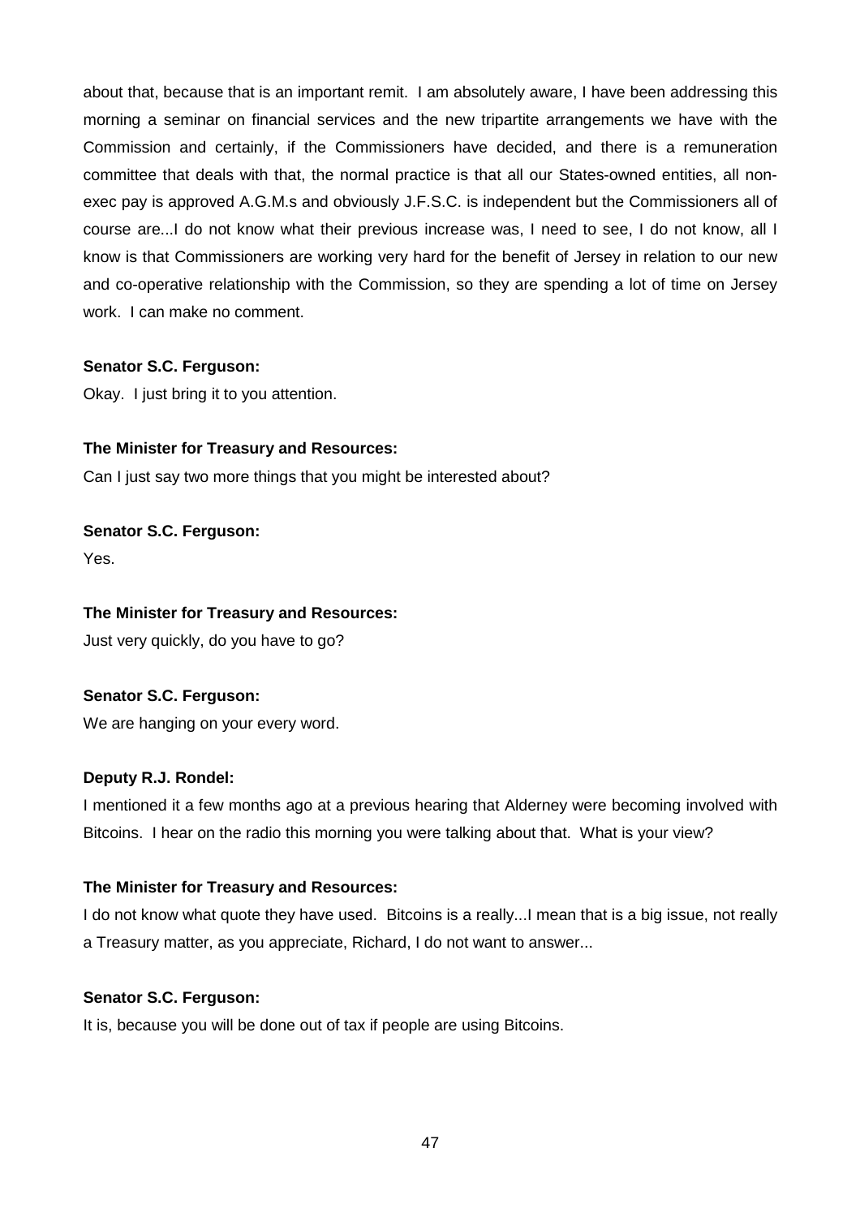about that, because that is an important remit. I am absolutely aware, I have been addressing this morning a seminar on financial services and the new tripartite arrangements we have with the Commission and certainly, if the Commissioners have decided, and there is a remuneration committee that deals with that, the normal practice is that all our States-owned entities, all non-exec pay is approved A.G.M.s and obviously J.F.S.C. is independent but the Commissioners all of course are...I do not know what their previous increase was, I need to see, I do not know, all I know is that Commissioners are working very hard for the benefit of Jersey in relation to our new and co-operative relationship with the Commission, so they are spending a lot of time on Jersey work. I can make no comment.

**Senator S.C. Ferguson:**

Okay. I just bring it to you attention.

**The Minister for Treasury and Resources:**

Can I just say two more things that you might be interested about?

**Senator S.C. Ferguson:**

Yes.

**The Minister for Treasury and Resources:**

Just very quickly, do you have to go?

**Senator S.C. Ferguson:**

We are hanging on your every word.

**Deputy R.J. Rondel:**

I mentioned it a few months ago at a previous hearing that Alderney were becoming involved with Bitcoins. I hear on the radio this morning you were talking about that. What is your view?

**The Minister for Treasury and Resources:**

I do not know what quote they have used. Bitcoins is a really...I mean that is a big issue, not really a Treasury matter, as you appreciate, Richard, I do not want to answer...

**Senator S.C. Ferguson:**

It is, because you will be done out of tax if people are using Bitcoins.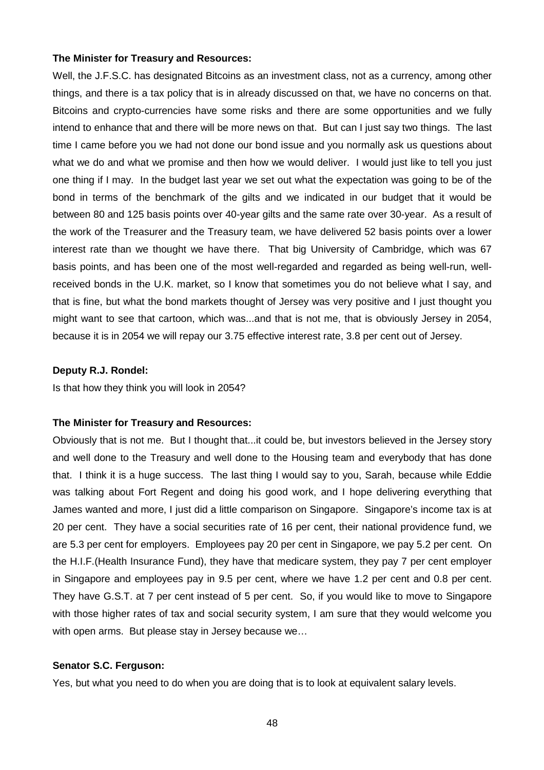**The Minister for Treasury and Resources:**

Well, the J.F.S.C. has designated Bitcoins as an investment class, not as a currency, among other things, and there is a tax policy that is in already discussed on that, we have no concerns on that. Bitcoins and crypto-currencies have some risks and there are some opportunities and we fully intend to enhance that and there will be more news on that. But can I just say two things. The last time I came before you we had not done our bond issue and you normally ask us questions about what we do and what we promise and then how we would deliver. I would just like to tell you just one thing if I may. In the budget last year we set out what the expectation was going to be of the bond in terms of the benchmark of the gilts and we indicated in our budget that it would be between 80 and 125 basis points over 40-year gilts and the same rate over 30-year. As a result of the work of the Treasurer and the Treasury team, we have delivered 52 basis points over a lower interest rate than we thought we have there. That big University of Cambridge, which was 67 basis points, and has been one of the most well-regarded and regarded as being well-run, well-received bonds in the U.K. market, so I know that sometimes you do not believe what I say, and that is fine, but what the bond markets thought of Jersey was very positive and I just thought you might want to see that cartoon, which was...and that is not me, that is obviously Jersey in 2054, because it is in 2054 we will repay our 3.75 effective interest rate, 3.8 per cent out of Jersey.

**Deputy R.J. Rondel:**

Is that how they think you will look in 2054?

**The Minister for Treasury and Resources:**

Obviously that is not me. But I thought that...it could be, but investors believed in the Jersey story and well done to the Treasury and well done to the Housing team and everybody that has done that. I think it is a huge success. The last thing I would say to you, Sarah, because while Eddie was talking about Fort Regent and doing his good work, and I hope delivering everything that James wanted and more, I just did a little comparison on Singapore. Singapore's income tax is at 20 per cent. They have a social securities rate of 16 per cent, their national providence fund, we are 5.3 per cent for employers. Employees pay 20 per cent in Singapore, we pay 5.2 per cent. On the H.I.F.(Health Insurance Fund), they have that medicare system, they pay 7 per cent employer in Singapore and employees pay in 9.5 per cent, where we have 1.2 per cent and 0.8 per cent. They have G.S.T. at 7 per cent instead of 5 per cent. So, if you would like to move to Singapore with those higher rates of tax and social security system, I am sure that they would welcome you with open arms. But please stay in Jersey because we…

**Senator S.C. Ferguson:**

Yes, but what you need to do when you are doing that is to look at equivalent salary levels.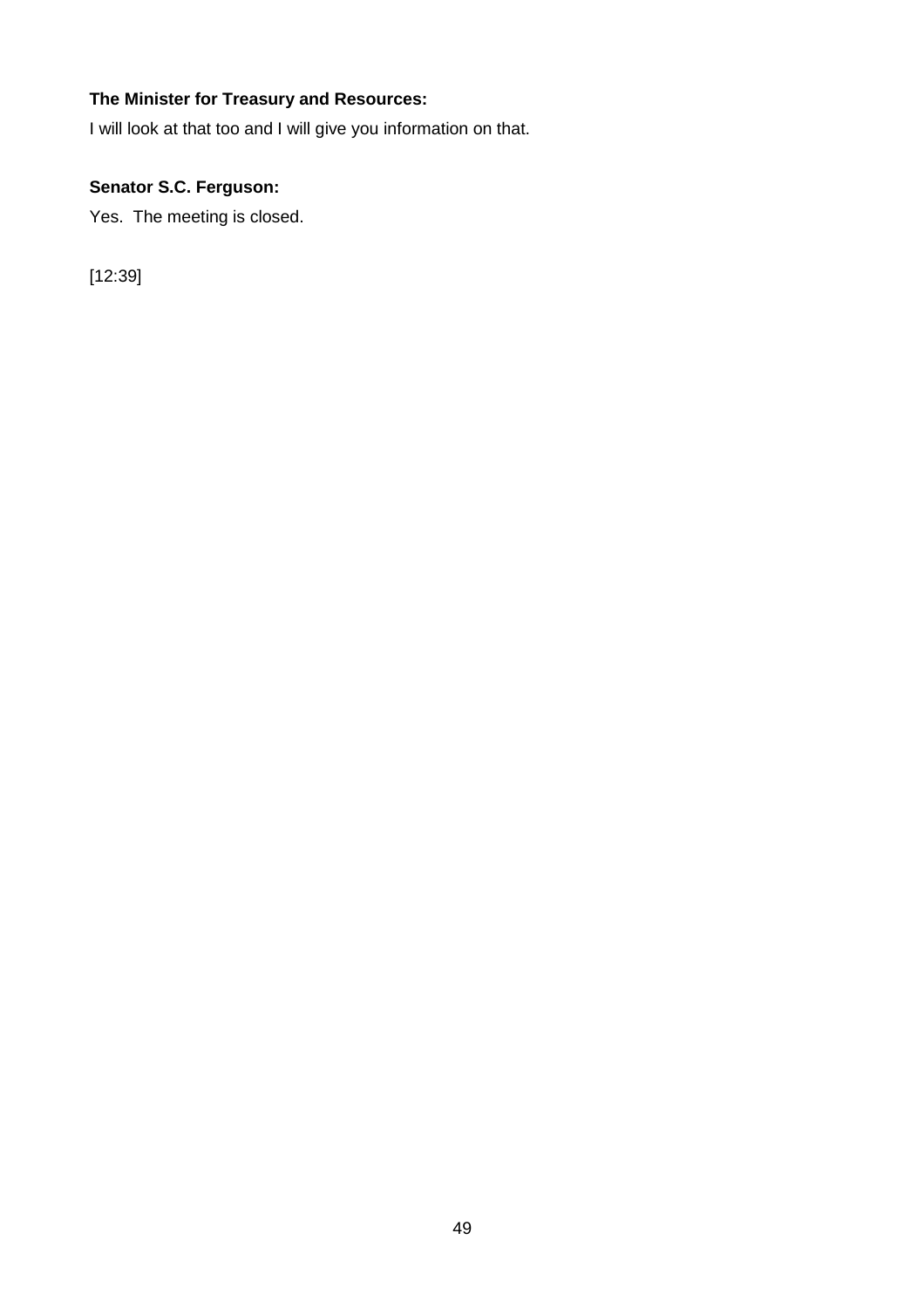**The Minister for Treasury and Resources:**

I will look at that too and I will give you information on that.

**Senator S.C. Ferguson:**

Yes.  The meeting is closed.

[12:39]